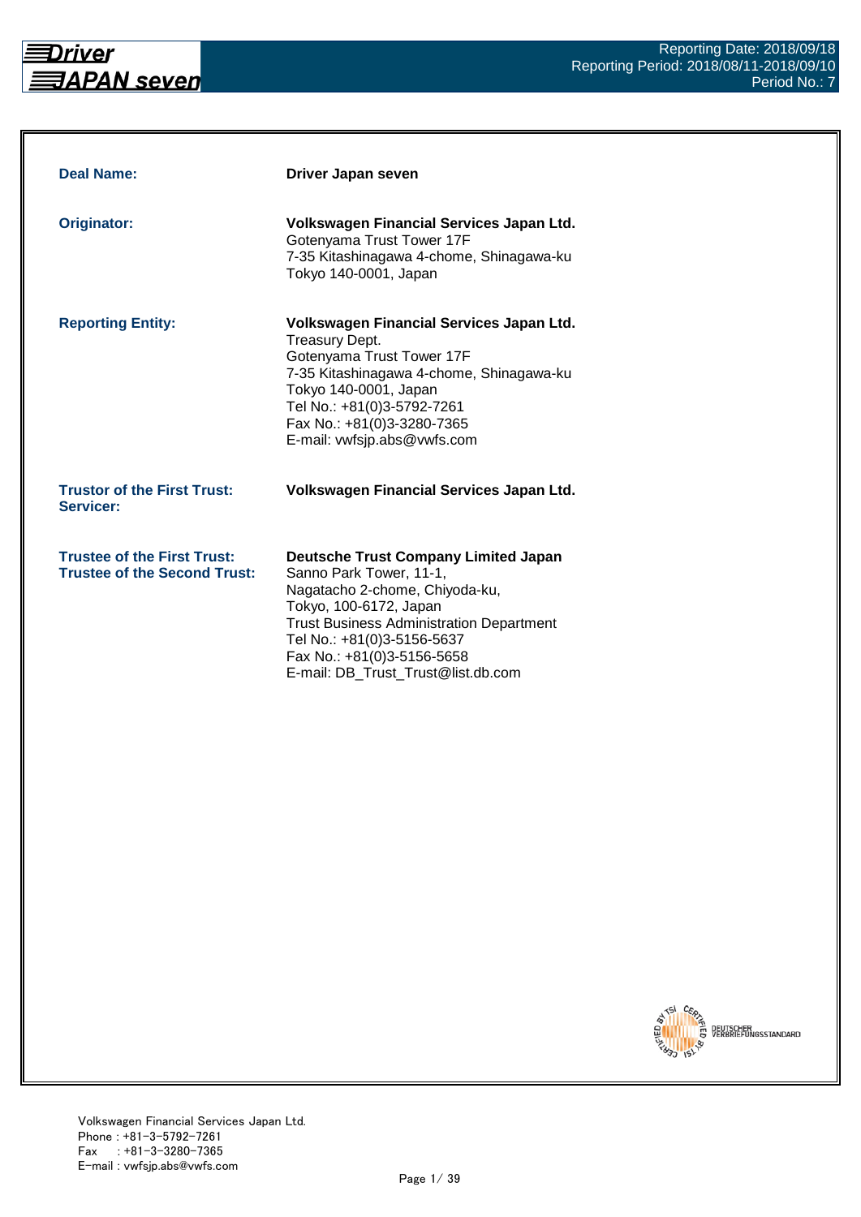Reporting Date: 2018/09/18
Reporting Period: 2018/08/11-2018/09/10
Period No.: 7

| | |
|---|---|
| **Deal Name:** | **Driver Japan seven** |
| **Originator:** | **Volkswagen Financial Services Japan Ltd.**<br>Gotenyama Trust Tower 17F<br>7-35 Kitashinagawa 4-chome, Shinagawa-ku<br>Tokyo 140-0001, Japan |
| **Reporting Entity:** | **Volkswagen Financial Services Japan Ltd.**<br>Treasury Dept.<br>Gotenyama Trust Tower 17F<br>7-35 Kitashinagawa 4-chome, Shinagawa-ku<br>Tokyo 140-0001, Japan<br>Tel No.: +81(0)3-5792-7261<br>Fax No.: +81(0)3-3280-7365<br>E-mail: vwfsjp.abs@vwfs.com |
| **Trustor of the First Trust:**<br>**Servicer:** | **Volkswagen Financial Services Japan Ltd.** |
| **Trustee of the First Trust:**<br>**Trustee of the Second Trust:** | **Deutsche Trust Company Limited Japan**<br>Sanno Park Tower, 11-1,<br>Nagatacho 2-chome, Chiyoda-ku,<br>Tokyo, 100-6172, Japan<br>Trust Business Administration Department<br>Tel No.: +81(0)3-5156-5637<br>Fax No.: +81(0)3-5156-5658<br>E-mail: DB_Trust_Trust@list.db.com |

Volkswagen Financial Services Japan Ltd.
Phone : +81-3-5792-7261
Fax : +81-3-3280-7365
E-mail : vwfsjp.abs@vwfs.com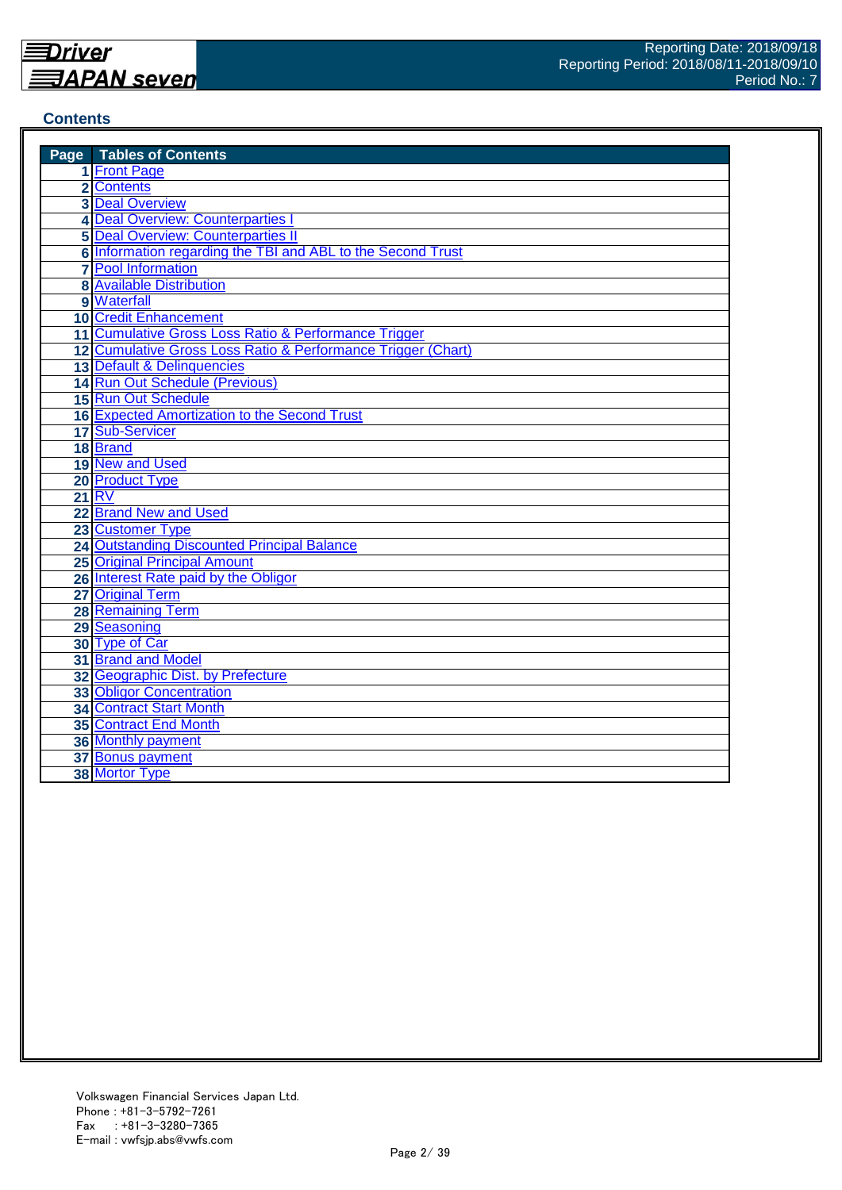## Contents

| Page | Tables of Contents |
|---|---|
| 1 | Front Page |
| 2 | Contents |
| 3 | Deal Overview |
| 4 | Deal Overview: Counterparties I |
| 5 | Deal Overview: Counterparties II |
| 6 | Information regarding the TBI and ABL to the Second Trust |
| 7 | Pool Information |
| 8 | Available Distribution |
| 9 | Waterfall |
| 10 | Credit Enhancement |
| 11 | Cumulative Gross Loss Ratio & Performance Trigger |
| 12 | Cumulative Gross Loss Ratio & Performance Trigger (Chart) |
| 13 | Default & Delinquencies |
| 14 | Run Out Schedule (Previous) |
| 15 | Run Out Schedule |
| 16 | Expected Amortization to the Second Trust |
| 17 | Sub-Servicer |
| 18 | Brand |
| 19 | New and Used |
| 20 | Product Type |
| 21 | RV |
| 22 | Brand New and Used |
| 23 | Customer Type |
| 24 | Outstanding Discounted Principal Balance |
| 25 | Original Principal Amount |
| 26 | Interest Rate paid by the Obligor |
| 27 | Original Term |
| 28 | Remaining Term |
| 29 | Seasoning |
| 30 | Type of Car |
| 31 | Brand and Model |
| 32 | Geographic Dist. by Prefecture |
| 33 | Obligor Concentration |
| 34 | Contract Start Month |
| 35 | Contract End Month |
| 36 | Monthly payment |
| 37 | Bonus payment |
| 38 | Mortor Type |

Volkswagen Financial Services Japan Ltd.
Phone : +81-3-5792-7261
Fax : +81-3-3280-7365
E-mail : vwfsjp.abs@vwfs.com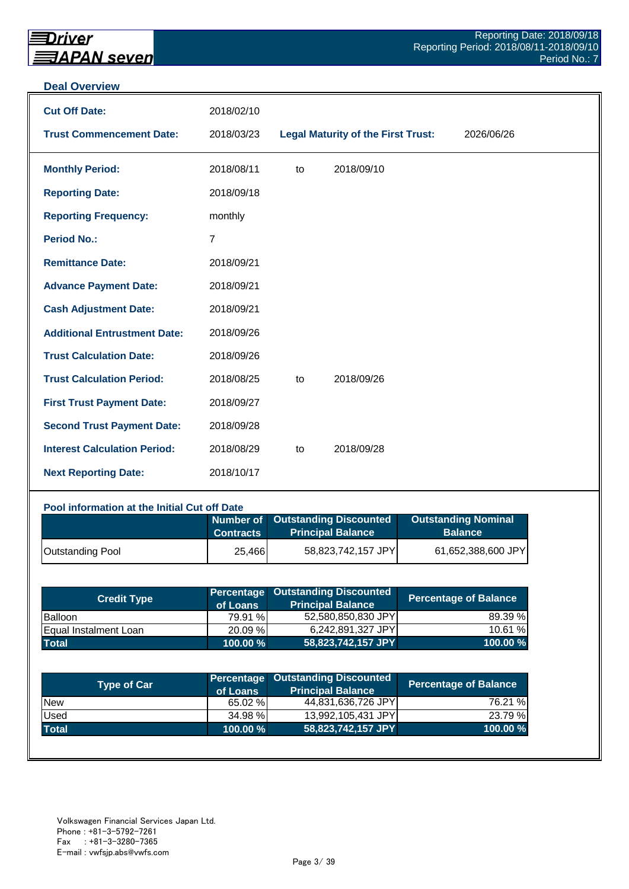## Deal Overview

| | | | |
|---|---|---|---|
| **Cut Off Date:** | 2018/02/10 | | |
| **Trust Commencement Date:** | 2018/03/23 | **Legal Maturity of the First Trust:** | 2026/06/26 |

| | | | |
|---|---|---|---|
| **Monthly Period:** | 2018/08/11 | to | 2018/09/10 |
| **Reporting Date:** | 2018/09/18 | | |
| **Reporting Frequency:** | monthly | | |
| **Period No.:** | 7 | | |
| **Remittance Date:** | 2018/09/21 | | |
| **Advance Payment Date:** | 2018/09/21 | | |
| **Cash Adjustment Date:** | 2018/09/21 | | |
| **Additional Entrustment Date:** | 2018/09/26 | | |
| **Trust Calculation Date:** | 2018/09/26 | | |
| **Trust Calculation Period:** | 2018/08/25 | to | 2018/09/26 |
| **First Trust Payment Date:** | 2018/09/27 | | |
| **Second Trust Payment Date:** | 2018/09/28 | | |
| **Interest Calculation Period:** | 2018/08/29 | to | 2018/09/28 |
| **Next Reporting Date:** | 2018/10/17 | | |

### Pool information at the Initial Cut off Date

| | Number of Contracts | Outstanding Discounted Principal Balance | Outstanding Nominal Balance |
|---|---|---|---|
| Outstanding Pool | 25,466 | 58,823,742,157 JPY | 61,652,388,600 JPY |

| Credit Type | Percentage of Loans | Outstanding Discounted Principal Balance | Percentage of Balance |
|---|---|---|---|
| Balloon | 79.91 % | 52,580,850,830 JPY | 89.39 % |
| Equal Instalment Loan | 20.09 % | 6,242,891,327 JPY | 10.61 % |
| **Total** | **100.00 %** | **58,823,742,157 JPY** | **100.00 %** |

| Type of Car | Percentage of Loans | Outstanding Discounted Principal Balance | Percentage of Balance |
|---|---|---|---|
| New | 65.02 % | 44,831,636,726 JPY | 76.21 % |
| Used | 34.98 % | 13,992,105,431 JPY | 23.79 % |
| **Total** | **100.00 %** | **58,823,742,157 JPY** | **100.00 %** |

Volkswagen Financial Services Japan Ltd.
Phone : +81-3-5792-7261
Fax : +81-3-3280-7365
E-mail : vwfsjp.abs@vwfs.com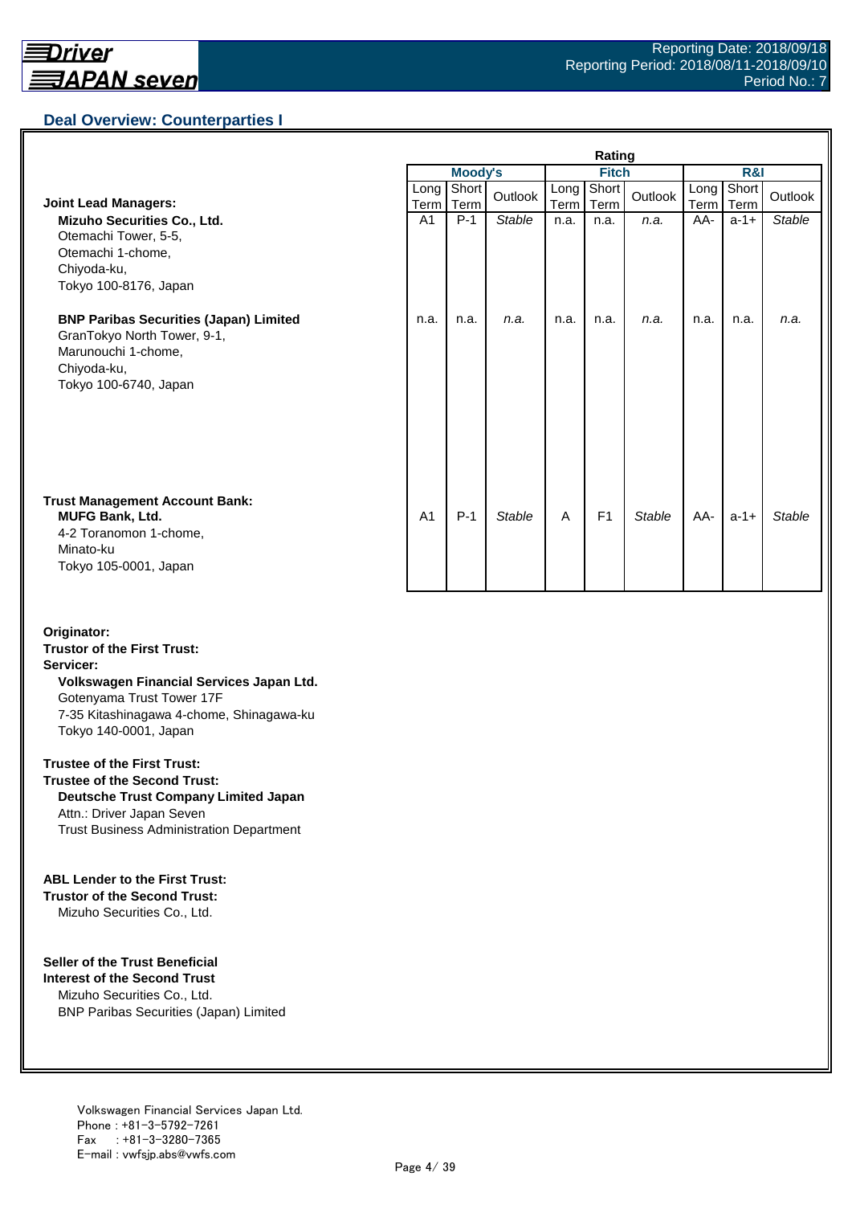## Deal Overview: Counterparties I

| | Moody's | | | Fitch | | | R&I | | |
|---|---|---|---|---|---|---|---|---|---|
| | Long Term | Short Term | Outlook | Long Term | Short Term | Outlook | Long Term | Short Term | Outlook |
| **Joint Lead Managers:** | | | | | | | | | |
| **Mizuho Securities Co., Ltd.**<br>Otemachi Tower, 5-5,<br>Otemachi 1-chome,<br>Chiyoda-ku,<br>Tokyo 100-8176, Japan | A1 | P-1 | *Stable* | n.a. | n.a. | *n.a.* | AA- | a-1+ | *Stable* |
| **BNP Paribas Securities (Japan) Limited**<br>GranTokyo North Tower, 9-1,<br>Marunouchi 1-chome,<br>Chiyoda-ku,<br>Tokyo 100-6740, Japan | n.a. | n.a. | *n.a.* | n.a. | n.a. | *n.a.* | n.a. | n.a. | *n.a.* |
| **Trust Management Account Bank:**<br>**MUFG Bank, Ltd.**<br>4-2 Toranomon 1-chome,<br>Minato-ku<br>Tokyo 105-0001, Japan | A1 | P-1 | *Stable* | A | F1 | *Stable* | AA- | a-1+ | *Stable* |

**Originator:**
**Trustor of the First Trust:**
**Servicer:**
**Volkswagen Financial Services Japan Ltd.**
Gotenyama Trust Tower 17F
7-35 Kitashinagawa 4-chome, Shinagawa-ku
Tokyo 140-0001, Japan

**Trustee of the First Trust:**
**Trustee of the Second Trust:**
**Deutsche Trust Company Limited Japan**
Attn.: Driver Japan Seven
Trust Business Administration Department

**ABL Lender to the First Trust:**
**Trustor of the Second Trust:**
Mizuho Securities Co., Ltd.

**Seller of the Trust Beneficial Interest of the Second Trust**
Mizuho Securities Co., Ltd.
BNP Paribas Securities (Japan) Limited

Volkswagen Financial Services Japan Ltd.
Phone : +81-3-5792-7261
Fax : +81-3-3280-7365
E-mail : vwfsjp.abs@vwfs.com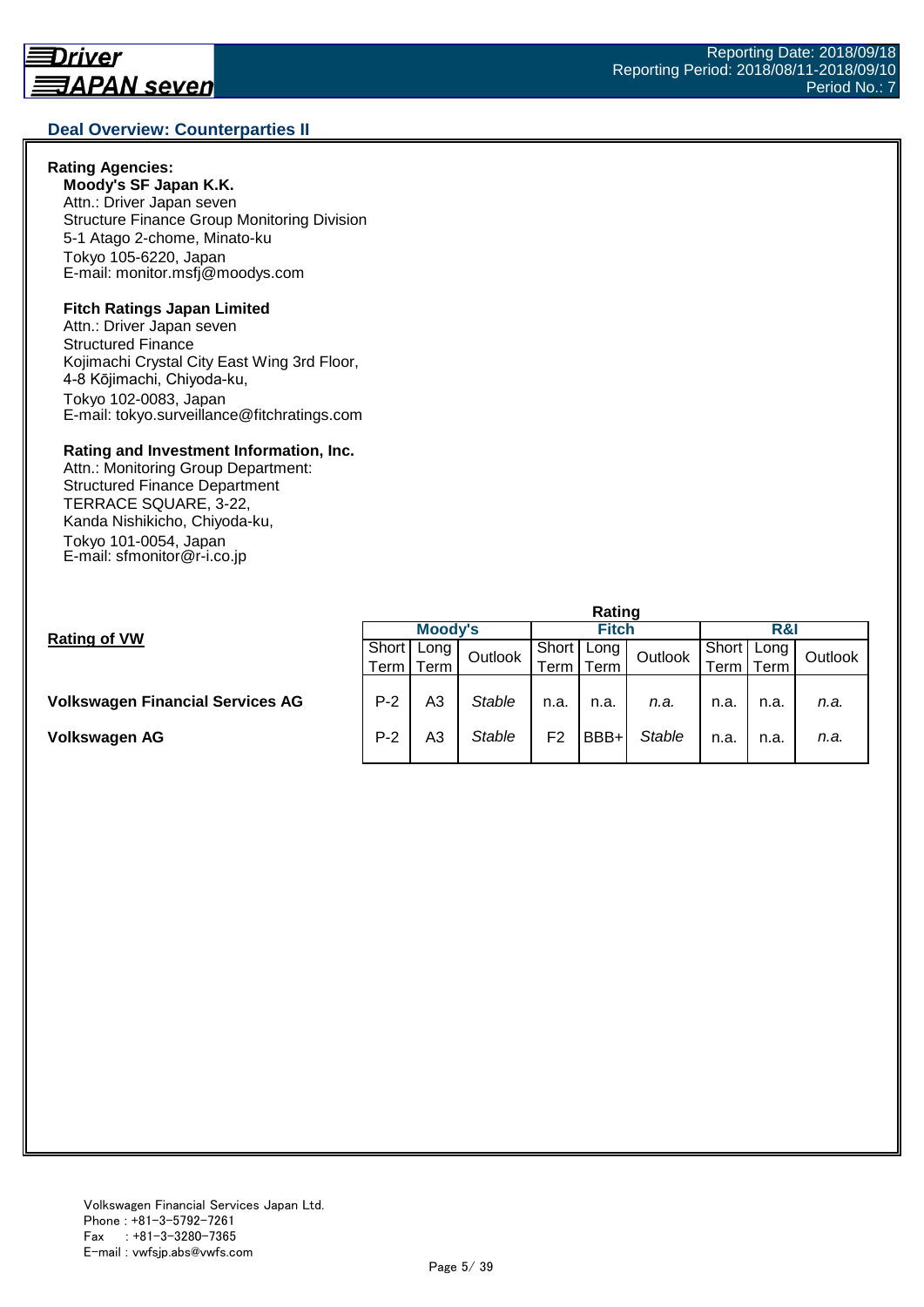## Deal Overview: Counterparties II

**Rating Agencies:**

**Moody's SF Japan K.K.**
Attn.: Driver Japan seven
Structure Finance Group Monitoring Division
5-1 Atago 2-chome, Minato-ku
Tokyo 105-6220, Japan
E-mail: monitor.msfj@moodys.com

**Fitch Ratings Japan Limited**
Attn.: Driver Japan seven
Structured Finance
Kojimachi Crystal City East Wing 3rd Floor,
4-8 Kōjimachi, Chiyoda-ku,
Tokyo 102-0083, Japan
E-mail: tokyo.surveillance@fitchratings.com

**Rating and Investment Information, Inc.**
Attn.: Monitoring Group Department:
Structured Finance Department
TERRACE SQUARE, 3-22,
Kanda Nishikicho, Chiyoda-ku,
Tokyo 101-0054, Japan
E-mail: sfmonitor@r-i.co.jp

**Rating of VW**

| | Rating | | | | | | | | |
|---|---|---|---|---|---|---|---|---|---|
| | Moody's | | | Fitch | | | R&I | | |
| | Short Term | Long Term | Outlook | Short Term | Long Term | Outlook | Short Term | Long Term | Outlook |
| **Volkswagen Financial Services AG** | P-2 | A3 | *Stable* | n.a. | n.a. | *n.a.* | n.a. | n.a. | *n.a.* |
| **Volkswagen AG** | P-2 | A3 | *Stable* | F2 | BBB+ | *Stable* | n.a. | n.a. | *n.a.* |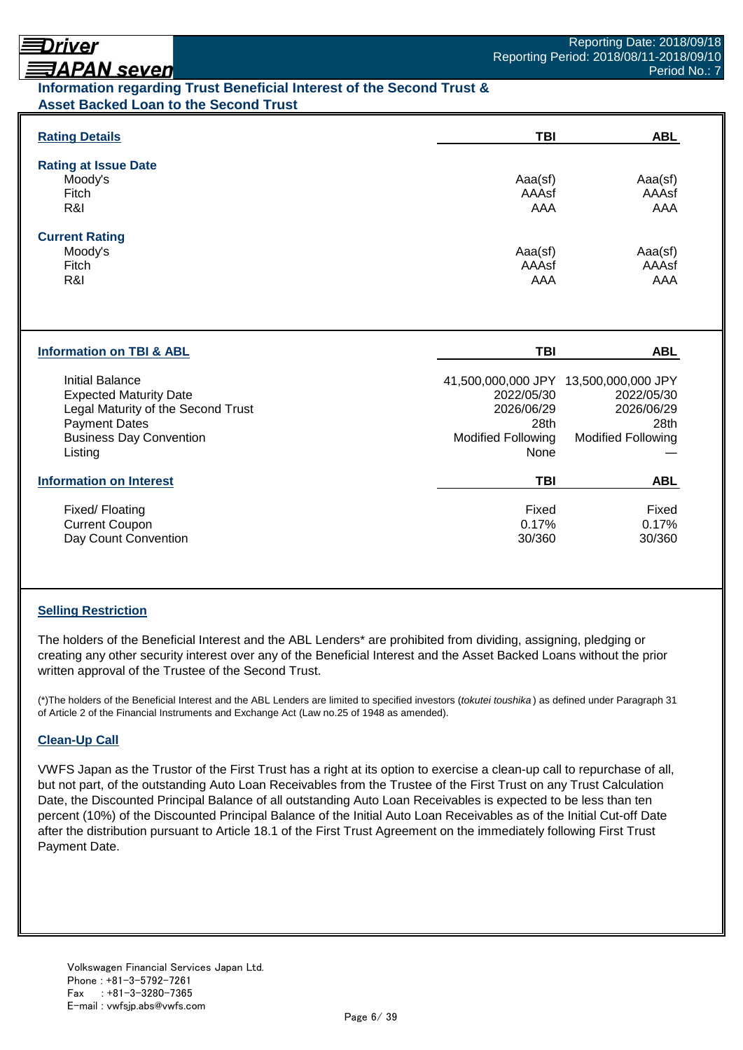## Information regarding Trust Beneficial Interest of the Second Trust & Asset Backed Loan to the Second Trust

| Rating Details | TBI | ABL |
|---|---|---|
| **Rating at Issue Date** | | |
| Moody's | Aaa(sf) | Aaa(sf) |
| Fitch | AAAsf | AAAsf |
| R&I | AAA | AAA |
| **Current Rating** | | |
| Moody's | Aaa(sf) | Aaa(sf) |
| Fitch | AAAsf | AAAsf |
| R&I | AAA | AAA |

| Information on TBI & ABL | TBI | ABL |
|---|---|---|
| Initial Balance | 41,500,000,000 JPY | 13,500,000,000 JPY |
| Expected Maturity Date | 2022/05/30 | 2022/05/30 |
| Legal Maturity of the Second Trust | 2026/06/29 | 2026/06/29 |
| Payment Dates | 28th | 28th |
| Business Day Convention | Modified Following | Modified Following |
| Listing | None | — |

| Information on Interest | TBI | ABL |
|---|---|---|
| Fixed/ Floating | Fixed | Fixed |
| Current Coupon | 0.17% | 0.17% |
| Day Count Convention | 30/360 | 30/360 |

### Selling Restriction

The holders of the Beneficial Interest and the ABL Lenders* are prohibited from dividing, assigning, pledging or creating any other security interest over any of the Beneficial Interest and the Asset Backed Loans without the prior written approval of the Trustee of the Second Trust.

(*)The holders of the Beneficial Interest and the ABL Lenders are limited to specified investors (*tokutei toushika*) as defined under Paragraph 31 of Article 2 of the Financial Instruments and Exchange Act (Law no.25 of 1948 as amended).

### Clean-Up Call

VWFS Japan as the Trustor of the First Trust has a right at its option to exercise a clean-up call to repurchase of all, but not part, of the outstanding Auto Loan Receivables from the Trustee of the First Trust on any Trust Calculation Date, the Discounted Principal Balance of all outstanding Auto Loan Receivables is expected to be less than ten percent (10%) of the Discounted Principal Balance of the Initial Auto Loan Receivables as of the Initial Cut-off Date after the distribution pursuant to Article 18.1 of the First Trust Agreement on the immediately following First Trust Payment Date.

Volkswagen Financial Services Japan Ltd.
Phone : +81-3-5792-7261
Fax : +81-3-3280-7365
E-mail : vwfsjp.abs@vwfs.com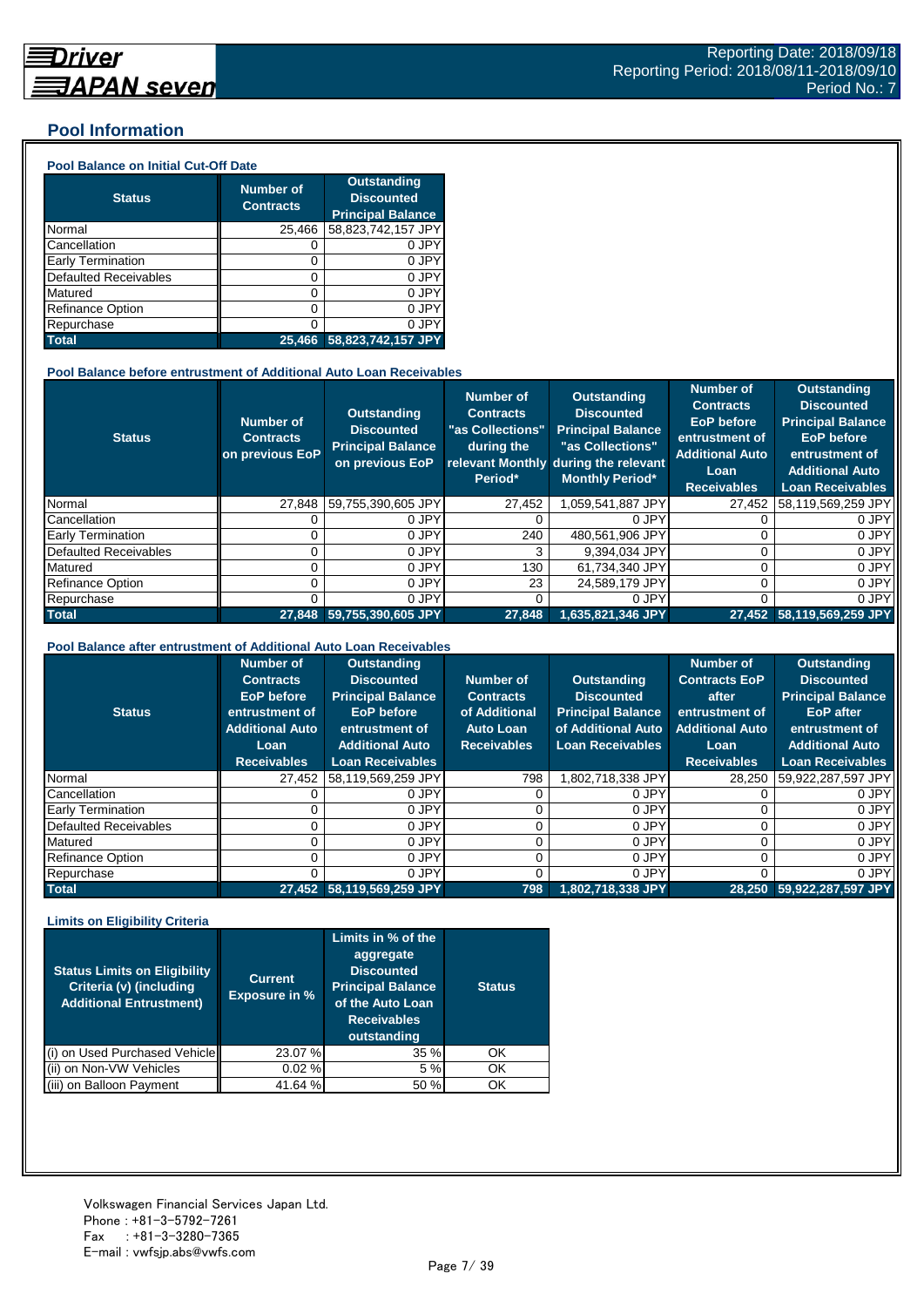## Pool Information

### Pool Balance on Initial Cut-Off Date

| Status | Number of Contracts | Outstanding Discounted Principal Balance |
|---|---|---|
| Normal | 25,466 | 58,823,742,157 JPY |
| Cancellation | 0 | 0 JPY |
| Early Termination | 0 | 0 JPY |
| Defaulted Receivables | 0 | 0 JPY |
| Matured | 0 | 0 JPY |
| Refinance Option | 0 | 0 JPY |
| Repurchase | 0 | 0 JPY |
| **Total** | **25,466** | **58,823,742,157 JPY** |

### Pool Balance before entrustment of Additional Auto Loan Receivables

| Status | Number of Contracts on previous EoP | Outstanding Discounted Principal Balance on previous EoP | Number of Contracts "as Collections" during the relevant Monthly Period* | Outstanding Discounted Principal Balance "as Collections" during the relevant Monthly Period* | Number of Contracts EoP before entrustment of Additional Auto Loan Receivables | Outstanding Discounted Principal Balance EoP before entrustment of Additional Auto Loan Receivables |
|---|---|---|---|---|---|---|
| Normal | 27,848 | 59,755,390,605 JPY | 27,452 | 1,059,541,887 JPY | 27,452 | 58,119,569,259 JPY |
| Cancellation | 0 | 0 JPY | 0 | 0 JPY | 0 | 0 JPY |
| Early Termination | 0 | 0 JPY | 240 | 480,561,906 JPY | 0 | 0 JPY |
| Defaulted Receivables | 0 | 0 JPY | 3 | 9,394,034 JPY | 0 | 0 JPY |
| Matured | 0 | 0 JPY | 130 | 61,734,340 JPY | 0 | 0 JPY |
| Refinance Option | 0 | 0 JPY | 23 | 24,589,179 JPY | 0 | 0 JPY |
| Repurchase | 0 | 0 JPY | 0 | 0 JPY | 0 | 0 JPY |
| **Total** | **27,848** | **59,755,390,605 JPY** | **27,848** | **1,635,821,346 JPY** | **27,452** | **58,119,569,259 JPY** |

### Pool Balance after entrustment of Additional Auto Loan Receivables

| Status | Number of Contracts EoP before entrustment of Additional Auto Loan Receivables | Outstanding Discounted Principal Balance EoP before entrustment of Additional Auto Loan Receivables | Number of Contracts of Additional Auto Loan Receivables | Outstanding Discounted Principal Balance of Additional Auto Loan Receivables | Number of Contracts EoP after entrustment of Additional Auto Loan Receivables | Outstanding Discounted Principal Balance EoP after entrustment of Additional Auto Loan Receivables |
|---|---|---|---|---|---|---|
| Normal | 27,452 | 58,119,569,259 JPY | 798 | 1,802,718,338 JPY | 28,250 | 59,922,287,597 JPY |
| Cancellation | 0 | 0 JPY | 0 | 0 JPY | 0 | 0 JPY |
| Early Termination | 0 | 0 JPY | 0 | 0 JPY | 0 | 0 JPY |
| Defaulted Receivables | 0 | 0 JPY | 0 | 0 JPY | 0 | 0 JPY |
| Matured | 0 | 0 JPY | 0 | 0 JPY | 0 | 0 JPY |
| Refinance Option | 0 | 0 JPY | 0 | 0 JPY | 0 | 0 JPY |
| Repurchase | 0 | 0 JPY | 0 | 0 JPY | 0 | 0 JPY |
| **Total** | **27,452** | **58,119,569,259 JPY** | **798** | **1,802,718,338 JPY** | **28,250** | **59,922,287,597 JPY** |

### Limits on Eligibility Criteria

| Status Limits on Eligibility Criteria (v) (including Additional Entrustment) | Current Exposure in % | Limits in % of the aggregate Discounted Principal Balance of the Auto Loan Receivables outstanding | Status |
|---|---|---|---|
| (i) on Used Purchased Vehicle | 23.07 % | 35 % | OK |
| (ii) on Non-VW Vehicles | 0.02 % | 5 % | OK |
| (iii) on Balloon Payment | 41.64 % | 50 % | OK |

Volkswagen Financial Services Japan Ltd.
Phone : +81-3-5792-7261
Fax : +81-3-3280-7365
E-mail : vwfsjp.abs@vwfs.com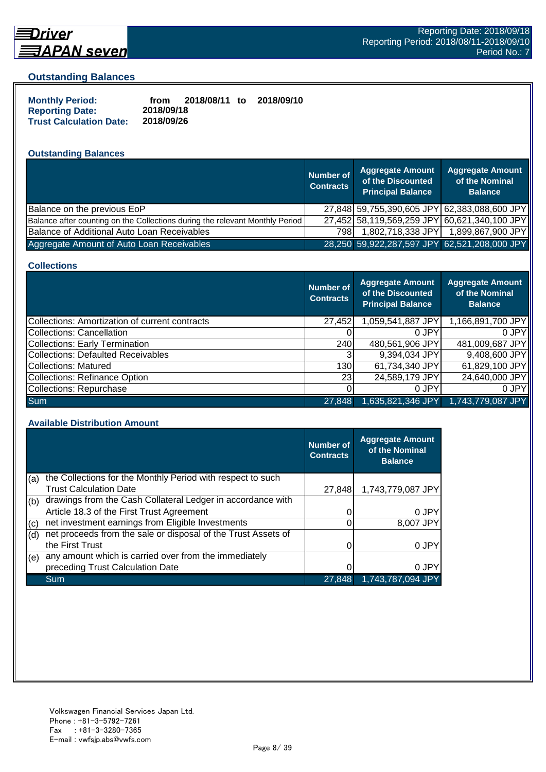## Outstanding Balances

**Monthly Period:** from 2018/08/11 to 2018/09/10
**Reporting Date:** 2018/09/18
**Trust Calculation Date:** 2018/09/26

### Outstanding Balances

| | Number of Contracts | Aggregate Amount of the Discounted Principal Balance | Aggregate Amount of the Nominal Balance |
|---|---|---|---|
| Balance on the previous EoP | 27,848 | 59,755,390,605 JPY | 62,383,088,600 JPY |
| Balance after counting on the Collections during the relevant Monthly Period | 27,452 | 58,119,569,259 JPY | 60,621,340,100 JPY |
| Balance of Additional Auto Loan Receivables | 798 | 1,802,718,338 JPY | 1,899,867,900 JPY |
| Aggregate Amount of Auto Loan Receivables | 28,250 | 59,922,287,597 JPY | 62,521,208,000 JPY |

### Collections

| | Number of Contracts | Aggregate Amount of the Discounted Principal Balance | Aggregate Amount of the Nominal Balance |
|---|---|---|---|
| Collections: Amortization of current contracts | 27,452 | 1,059,541,887 JPY | 1,166,891,700 JPY |
| Collections: Cancellation | 0 | 0 JPY | 0 JPY |
| Collections: Early Termination | 240 | 480,561,906 JPY | 481,009,687 JPY |
| Collections: Defaulted Receivables | 3 | 9,394,034 JPY | 9,408,600 JPY |
| Collections: Matured | 130 | 61,734,340 JPY | 61,829,100 JPY |
| Collections: Refinance Option | 23 | 24,589,179 JPY | 24,640,000 JPY |
| Collections: Repurchase | 0 | 0 JPY | 0 JPY |
| Sum | 27,848 | 1,635,821,346 JPY | 1,743,779,087 JPY |

### Available Distribution Amount

| | | Number of Contracts | Aggregate Amount of the Nominal Balance |
|---|---|---|---|
| (a) | the Collections for the Monthly Period with respect to such Trust Calculation Date | 27,848 | 1,743,779,087 JPY |
| (b) | drawings from the Cash Collateral Ledger in accordance with Article 18.3 of the First Trust Agreement | 0 | 0 JPY |
| (c) | net investment earnings from Eligible Investments | 0 | 8,007 JPY |
| (d) | net proceeds from the sale or disposal of the Trust Assets of the First Trust | 0 | 0 JPY |
| (e) | any amount which is carried over from the immediately preceding Trust Calculation Date | 0 | 0 JPY |
| | Sum | 27,848 | 1,743,787,094 JPY |

Volkswagen Financial Services Japan Ltd.
Phone : +81-3-5792-7261
Fax : +81-3-3280-7365
E-mail : vwfsjp.abs@vwfs.com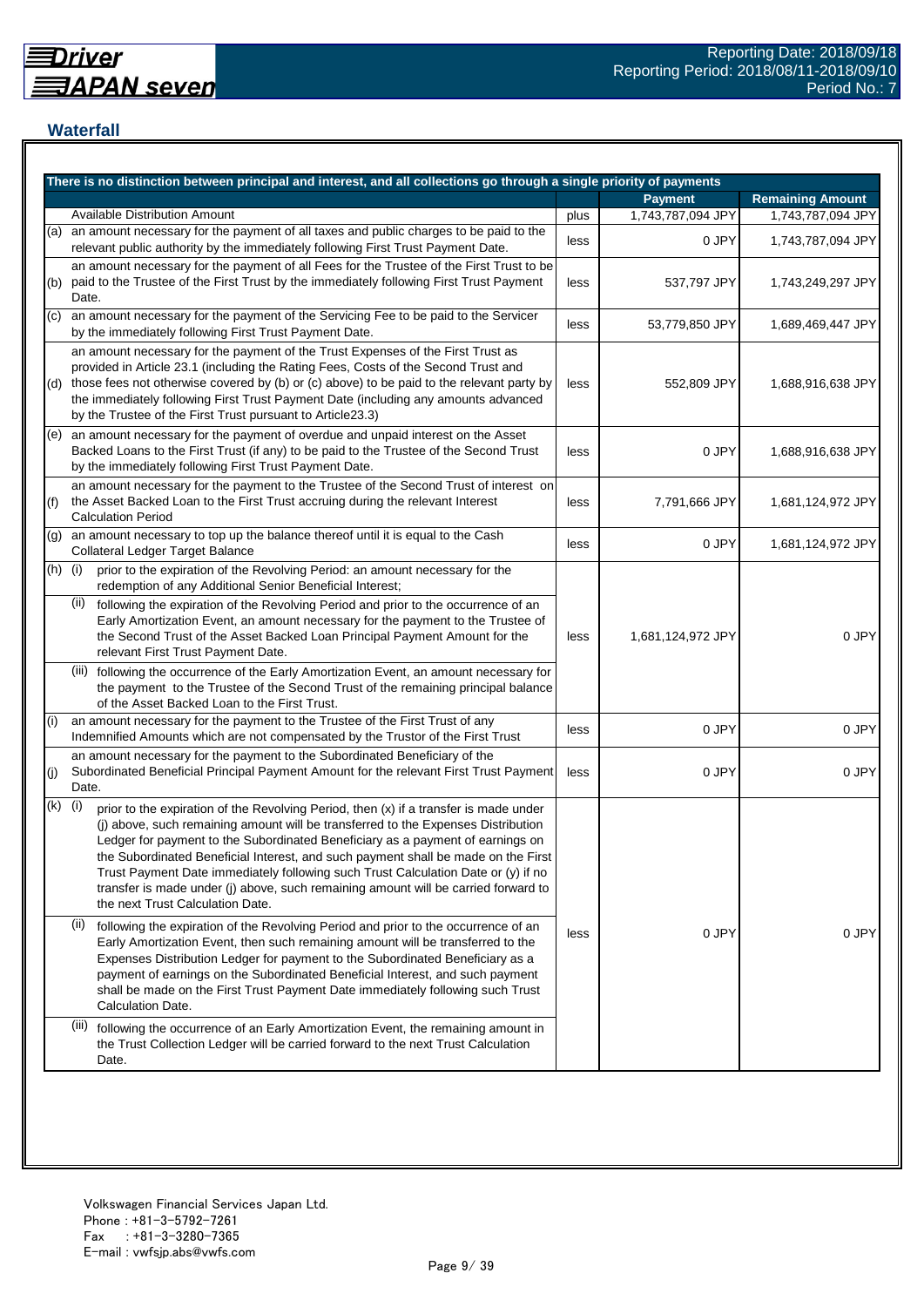## Waterfall

| There is no distinction between principal and interest, and all collections go through a single priority of payments | | | Payment | Remaining Amount |
|---|---|---|---|---|
| | Available Distribution Amount | plus | 1,743,787,094 JPY | 1,743,787,094 JPY |
| (a) | an amount necessary for the payment of all taxes and public charges to be paid to the relevant public authority by the immediately following First Trust Payment Date. | less | 0 JPY | 1,743,787,094 JPY |
| (b) | an amount necessary for the payment of all Fees for the Trustee of the First Trust to be paid to the Trustee of the First Trust by the immediately following First Trust Payment Date. | less | 537,797 JPY | 1,743,249,297 JPY |
| (c) | an amount necessary for the payment of the Servicing Fee to be paid to the Servicer by the immediately following First Trust Payment Date. | less | 53,779,850 JPY | 1,689,469,447 JPY |
| (d) | an amount necessary for the payment of the Trust Expenses of the First Trust as provided in Article 23.1 (including the Rating Fees, Costs of the Second Trust and those fees not otherwise covered by (b) or (c) above) to be paid to the relevant party by the immediately following First Trust Payment Date (including any amounts advanced by the Trustee of the First Trust pursuant to Article23.3) | less | 552,809 JPY | 1,688,916,638 JPY |
| (e) | an amount necessary for the payment of overdue and unpaid interest on the Asset Backed Loans to the First Trust (if any) to be paid to the Trustee of the Second Trust by the immediately following First Trust Payment Date. | less | 0 JPY | 1,688,916,638 JPY |
| (f) | an amount necessary for the payment to the Trustee of the Second Trust of interest on the Asset Backed Loan to the First Trust accruing during the relevant Interest Calculation Period | less | 7,791,666 JPY | 1,681,124,972 JPY |
| (g) | an amount necessary to top up the balance thereof until it is equal to the Cash Collateral Ledger Target Balance | less | 0 JPY | 1,681,124,972 JPY |
| (h) | (i) prior to the expiration of the Revolving Period: an amount necessary for the redemption of any Additional Senior Beneficial Interest;<br>(ii) following the expiration of the Revolving Period and prior to the occurrence of an Early Amortization Event, an amount necessary for the payment to the Trustee of the Second Trust of the Asset Backed Loan Principal Payment Amount for the relevant First Trust Payment Date.<br>(iii) following the occurrence of the Early Amortization Event, an amount necessary for the payment to the Trustee of the Second Trust of the remaining principal balance of the Asset Backed Loan to the First Trust. | less | 1,681,124,972 JPY | 0 JPY |
| (i) | an amount necessary for the payment to the Trustee of the First Trust of any Indemnified Amounts which are not compensated by the Trustor of the First Trust | less | 0 JPY | 0 JPY |
| (j) | an amount necessary for the payment to the Subordinated Beneficiary of the Subordinated Beneficial Principal Payment Amount for the relevant First Trust Payment Date. | less | 0 JPY | 0 JPY |
| (k) | (i) prior to the expiration of the Revolving Period, then (x) if a transfer is made under (j) above, such remaining amount will be transferred to the Expenses Distribution Ledger for payment to the Subordinated Beneficiary as a payment of earnings on the Subordinated Beneficial Interest, and such payment shall be made on the First Trust Payment Date immediately following such Trust Calculation Date or (y) if no transfer is made under (j) above, such remaining amount will be carried forward to the next Trust Calculation Date.<br>(ii) following the expiration of the Revolving Period and prior to the occurrence of an Early Amortization Event, then such remaining amount will be transferred to the Expenses Distribution Ledger for payment to the Subordinated Beneficiary as a payment of earnings on the Subordinated Beneficial Interest, and such payment shall be made on the First Trust Payment Date immediately following such Trust Calculation Date.<br>(iii) following the occurrence of an Early Amortization Event, the remaining amount in the Trust Collection Ledger will be carried forward to the next Trust Calculation Date. | less | 0 JPY | 0 JPY |

Volkswagen Financial Services Japan Ltd.
Phone : +81-3-5792-7261
Fax : +81-3-3280-7365
E-mail : vwfsjp.abs@vwfs.com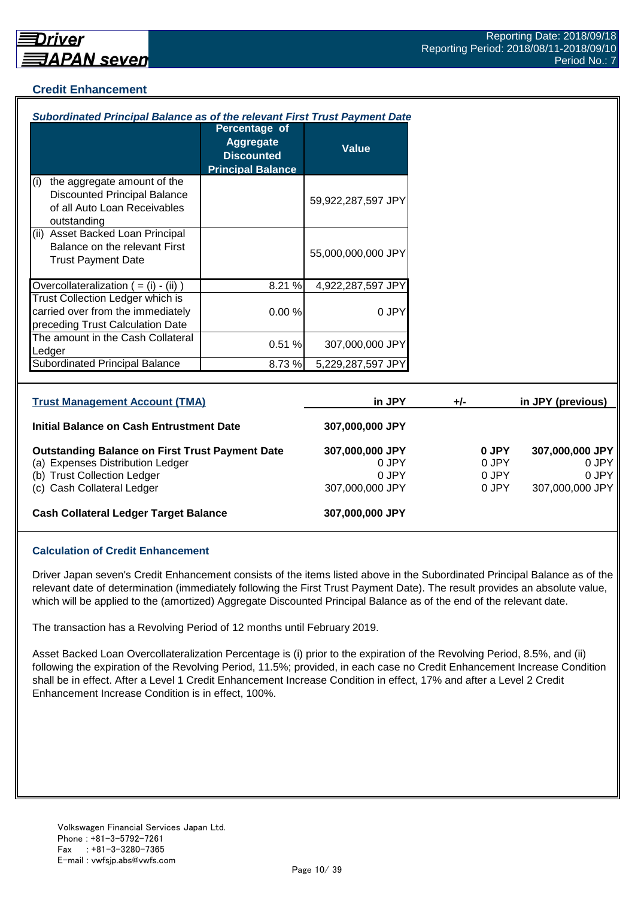## Credit Enhancement

***Subordinated Principal Balance as of the relevant First Trust Payment Date***

| | Percentage of Aggregate Discounted Principal Balance | Value |
|---|---|---|
| (i) the aggregate amount of the Discounted Principal Balance of all Auto Loan Receivables outstanding | | 59,922,287,597 JPY |
| (ii) Asset Backed Loan Principal Balance on the relevant First Trust Payment Date | | 55,000,000,000 JPY |
| Overcollateralization ( = (i) - (ii) ) | 8.21 % | 4,922,287,597 JPY |
| Trust Collection Ledger which is carried over from the immediately preceding Trust Calculation Date | 0.00 % | 0 JPY |
| The amount in the Cash Collateral Ledger | 0.51 % | 307,000,000 JPY |
| Subordinated Principal Balance | 8.73 % | 5,229,287,597 JPY |

| Trust Management Account (TMA) | in JPY | +/- | in JPY (previous) |
|---|---|---|---|
| **Initial Balance on Cash Entrustment Date** | **307,000,000 JPY** | | |
| **Outstanding Balance on First Trust Payment Date** | **307,000,000 JPY** | **0 JPY** | **307,000,000 JPY** |
| (a) Expenses Distribution Ledger | 0 JPY | 0 JPY | 0 JPY |
| (b) Trust Collection Ledger | 0 JPY | 0 JPY | 0 JPY |
| (c) Cash Collateral Ledger | 307,000,000 JPY | 0 JPY | 307,000,000 JPY |
| **Cash Collateral Ledger Target Balance** | **307,000,000 JPY** | | |

### Calculation of Credit Enhancement

Driver Japan seven's Credit Enhancement consists of the items listed above in the Subordinated Principal Balance as of the relevant date of determination (immediately following the First Trust Payment Date). The result provides an absolute value, which will be applied to the (amortized) Aggregate Discounted Principal Balance as of the end of the relevant date.

The transaction has a Revolving Period of 12 months until February 2019.

Asset Backed Loan Overcollateralization Percentage is (i) prior to the expiration of the Revolving Period, 8.5%, and (ii) following the expiration of the Revolving Period, 11.5%; provided, in each case no Credit Enhancement Increase Condition shall be in effect. After a Level 1 Credit Enhancement Increase Condition in effect, 17% and after a Level 2 Credit Enhancement Increase Condition is in effect, 100%.

Volkswagen Financial Services Japan Ltd.
Phone : +81-3-5792-7261
Fax : +81-3-3280-7365
E-mail : vwfsjp.abs@vwfs.com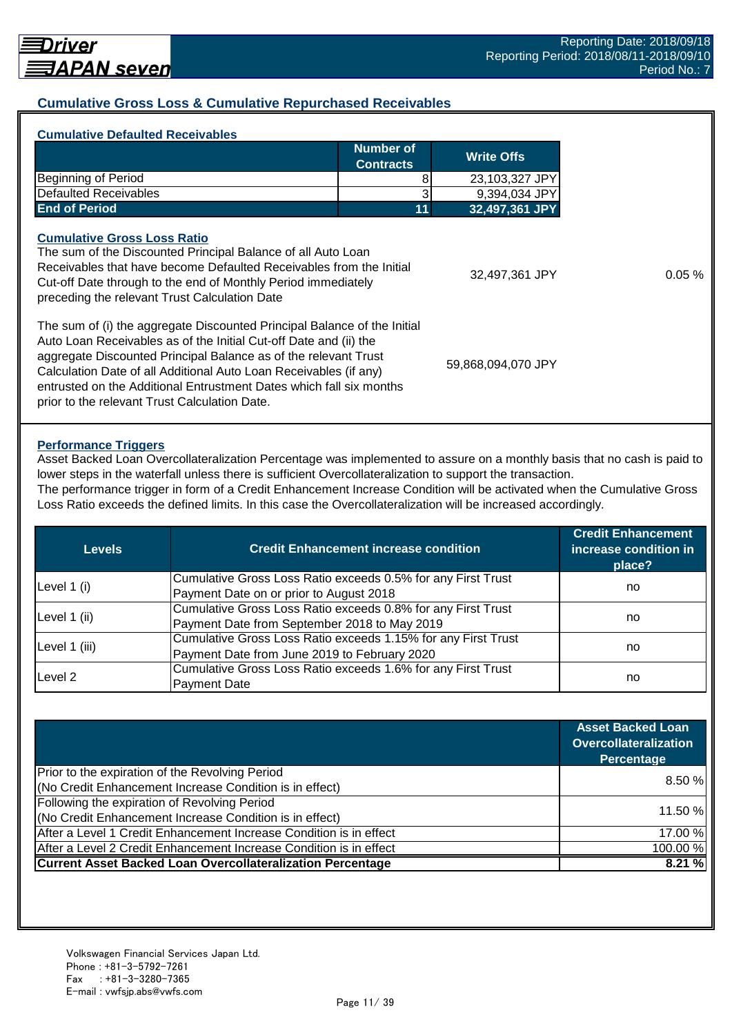## Cumulative Gross Loss & Cumulative Repurchased Receivables

### Cumulative Defaulted Receivables

| | Number of Contracts | Write Offs |
|---|---|---|
| Beginning of Period | 8 | 23,103,327 JPY |
| Defaulted Receivables | 3 | 9,394,034 JPY |
| **End of Period** | **11** | **32,497,361 JPY** |

### Cumulative Gross Loss Ratio

| | | |
|---|---|---|
| The sum of the Discounted Principal Balance of all Auto Loan Receivables that have become Defaulted Receivables from the Initial Cut-off Date through to the end of Monthly Period immediately preceding the relevant Trust Calculation Date | 32,497,361 JPY | 0.05 % |
| The sum of (i) the aggregate Discounted Principal Balance of the Initial Auto Loan Receivables as of the Initial Cut-off Date and (ii) the aggregate Discounted Principal Balance as of the relevant Trust Calculation Date of all Additional Auto Loan Receivables (if any) entrusted on the Additional Entrustment Dates which fall six months prior to the relevant Trust Calculation Date. | 59,868,094,070 JPY | |

### Performance Triggers

Asset Backed Loan Overcollateralization Percentage was implemented to assure on a monthly basis that no cash is paid to lower steps in the waterfall unless there is sufficient Overcollateralization to support the transaction.
The performance trigger in form of a Credit Enhancement Increase Condition will be activated when the Cumulative Gross Loss Ratio exceeds the defined limits. In this case the Overcollateralization will be increased accordingly.

| Levels | Credit Enhancement increase condition | Credit Enhancement increase condition in place? |
|---|---|---|
| Level 1 (i) | Cumulative Gross Loss Ratio exceeds 0.5% for any First Trust Payment Date on or prior to August 2018 | no |
| Level 1 (ii) | Cumulative Gross Loss Ratio exceeds 0.8% for any First Trust Payment Date from September 2018 to May 2019 | no |
| Level 1 (iii) | Cumulative Gross Loss Ratio exceeds 1.15% for any First Trust Payment Date from June 2019 to February 2020 | no |
| Level 2 | Cumulative Gross Loss Ratio exceeds 1.6% for any First Trust Payment Date | no |

| | Asset Backed Loan Overcollateralization Percentage |
|---|---|
| Prior to the expiration of the Revolving Period (No Credit Enhancement Increase Condition is in effect) | 8.50 % |
| Following the expiration of Revolving Period (No Credit Enhancement Increase Condition is in effect) | 11.50 % |
| After a Level 1 Credit Enhancement Increase Condition is in effect | 17.00 % |
| After a Level 2 Credit Enhancement Increase Condition is in effect | 100.00 % |
| **Current Asset Backed Loan Overcollateralization Percentage** | **8.21 %** |

Volkswagen Financial Services Japan Ltd.
Phone : +81-3-5792-7261
Fax : +81-3-3280-7365
E-mail : vwfsjp.abs@vwfs.com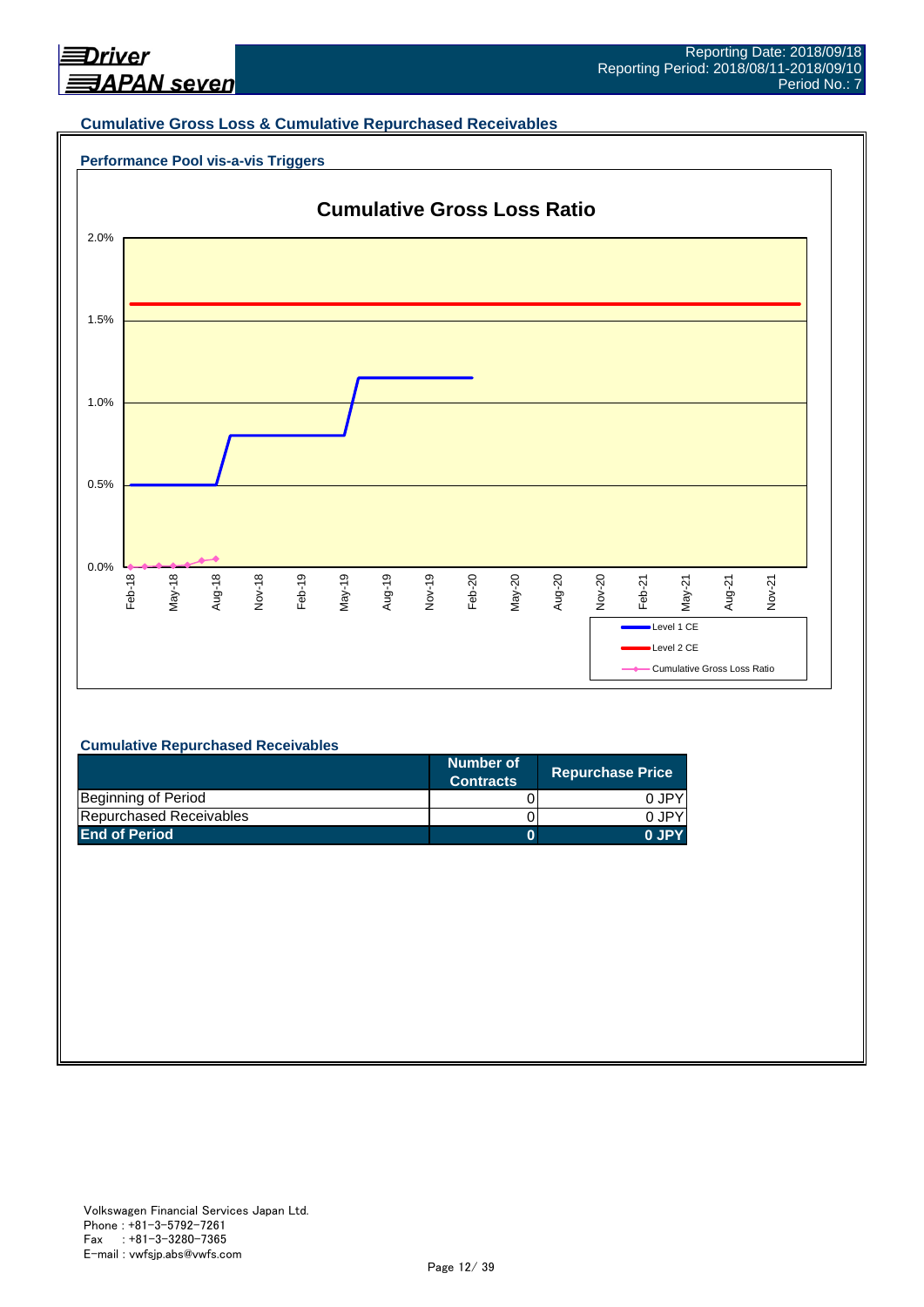## Cumulative Gross Loss & Cumulative Repurchased Receivables

### Performance Pool vis-a-vis Triggers

**Cumulative Gross Loss Ratio**

2.0%
1.5%
1.0%
0.5%
0.0%

Feb-18 May-18 Aug-18 Nov-18 Feb-19 May-19 Aug-19 Nov-19 Feb-20 May-20 Aug-20 Nov-20 Feb-21 May-21 Aug-21 Nov-21

Level 1 CE
Level 2 CE
Cumulative Gross Loss Ratio

### Cumulative Repurchased Receivables

| | Number of Contracts | Repurchase Price |
|---|---|---|
| Beginning of Period | 0 | 0 JPY |
| Repurchased Receivables | 0 | 0 JPY |
| **End of Period** | **0** | **0 JPY** |

Volkswagen Financial Services Japan Ltd.
Phone : +81-3-5792-7261
Fax : +81-3-3280-7365
E-mail : vwfsjp.abs@vwfs.com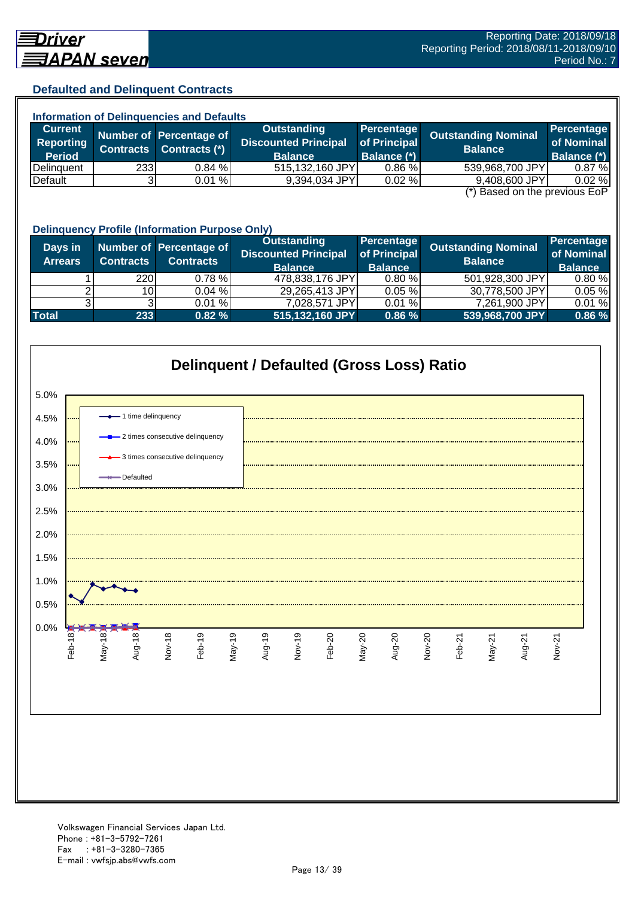## Defaulted and Delinquent Contracts

### Information of Delinquencies and Defaults

| Current Reporting Period | Number of Contracts | Percentage of Contracts (*) | Outstanding Discounted Principal Balance | Percentage of Principal Balance (*) | Outstanding Nominal Balance | Percentage of Nominal Balance (*) |
|---|---|---|---|---|---|---|
| Delinquent | 233 | 0.84 % | 515,132,160 JPY | 0.86 % | 539,968,700 JPY | 0.87 % |
| Default | 3 | 0.01 % | 9,394,034 JPY | 0.02 % | 9,408,600 JPY | 0.02 % |

(*) Based on the previous EoP

### Delinquency Profile (Information Purpose Only)

| Days in Arrears | Number of Contracts | Percentage of Contracts | Outstanding Discounted Principal Balance | Percentage of Principal Balance | Outstanding Nominal Balance | Percentage of Nominal Balance |
|---|---|---|---|---|---|---|
| 1 | 220 | 0.78 % | 478,838,176 JPY | 0.80 % | 501,928,300 JPY | 0.80 % |
| 2 | 10 | 0.04 % | 29,265,413 JPY | 0.05 % | 30,778,500 JPY | 0.05 % |
| 3 | 3 | 0.01 % | 7,028,571 JPY | 0.01 % | 7,261,900 JPY | 0.01 % |
| **Total** | **233** | **0.82 %** | **515,132,160 JPY** | **0.86 %** | **539,968,700 JPY** | **0.86 %** |

### Delinquent / Defaulted (Gross Loss) Ratio

Legend: 1 time delinquency; 2 times consecutive delinquency; 3 times consecutive delinquency; Defaulted

Y-axis: 0.0% – 5.0%. X-axis: Feb-18, May-18, Aug-18, Nov-18, Feb-19, May-19, Aug-19, Nov-19, Feb-20, May-20, Aug-20, Nov-20, Feb-21, May-21, Aug-21, Nov-21

Volkswagen Financial Services Japan Ltd.
Phone : +81-3-5792-7261
Fax : +81-3-3280-7365
E-mail : vwfsjp.abs@vwfs.com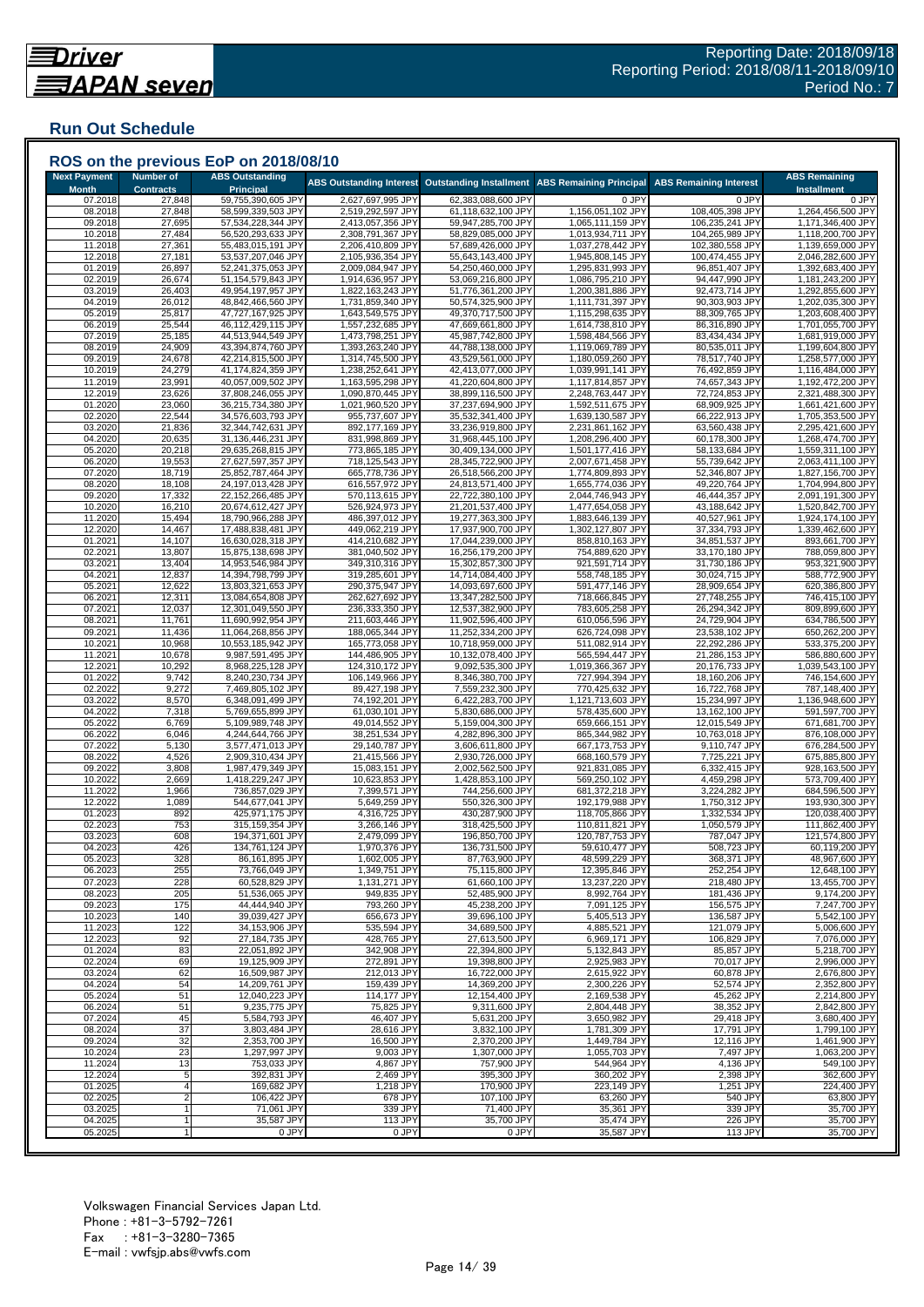Reporting Date: 2018/09/18
Reporting Period: 2018/08/11-2018/09/10
Period No.: 7

## Run Out Schedule

### ROS on the previous EoP on 2018/08/10

| Next Payment Month | Number of Contracts | ABS Outstanding Principal | ABS Outstanding Interest | Outstanding Installment | ABS Remaining Principal | ABS Remaining Interest | ABS Remaining Installment |
|---|---|---|---|---|---|---|---|
| 07.2018 | 27,848 | 59,755,390,605 JPY | 2,627,697,995 JPY | 62,383,088,600 JPY | 0 JPY | 0 JPY | 0 JPY |
| 08.2018 | 27,848 | 58,599,339,503 JPY | 2,519,292,597 JPY | 61,118,632,100 JPY | 1,156,051,102 JPY | 108,405,398 JPY | 1,264,456,500 JPY |
| 09.2018 | 27,695 | 57,534,228,344 JPY | 2,413,057,356 JPY | 59,947,285,700 JPY | 1,065,111,159 JPY | 106,235,241 JPY | 1,171,346,400 JPY |
| 10.2018 | 27,484 | 56,520,293,633 JPY | 2,308,791,367 JPY | 58,829,085,000 JPY | 1,013,934,711 JPY | 104,265,989 JPY | 1,118,200,700 JPY |
| 11.2018 | 27,361 | 55,483,015,191 JPY | 2,206,410,809 JPY | 57,689,426,000 JPY | 1,037,278,442 JPY | 102,380,558 JPY | 1,139,659,000 JPY |
| 12.2018 | 27,181 | 53,537,207,046 JPY | 2,105,936,354 JPY | 55,643,143,400 JPY | 1,945,808,145 JPY | 100,474,455 JPY | 2,046,282,600 JPY |
| 01.2019 | 26,897 | 52,241,375,053 JPY | 2,009,084,947 JPY | 54,250,460,000 JPY | 1,295,831,993 JPY | 96,851,407 JPY | 1,392,683,400 JPY |
| 02.2019 | 26,674 | 51,154,579,843 JPY | 1,914,636,957 JPY | 53,069,216,800 JPY | 1,086,795,210 JPY | 94,447,990 JPY | 1,181,243,200 JPY |
| 03.2019 | 26,403 | 49,954,197,957 JPY | 1,822,163,243 JPY | 51,776,361,200 JPY | 1,200,381,886 JPY | 92,473,714 JPY | 1,292,855,600 JPY |
| 04.2019 | 26,012 | 48,842,466,560 JPY | 1,731,859,340 JPY | 50,574,325,900 JPY | 1,111,731,397 JPY | 90,303,903 JPY | 1,202,035,300 JPY |
| 05.2019 | 25,817 | 47,727,167,925 JPY | 1,643,549,575 JPY | 49,370,717,500 JPY | 1,115,298,635 JPY | 88,309,765 JPY | 1,203,608,400 JPY |
| 06.2019 | 25,544 | 46,112,429,115 JPY | 1,557,232,685 JPY | 47,669,661,800 JPY | 1,614,738,810 JPY | 86,316,890 JPY | 1,701,055,700 JPY |
| 07.2019 | 25,185 | 44,513,944,549 JPY | 1,473,798,251 JPY | 45,987,742,800 JPY | 1,598,484,566 JPY | 83,434,434 JPY | 1,681,919,000 JPY |
| 08.2019 | 24,909 | 43,394,874,760 JPY | 1,393,263,240 JPY | 44,788,138,000 JPY | 1,119,069,789 JPY | 80,535,011 JPY | 1,199,604,800 JPY |
| 09.2019 | 24,678 | 42,214,815,500 JPY | 1,314,745,500 JPY | 43,529,561,000 JPY | 1,180,059,260 JPY | 78,517,740 JPY | 1,258,577,000 JPY |
| 10.2019 | 24,279 | 41,174,824,359 JPY | 1,238,252,641 JPY | 42,413,077,000 JPY | 1,039,991,141 JPY | 76,492,859 JPY | 1,116,484,000 JPY |
| 11.2019 | 23,991 | 40,057,009,502 JPY | 1,163,595,298 JPY | 41,220,604,800 JPY | 1,117,814,857 JPY | 74,657,343 JPY | 1,192,472,200 JPY |
| 12.2019 | 23,626 | 37,808,246,055 JPY | 1,090,870,445 JPY | 38,899,116,500 JPY | 2,248,763,447 JPY | 72,724,853 JPY | 2,321,488,300 JPY |
| 01.2020 | 23,060 | 36,215,734,380 JPY | 1,021,960,520 JPY | 37,237,694,900 JPY | 1,592,511,675 JPY | 68,909,925 JPY | 1,661,421,600 JPY |
| 02.2020 | 22,544 | 34,576,603,793 JPY | 955,737,607 JPY | 35,532,341,400 JPY | 1,639,130,587 JPY | 66,222,913 JPY | 1,705,353,500 JPY |
| 03.2020 | 21,836 | 32,344,742,631 JPY | 892,177,169 JPY | 33,236,919,800 JPY | 2,231,861,162 JPY | 63,560,438 JPY | 2,295,421,600 JPY |
| 04.2020 | 20,635 | 31,136,446,231 JPY | 831,998,869 JPY | 31,968,445,100 JPY | 1,208,296,400 JPY | 60,178,300 JPY | 1,268,474,700 JPY |
| 05.2020 | 20,218 | 29,635,268,815 JPY | 773,865,185 JPY | 30,409,134,000 JPY | 1,501,177,416 JPY | 58,133,684 JPY | 1,559,311,100 JPY |
| 06.2020 | 19,553 | 27,627,597,357 JPY | 718,125,543 JPY | 28,345,722,900 JPY | 2,007,671,458 JPY | 55,739,642 JPY | 2,063,411,100 JPY |
| 07.2020 | 18,719 | 25,852,787,464 JPY | 665,778,736 JPY | 26,518,566,200 JPY | 1,774,809,893 JPY | 52,346,807 JPY | 1,827,156,700 JPY |
| 08.2020 | 18,108 | 24,197,013,428 JPY | 616,557,972 JPY | 24,813,571,400 JPY | 1,655,774,036 JPY | 49,220,764 JPY | 1,704,994,800 JPY |
| 09.2020 | 17,332 | 22,152,266,485 JPY | 570,113,615 JPY | 22,722,380,100 JPY | 2,044,746,943 JPY | 46,444,357 JPY | 2,091,191,300 JPY |
| 10.2020 | 16,210 | 20,674,612,427 JPY | 526,924,973 JPY | 21,201,537,400 JPY | 1,477,654,058 JPY | 43,188,642 JPY | 1,520,842,700 JPY |
| 11.2020 | 15,494 | 18,790,966,288 JPY | 486,397,012 JPY | 19,277,363,300 JPY | 1,883,646,139 JPY | 40,527,961 JPY | 1,924,174,100 JPY |
| 12.2020 | 14,467 | 17,488,838,481 JPY | 449,062,219 JPY | 17,937,900,700 JPY | 1,302,127,807 JPY | 37,334,793 JPY | 1,339,462,600 JPY |
| 01.2021 | 14,107 | 16,630,028,318 JPY | 414,210,682 JPY | 17,044,239,000 JPY | 858,810,163 JPY | 34,851,537 JPY | 893,661,700 JPY |
| 02.2021 | 13,807 | 15,875,138,698 JPY | 381,040,502 JPY | 16,256,179,200 JPY | 754,889,620 JPY | 33,170,180 JPY | 788,059,800 JPY |
| 03.2021 | 13,404 | 14,953,546,984 JPY | 349,310,316 JPY | 15,302,857,300 JPY | 921,591,714 JPY | 31,730,186 JPY | 953,321,900 JPY |
| 04.2021 | 12,837 | 14,394,798,799 JPY | 319,285,601 JPY | 14,714,084,400 JPY | 558,748,185 JPY | 30,024,715 JPY | 588,772,900 JPY |
| 05.2021 | 12,622 | 13,803,321,653 JPY | 290,375,947 JPY | 14,093,697,600 JPY | 591,477,146 JPY | 28,909,654 JPY | 620,386,800 JPY |
| 06.2021 | 12,311 | 13,084,654,808 JPY | 262,627,692 JPY | 13,347,282,500 JPY | 718,666,845 JPY | 27,748,255 JPY | 746,415,100 JPY |
| 07.2021 | 12,037 | 12,301,049,550 JPY | 236,333,350 JPY | 12,537,382,900 JPY | 783,605,258 JPY | 26,294,342 JPY | 809,899,600 JPY |
| 08.2021 | 11,761 | 11,690,992,954 JPY | 211,603,446 JPY | 11,902,596,400 JPY | 610,056,596 JPY | 24,729,904 JPY | 634,786,500 JPY |
| 09.2021 | 11,436 | 11,064,268,856 JPY | 188,065,344 JPY | 11,252,334,200 JPY | 626,724,098 JPY | 23,538,102 JPY | 650,262,200 JPY |
| 10.2021 | 10,968 | 10,553,185,942 JPY | 165,773,058 JPY | 10,718,959,000 JPY | 511,082,914 JPY | 22,292,286 JPY | 533,375,200 JPY |
| 11.2021 | 10,678 | 9,987,591,495 JPY | 144,486,905 JPY | 10,132,078,400 JPY | 565,594,447 JPY | 21,286,153 JPY | 586,880,600 JPY |
| 12.2021 | 10,292 | 8,968,225,128 JPY | 124,310,172 JPY | 9,092,535,300 JPY | 1,019,366,367 JPY | 20,176,733 JPY | 1,039,543,100 JPY |
| 01.2022 | 9,742 | 8,240,230,734 JPY | 106,149,966 JPY | 8,346,380,700 JPY | 727,994,394 JPY | 18,160,206 JPY | 746,154,600 JPY |
| 02.2022 | 9,272 | 7,469,805,102 JPY | 89,427,198 JPY | 7,559,232,300 JPY | 770,425,632 JPY | 16,722,768 JPY | 787,148,400 JPY |
| 03.2022 | 8,570 | 6,348,091,499 JPY | 74,192,201 JPY | 6,422,283,700 JPY | 1,121,713,603 JPY | 15,234,997 JPY | 1,136,948,600 JPY |
| 04.2022 | 7,318 | 5,769,655,899 JPY | 61,030,101 JPY | 5,830,686,000 JPY | 578,435,600 JPY | 13,162,100 JPY | 591,597,700 JPY |
| 05.2022 | 6,769 | 5,109,989,748 JPY | 49,014,552 JPY | 5,159,004,300 JPY | 659,666,151 JPY | 12,015,549 JPY | 671,681,700 JPY |
| 06.2022 | 6,046 | 4,244,644,766 JPY | 38,251,534 JPY | 4,282,896,300 JPY | 865,344,982 JPY | 10,763,018 JPY | 876,108,000 JPY |
| 07.2022 | 5,130 | 3,577,471,013 JPY | 29,140,787 JPY | 3,606,611,800 JPY | 667,173,753 JPY | 9,110,747 JPY | 676,284,500 JPY |
| 08.2022 | 4,526 | 2,909,310,434 JPY | 21,415,566 JPY | 2,930,726,000 JPY | 668,160,579 JPY | 7,725,221 JPY | 675,885,800 JPY |
| 09.2022 | 3,808 | 1,987,479,349 JPY | 15,083,151 JPY | 2,002,562,500 JPY | 921,831,085 JPY | 6,332,415 JPY | 928,163,500 JPY |
| 10.2022 | 2,669 | 1,418,229,247 JPY | 10,623,853 JPY | 1,428,853,100 JPY | 569,250,102 JPY | 4,459,298 JPY | 573,709,400 JPY |
| 11.2022 | 1,966 | 736,857,029 JPY | 7,399,571 JPY | 744,256,600 JPY | 681,372,218 JPY | 3,224,282 JPY | 684,596,500 JPY |
| 12.2022 | 1,089 | 544,677,041 JPY | 5,649,259 JPY | 550,326,300 JPY | 192,179,988 JPY | 1,750,312 JPY | 193,930,300 JPY |
| 01.2023 | 892 | 425,971,175 JPY | 4,316,725 JPY | 430,287,900 JPY | 118,705,866 JPY | 1,332,534 JPY | 120,038,400 JPY |
| 02.2023 | 753 | 315,159,354 JPY | 3,266,146 JPY | 318,425,500 JPY | 110,811,821 JPY | 1,050,579 JPY | 111,862,400 JPY |
| 03.2023 | 608 | 194,371,601 JPY | 2,479,099 JPY | 196,850,700 JPY | 120,787,753 JPY | 787,047 JPY | 121,574,800 JPY |
| 04.2023 | 426 | 134,761,124 JPY | 1,970,376 JPY | 136,731,500 JPY | 59,610,477 JPY | 508,723 JPY | 60,119,200 JPY |
| 05.2023 | 328 | 86,161,895 JPY | 1,602,005 JPY | 87,763,900 JPY | 48,599,229 JPY | 368,371 JPY | 48,967,600 JPY |
| 06.2023 | 255 | 73,766,049 JPY | 1,349,751 JPY | 75,115,800 JPY | 12,395,846 JPY | 252,254 JPY | 12,648,100 JPY |
| 07.2023 | 228 | 60,528,829 JPY | 1,131,271 JPY | 61,660,100 JPY | 13,237,220 JPY | 218,480 JPY | 13,455,700 JPY |
| 08.2023 | 205 | 51,536,065 JPY | 949,835 JPY | 52,485,900 JPY | 8,992,764 JPY | 181,436 JPY | 9,174,200 JPY |
| 09.2023 | 175 | 44,444,940 JPY | 793,260 JPY | 45,238,200 JPY | 7,091,125 JPY | 156,575 JPY | 7,247,700 JPY |
| 10.2023 | 140 | 39,039,427 JPY | 656,673 JPY | 39,696,100 JPY | 5,405,513 JPY | 136,587 JPY | 5,542,100 JPY |
| 11.2023 | 122 | 34,153,906 JPY | 535,594 JPY | 34,689,500 JPY | 4,885,521 JPY | 121,079 JPY | 5,006,600 JPY |
| 12.2023 | 92 | 27,184,735 JPY | 428,765 JPY | 27,613,500 JPY | 6,969,171 JPY | 106,829 JPY | 7,076,000 JPY |
| 01.2024 | 83 | 22,051,892 JPY | 342,908 JPY | 22,394,800 JPY | 5,132,843 JPY | 85,857 JPY | 5,218,700 JPY |
| 02.2024 | 69 | 19,125,909 JPY | 272,891 JPY | 19,398,800 JPY | 2,925,983 JPY | 70,017 JPY | 2,996,000 JPY |
| 03.2024 | 62 | 16,509,987 JPY | 212,013 JPY | 16,722,000 JPY | 2,615,922 JPY | 60,878 JPY | 2,676,800 JPY |
| 04.2024 | 54 | 14,209,761 JPY | 159,439 JPY | 14,369,200 JPY | 2,300,226 JPY | 52,574 JPY | 2,352,800 JPY |
| 05.2024 | 51 | 12,040,223 JPY | 114,177 JPY | 12,154,400 JPY | 2,169,538 JPY | 45,262 JPY | 2,214,800 JPY |
| 06.2024 | 51 | 9,235,775 JPY | 75,825 JPY | 9,311,600 JPY | 2,804,448 JPY | 38,352 JPY | 2,842,800 JPY |
| 07.2024 | 45 | 5,584,793 JPY | 46,407 JPY | 5,631,200 JPY | 3,650,982 JPY | 29,418 JPY | 3,680,400 JPY |
| 08.2024 | 37 | 3,803,484 JPY | 28,616 JPY | 3,832,100 JPY | 1,781,309 JPY | 17,791 JPY | 1,799,100 JPY |
| 09.2024 | 32 | 2,353,700 JPY | 16,500 JPY | 2,370,200 JPY | 1,449,784 JPY | 12,116 JPY | 1,461,900 JPY |
| 10.2024 | 23 | 1,297,997 JPY | 9,003 JPY | 1,307,000 JPY | 1,055,703 JPY | 7,497 JPY | 1,063,200 JPY |
| 11.2024 | 13 | 753,033 JPY | 4,867 JPY | 757,900 JPY | 544,964 JPY | 4,136 JPY | 549,100 JPY |
| 12.2024 | 5 | 392,831 JPY | 2,469 JPY | 395,300 JPY | 360,202 JPY | 2,398 JPY | 362,600 JPY |
| 01.2025 | 4 | 169,682 JPY | 1,218 JPY | 170,900 JPY | 223,149 JPY | 1,251 JPY | 224,400 JPY |
| 02.2025 | 2 | 106,422 JPY | 678 JPY | 107,100 JPY | 63,260 JPY | 540 JPY | 63,800 JPY |
| 03.2025 | 1 | 71,061 JPY | 339 JPY | 71,400 JPY | 35,361 JPY | 339 JPY | 35,700 JPY |
| 04.2025 | 1 | 35,587 JPY | 113 JPY | 35,700 JPY | 35,474 JPY | 226 JPY | 35,700 JPY |
| 05.2025 | 1 | 0 JPY | 0 JPY | 0 JPY | 35,587 JPY | 113 JPY | 35,700 JPY |

Volkswagen Financial Services Japan Ltd.
Phone : +81-3-5792-7261
Fax : +81-3-3280-7365
E-mail : vwfsjp.abs@vwfs.com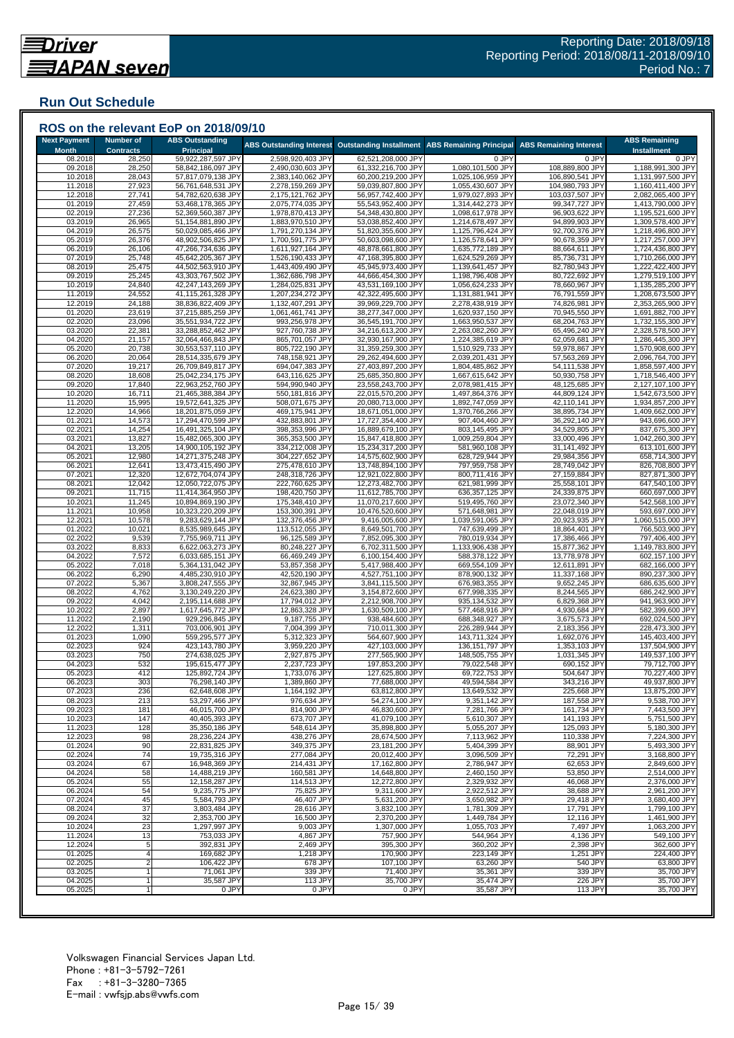## Run Out Schedule

### ROS on the relevant EoP on 2018/09/10

| Next Payment Month | Number of Contracts | ABS Outstanding Principal | ABS Outstanding Interest | Outstanding Installment | ABS Remaining Principal | ABS Remaining Interest | ABS Remaining Installment |
|---|---|---|---|---|---|---|---|
| 08.2018 | 28,250 | 59,922,287,597 JPY | 2,598,920,403 JPY | 62,521,208,000 JPY | 0 JPY | 0 JPY | 0 JPY |
| 09.2018 | 28,250 | 58,842,186,097 JPY | 2,490,030,603 JPY | 61,332,216,700 JPY | 1,080,101,500 JPY | 108,889,800 JPY | 1,188,991,300 JPY |
| 10.2018 | 28,043 | 57,817,079,138 JPY | 2,383,140,062 JPY | 60,200,219,200 JPY | 1,025,106,959 JPY | 106,890,541 JPY | 1,131,997,500 JPY |
| 11.2018 | 27,923 | 56,761,648,531 JPY | 2,278,159,269 JPY | 59,039,807,800 JPY | 1,055,430,607 JPY | 104,980,793 JPY | 1,160,411,400 JPY |
| 12.2018 | 27,741 | 54,782,620,638 JPY | 2,175,121,762 JPY | 56,957,742,400 JPY | 1,979,027,893 JPY | 103,037,507 JPY | 2,082,065,400 JPY |
| 01.2019 | 27,459 | 53,468,178,365 JPY | 2,075,774,035 JPY | 55,543,952,400 JPY | 1,314,442,273 JPY | 99,347,727 JPY | 1,413,790,000 JPY |
| 02.2019 | 27,236 | 52,369,560,387 JPY | 1,978,870,413 JPY | 54,348,430,800 JPY | 1,098,617,978 JPY | 96,903,622 JPY | 1,195,521,600 JPY |
| 03.2019 | 26,965 | 51,154,881,890 JPY | 1,883,970,510 JPY | 53,038,852,400 JPY | 1,214,678,497 JPY | 94,899,903 JPY | 1,309,578,400 JPY |
| 04.2019 | 26,575 | 50,029,085,466 JPY | 1,791,270,134 JPY | 51,820,355,600 JPY | 1,125,796,424 JPY | 92,700,376 JPY | 1,218,496,800 JPY |
| 05.2019 | 26,376 | 48,902,506,825 JPY | 1,700,591,775 JPY | 50,603,098,600 JPY | 1,126,578,641 JPY | 90,678,359 JPY | 1,217,257,000 JPY |
| 06.2019 | 26,106 | 47,266,734,636 JPY | 1,611,927,164 JPY | 48,878,661,800 JPY | 1,635,772,189 JPY | 88,664,611 JPY | 1,724,436,800 JPY |
| 07.2019 | 25,748 | 45,642,205,367 JPY | 1,526,190,433 JPY | 47,168,395,800 JPY | 1,624,529,269 JPY | 85,736,731 JPY | 1,710,266,000 JPY |
| 08.2019 | 25,475 | 44,502,563,910 JPY | 1,443,409,490 JPY | 45,945,973,400 JPY | 1,139,641,457 JPY | 82,780,943 JPY | 1,222,422,400 JPY |
| 09.2019 | 25,245 | 43,303,767,502 JPY | 1,362,686,798 JPY | 44,666,454,300 JPY | 1,198,796,408 JPY | 80,722,692 JPY | 1,279,519,100 JPY |
| 10.2019 | 24,840 | 42,247,143,269 JPY | 1,284,025,831 JPY | 43,531,169,100 JPY | 1,056,624,233 JPY | 78,660,967 JPY | 1,135,285,200 JPY |
| 11.2019 | 24,552 | 41,115,261,328 JPY | 1,207,234,272 JPY | 42,322,495,600 JPY | 1,131,881,941 JPY | 76,791,559 JPY | 1,208,673,500 JPY |
| 12.2019 | 24,188 | 38,836,822,409 JPY | 1,132,407,291 JPY | 39,969,229,700 JPY | 2,278,438,919 JPY | 74,826,981 JPY | 2,353,265,900 JPY |
| 01.2020 | 23,619 | 37,215,885,259 JPY | 1,061,461,741 JPY | 38,277,347,000 JPY | 1,620,937,150 JPY | 70,945,550 JPY | 1,691,882,700 JPY |
| 02.2020 | 23,096 | 35,551,934,722 JPY | 993,256,978 JPY | 36,545,191,700 JPY | 1,663,950,537 JPY | 68,204,763 JPY | 1,732,155,300 JPY |
| 03.2020 | 22,381 | 33,288,852,462 JPY | 927,760,738 JPY | 34,216,613,200 JPY | 2,263,082,260 JPY | 65,496,240 JPY | 2,328,578,500 JPY |
| 04.2020 | 21,157 | 32,064,466,843 JPY | 865,701,057 JPY | 32,930,167,900 JPY | 1,224,385,619 JPY | 62,059,681 JPY | 1,286,445,300 JPY |
| 05.2020 | 20,738 | 30,553,537,110 JPY | 805,722,190 JPY | 31,359,259,300 JPY | 1,510,929,733 JPY | 59,978,867 JPY | 1,570,908,600 JPY |
| 06.2020 | 20,064 | 28,514,335,679 JPY | 748,158,921 JPY | 29,262,494,600 JPY | 2,039,201,431 JPY | 57,563,269 JPY | 2,096,764,700 JPY |
| 07.2020 | 19,217 | 26,709,849,817 JPY | 694,047,383 JPY | 27,403,897,200 JPY | 1,804,485,862 JPY | 54,111,538 JPY | 1,858,597,400 JPY |
| 08.2020 | 18,608 | 25,042,234,175 JPY | 643,116,625 JPY | 25,685,350,800 JPY | 1,667,615,642 JPY | 50,930,758 JPY | 1,718,546,400 JPY |
| 09.2020 | 17,840 | 22,963,252,760 JPY | 594,990,940 JPY | 23,558,243,700 JPY | 2,078,981,415 JPY | 48,125,685 JPY | 2,127,107,100 JPY |
| 10.2020 | 16,711 | 21,465,388,384 JPY | 550,181,816 JPY | 22,015,570,200 JPY | 1,497,864,376 JPY | 44,809,124 JPY | 1,542,673,500 JPY |
| 11.2020 | 15,995 | 19,572,641,325 JPY | 508,071,675 JPY | 20,080,713,000 JPY | 1,892,747,059 JPY | 42,110,141 JPY | 1,934,857,200 JPY |
| 12.2020 | 14,966 | 18,201,875,059 JPY | 469,175,941 JPY | 18,671,051,000 JPY | 1,370,766,266 JPY | 38,895,734 JPY | 1,409,662,000 JPY |
| 01.2021 | 14,573 | 17,294,470,599 JPY | 432,883,801 JPY | 17,727,354,400 JPY | 907,404,460 JPY | 36,292,140 JPY | 943,696,600 JPY |
| 02.2021 | 14,254 | 16,491,325,104 JPY | 398,353,996 JPY | 16,889,679,100 JPY | 803,145,495 JPY | 34,529,805 JPY | 837,675,300 JPY |
| 03.2021 | 13,827 | 15,482,065,300 JPY | 365,353,500 JPY | 15,847,418,800 JPY | 1,009,259,804 JPY | 33,000,496 JPY | 1,042,260,300 JPY |
| 04.2021 | 13,205 | 14,900,105,192 JPY | 334,212,008 JPY | 15,234,317,200 JPY | 581,960,108 JPY | 31,141,492 JPY | 613,101,600 JPY |
| 05.2021 | 12,980 | 14,271,375,248 JPY | 304,227,652 JPY | 14,575,602,900 JPY | 628,729,944 JPY | 29,984,356 JPY | 658,714,300 JPY |
| 06.2021 | 12,641 | 13,473,415,490 JPY | 275,478,610 JPY | 13,748,894,100 JPY | 797,959,758 JPY | 28,749,042 JPY | 826,708,800 JPY |
| 07.2021 | 12,320 | 12,672,704,074 JPY | 248,318,726 JPY | 12,921,022,800 JPY | 800,711,416 JPY | 27,159,884 JPY | 827,871,300 JPY |
| 08.2021 | 12,042 | 12,050,722,075 JPY | 222,760,625 JPY | 12,273,482,700 JPY | 621,981,999 JPY | 25,558,101 JPY | 647,540,100 JPY |
| 09.2021 | 11,715 | 11,414,364,950 JPY | 198,420,750 JPY | 11,612,785,700 JPY | 636,357,125 JPY | 24,339,875 JPY | 660,697,000 JPY |
| 10.2021 | 11,245 | 10,894,869,190 JPY | 175,348,410 JPY | 11,070,217,600 JPY | 519,495,760 JPY | 23,072,340 JPY | 542,568,100 JPY |
| 11.2021 | 10,958 | 10,323,220,209 JPY | 153,300,391 JPY | 10,476,520,600 JPY | 571,648,981 JPY | 22,048,019 JPY | 593,697,000 JPY |
| 12.2021 | 10,578 | 9,283,629,144 JPY | 132,376,456 JPY | 9,416,005,600 JPY | 1,039,591,065 JPY | 20,923,935 JPY | 1,060,515,000 JPY |
| 01.2022 | 10,021 | 8,535,989,645 JPY | 113,512,055 JPY | 8,649,501,700 JPY | 747,639,499 JPY | 18,864,401 JPY | 766,503,900 JPY |
| 02.2022 | 9,539 | 7,755,969,711 JPY | 96,125,589 JPY | 7,852,095,300 JPY | 780,019,934 JPY | 17,386,466 JPY | 797,406,400 JPY |
| 03.2022 | 8,833 | 6,622,063,273 JPY | 80,248,227 JPY | 6,702,311,500 JPY | 1,133,906,438 JPY | 15,877,362 JPY | 1,149,783,800 JPY |
| 04.2022 | 7,572 | 6,033,685,151 JPY | 66,469,249 JPY | 6,100,154,400 JPY | 588,378,122 JPY | 13,778,978 JPY | 602,157,100 JPY |
| 05.2022 | 7,018 | 5,364,131,042 JPY | 53,857,358 JPY | 5,417,988,400 JPY | 669,554,109 JPY | 12,611,891 JPY | 682,166,000 JPY |
| 06.2022 | 6,290 | 4,485,230,910 JPY | 42,520,190 JPY | 4,527,751,100 JPY | 878,900,132 JPY | 11,337,168 JPY | 890,237,300 JPY |
| 07.2022 | 5,367 | 3,808,247,555 JPY | 32,867,945 JPY | 3,841,115,500 JPY | 676,983,355 JPY | 9,652,245 JPY | 686,635,600 JPY |
| 08.2022 | 4,762 | 3,130,249,220 JPY | 24,623,380 JPY | 3,154,872,600 JPY | 677,998,335 JPY | 8,244,565 JPY | 686,242,900 JPY |
| 09.2022 | 4,042 | 2,195,114,688 JPY | 17,794,012 JPY | 2,212,908,700 JPY | 935,134,532 JPY | 6,829,368 JPY | 941,963,900 JPY |
| 10.2022 | 2,897 | 1,617,645,772 JPY | 12,863,328 JPY | 1,630,509,100 JPY | 577,468,916 JPY | 4,930,684 JPY | 582,399,600 JPY |
| 11.2022 | 2,190 | 929,296,845 JPY | 9,187,755 JPY | 938,484,600 JPY | 688,348,927 JPY | 3,675,573 JPY | 692,024,500 JPY |
| 12.2022 | 1,311 | 703,006,901 JPY | 7,004,399 JPY | 710,011,300 JPY | 226,289,944 JPY | 2,183,356 JPY | 228,473,300 JPY |
| 01.2023 | 1,090 | 559,295,577 JPY | 5,312,323 JPY | 564,607,900 JPY | 143,711,324 JPY | 1,692,076 JPY | 145,403,400 JPY |
| 02.2023 | 924 | 423,143,780 JPY | 3,959,220 JPY | 427,103,000 JPY | 136,151,797 JPY | 1,353,103 JPY | 137,504,900 JPY |
| 03.2023 | 750 | 274,638,025 JPY | 2,927,875 JPY | 277,565,900 JPY | 148,505,755 JPY | 1,031,345 JPY | 149,537,100 JPY |
| 04.2023 | 532 | 195,615,477 JPY | 2,237,723 JPY | 197,853,200 JPY | 79,022,548 JPY | 690,152 JPY | 79,712,700 JPY |
| 05.2023 | 412 | 125,892,724 JPY | 1,733,076 JPY | 127,625,800 JPY | 69,722,753 JPY | 504,647 JPY | 70,227,400 JPY |
| 06.2023 | 303 | 76,298,140 JPY | 1,389,860 JPY | 77,688,000 JPY | 49,594,584 JPY | 343,216 JPY | 49,937,800 JPY |
| 07.2023 | 236 | 62,648,608 JPY | 1,164,192 JPY | 63,812,800 JPY | 13,649,532 JPY | 225,668 JPY | 13,875,200 JPY |
| 08.2023 | 213 | 53,297,466 JPY | 976,634 JPY | 54,274,100 JPY | 9,351,142 JPY | 187,558 JPY | 9,538,700 JPY |
| 09.2023 | 181 | 46,015,700 JPY | 814,900 JPY | 46,830,600 JPY | 7,281,766 JPY | 161,734 JPY | 7,443,500 JPY |
| 10.2023 | 147 | 40,405,393 JPY | 673,707 JPY | 41,079,100 JPY | 5,610,307 JPY | 141,193 JPY | 5,751,500 JPY |
| 11.2023 | 128 | 35,350,186 JPY | 548,614 JPY | 35,898,800 JPY | 5,055,207 JPY | 125,093 JPY | 5,180,300 JPY |
| 12.2023 | 98 | 28,236,224 JPY | 438,276 JPY | 28,674,500 JPY | 7,113,962 JPY | 110,338 JPY | 7,224,300 JPY |
| 01.2024 | 90 | 22,831,825 JPY | 349,375 JPY | 23,181,200 JPY | 5,404,399 JPY | 88,901 JPY | 5,493,300 JPY |
| 02.2024 | 74 | 19,735,316 JPY | 277,084 JPY | 20,012,400 JPY | 3,096,509 JPY | 72,291 JPY | 3,168,800 JPY |
| 03.2024 | 67 | 16,948,369 JPY | 214,431 JPY | 17,162,800 JPY | 2,786,947 JPY | 62,653 JPY | 2,849,600 JPY |
| 04.2024 | 58 | 14,488,219 JPY | 160,581 JPY | 14,648,800 JPY | 2,460,150 JPY | 53,850 JPY | 2,514,000 JPY |
| 05.2024 | 55 | 12,158,287 JPY | 114,513 JPY | 12,272,800 JPY | 2,329,932 JPY | 46,068 JPY | 2,376,000 JPY |
| 06.2024 | 54 | 9,235,775 JPY | 75,825 JPY | 9,311,600 JPY | 2,922,512 JPY | 38,688 JPY | 2,961,200 JPY |
| 07.2024 | 45 | 5,584,793 JPY | 46,407 JPY | 5,631,200 JPY | 3,650,982 JPY | 29,418 JPY | 3,680,400 JPY |
| 08.2024 | 37 | 3,803,484 JPY | 28,616 JPY | 3,832,100 JPY | 1,781,309 JPY | 17,791 JPY | 1,799,100 JPY |
| 09.2024 | 32 | 2,353,700 JPY | 16,500 JPY | 2,370,200 JPY | 1,449,784 JPY | 12,116 JPY | 1,461,900 JPY |
| 10.2024 | 23 | 1,297,997 JPY | 9,003 JPY | 1,307,000 JPY | 1,055,703 JPY | 7,497 JPY | 1,063,200 JPY |
| 11.2024 | 13 | 753,033 JPY | 4,867 JPY | 757,900 JPY | 544,964 JPY | 4,136 JPY | 549,100 JPY |
| 12.2024 | 5 | 392,831 JPY | 2,469 JPY | 395,300 JPY | 360,202 JPY | 2,398 JPY | 362,600 JPY |
| 01.2025 | 4 | 169,682 JPY | 1,218 JPY | 170,900 JPY | 223,149 JPY | 1,251 JPY | 224,400 JPY |
| 02.2025 | 2 | 106,422 JPY | 678 JPY | 107,100 JPY | 63,260 JPY | 540 JPY | 63,800 JPY |
| 03.2025 | 1 | 71,061 JPY | 339 JPY | 71,400 JPY | 35,361 JPY | 339 JPY | 35,700 JPY |
| 04.2025 | 1 | 35,587 JPY | 113 JPY | 35,700 JPY | 35,474 JPY | 226 JPY | 35,700 JPY |
| 05.2025 | 1 | 0 JPY | 0 JPY | 0 JPY | 35,587 JPY | 113 JPY | 35,700 JPY |

Volkswagen Financial Services Japan Ltd.
Phone : +81-3-5792-7261
Fax : +81-3-3280-7365
E-mail : vwfsjp.abs@vwfs.com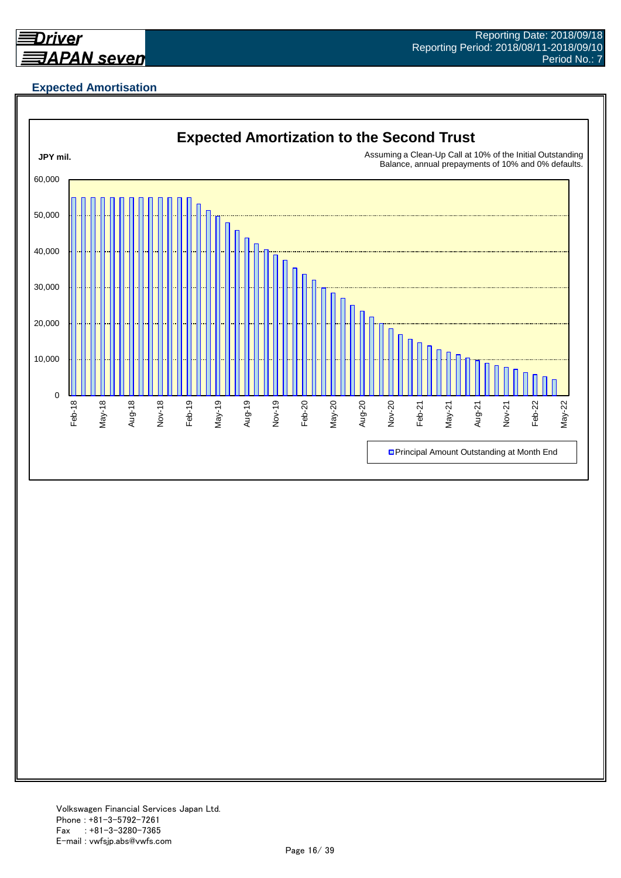## Expected Amortisation

**Expected Amortization to the Second Trust**

JPY mil.

Assuming a Clean-Up Call at 10% of the Initial Outstanding Balance, annual prepayments of 10% and 0% defaults.

60,000
50,000
40,000
30,000
20,000
10,000
0

Feb-18, May-18, Aug-18, Nov-18, Feb-19, May-19, Aug-19, Nov-19, Feb-20, May-20, Aug-20, Nov-20, Feb-21, May-21, Aug-21, Nov-21, Feb-22, May-22

Principal Amount Outstanding at Month End

Volkswagen Financial Services Japan Ltd.
Phone : +81-3-5792-7261
Fax : +81-3-3280-7365
E-mail : vwfsjp.abs@vwfs.com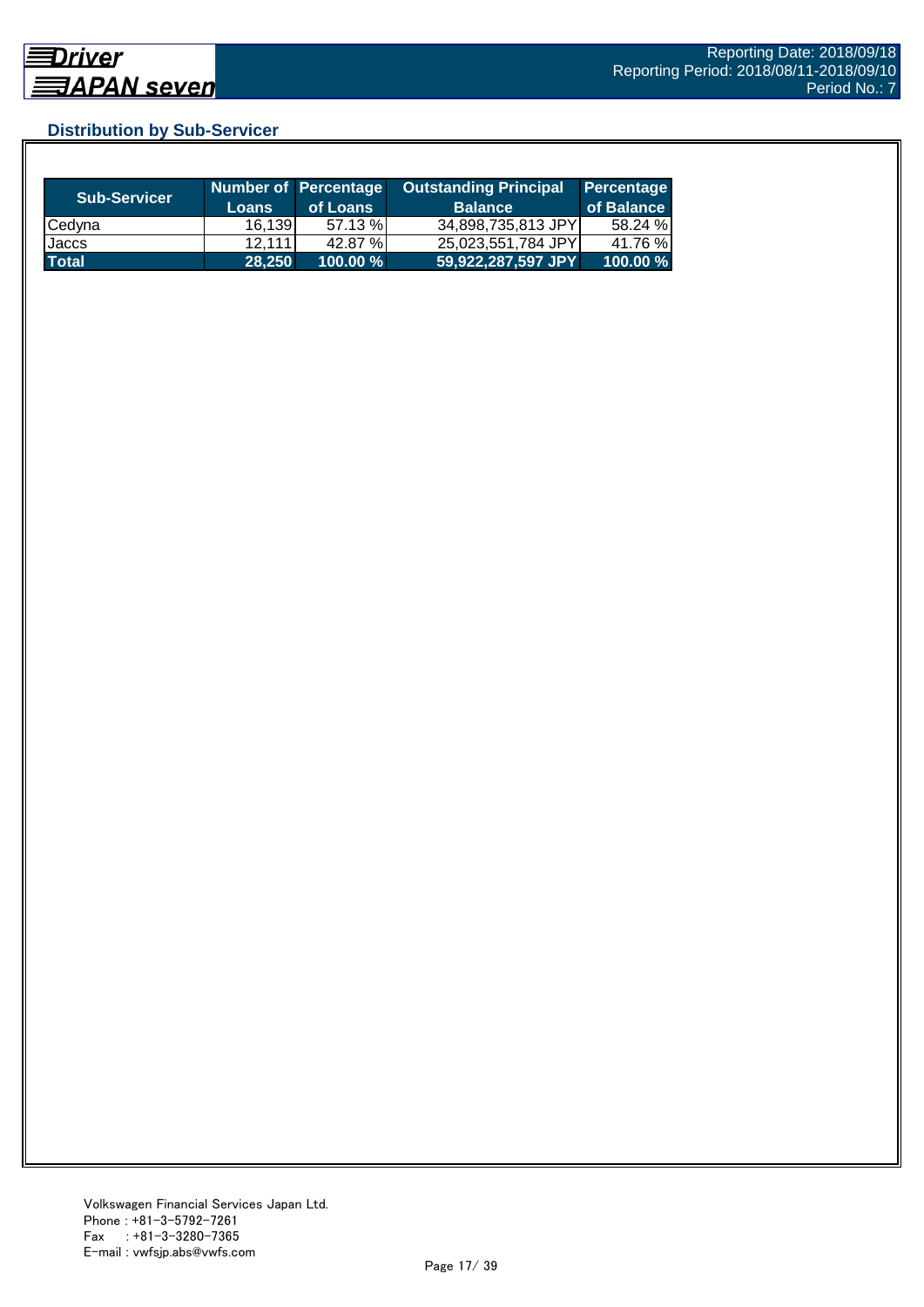## Distribution by Sub-Servicer

| Sub-Servicer | Number of Loans | Percentage of Loans | Outstanding Principal Balance | Percentage of Balance |
|---|---|---|---|---|
| Cedyna | 16,139 | 57.13 % | 34,898,735,813 JPY | 58.24 % |
| Jaccs | 12,111 | 42.87 % | 25,023,551,784 JPY | 41.76 % |
| **Total** | **28,250** | **100.00 %** | **59,922,287,597 JPY** | **100.00 %** |

Volkswagen Financial Services Japan Ltd.
Phone : +81-3-5792-7261
Fax : +81-3-3280-7365
E-mail : vwfsjp.abs@vwfs.com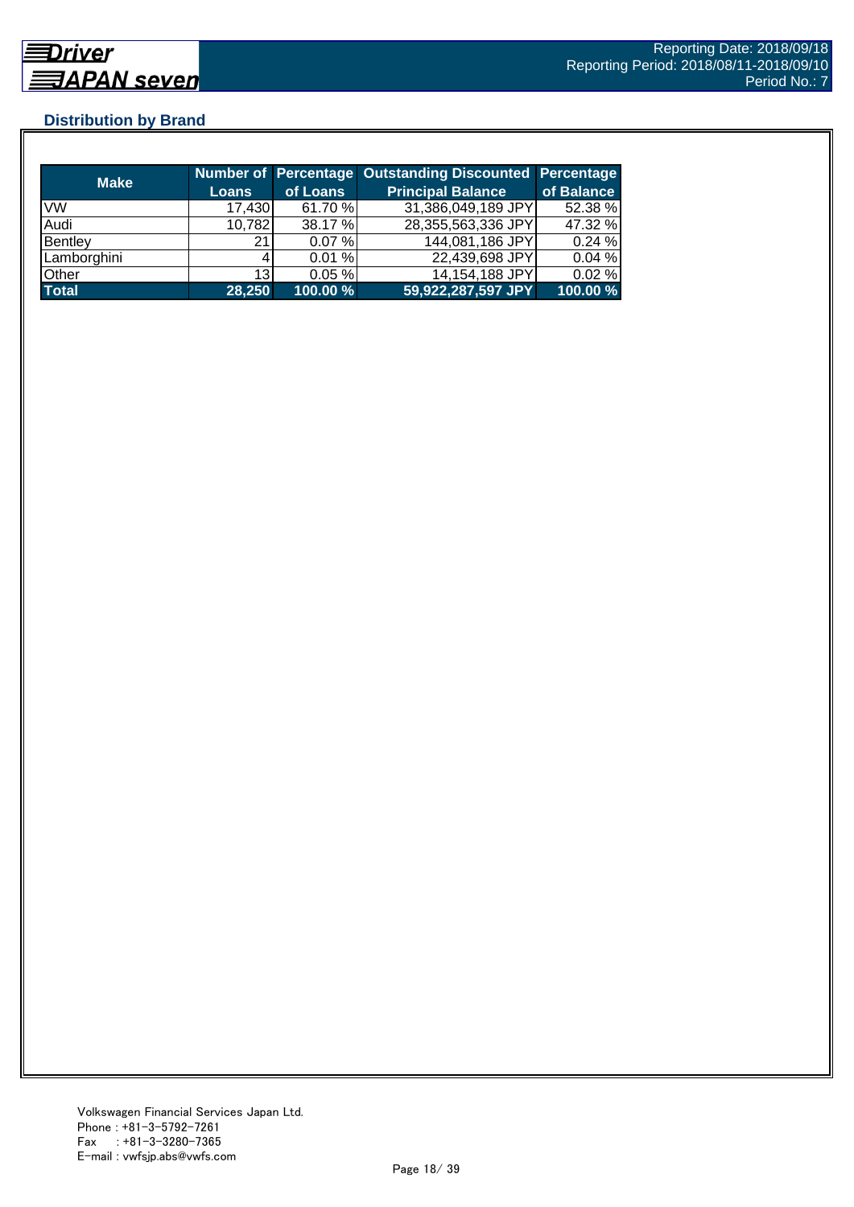## Distribution by Brand

| Make | Number of Loans | Percentage of Loans | Outstanding Discounted Principal Balance | Percentage of Balance |
|---|---|---|---|---|
| VW | 17,430 | 61.70 % | 31,386,049,189 JPY | 52.38 % |
| Audi | 10,782 | 38.17 % | 28,355,563,336 JPY | 47.32 % |
| Bentley | 21 | 0.07 % | 144,081,186 JPY | 0.24 % |
| Lamborghini | 4 | 0.01 % | 22,439,698 JPY | 0.04 % |
| Other | 13 | 0.05 % | 14,154,188 JPY | 0.02 % |
| **Total** | **28,250** | **100.00 %** | **59,922,287,597 JPY** | **100.00 %** |

Volkswagen Financial Services Japan Ltd.
Phone : +81-3-5792-7261
Fax : +81-3-3280-7365
E-mail : vwfsjp.abs@vwfs.com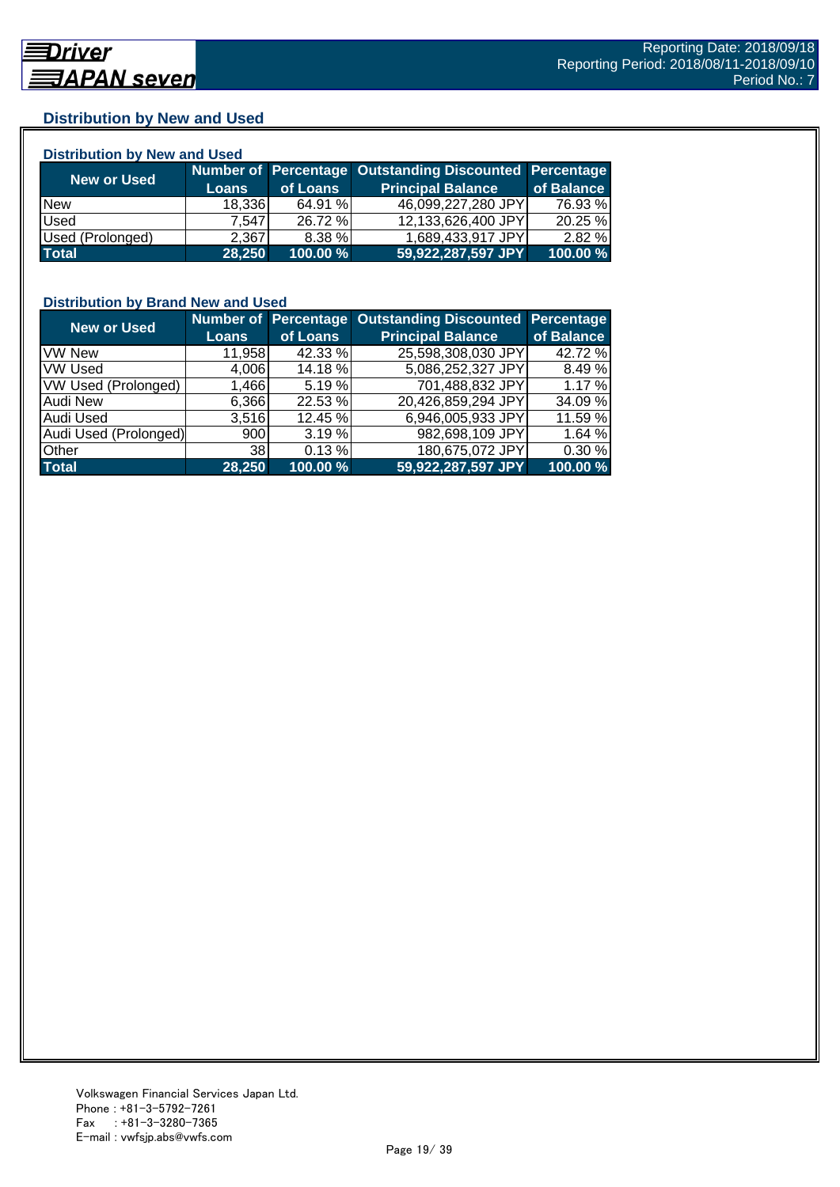## Distribution by New and Used

### Distribution by New and Used

| New or Used | Number of Loans | Percentage of Loans | Outstanding Discounted Principal Balance | Percentage of Balance |
|---|---|---|---|---|
| New | 18,336 | 64.91 % | 46,099,227,280 JPY | 76.93 % |
| Used | 7,547 | 26.72 % | 12,133,626,400 JPY | 20.25 % |
| Used (Prolonged) | 2,367 | 8.38 % | 1,689,433,917 JPY | 2.82 % |
| **Total** | **28,250** | **100.00 %** | **59,922,287,597 JPY** | **100.00 %** |

### Distribution by Brand New and Used

| New or Used | Number of Loans | Percentage of Loans | Outstanding Discounted Principal Balance | Percentage of Balance |
|---|---|---|---|---|
| VW New | 11,958 | 42.33 % | 25,598,308,030 JPY | 42.72 % |
| VW Used | 4,006 | 14.18 % | 5,086,252,327 JPY | 8.49 % |
| VW Used (Prolonged) | 1,466 | 5.19 % | 701,488,832 JPY | 1.17 % |
| Audi New | 6,366 | 22.53 % | 20,426,859,294 JPY | 34.09 % |
| Audi Used | 3,516 | 12.45 % | 6,946,005,933 JPY | 11.59 % |
| Audi Used (Prolonged) | 900 | 3.19 % | 982,698,109 JPY | 1.64 % |
| Other | 38 | 0.13 % | 180,675,072 JPY | 0.30 % |
| **Total** | **28,250** | **100.00 %** | **59,922,287,597 JPY** | **100.00 %** |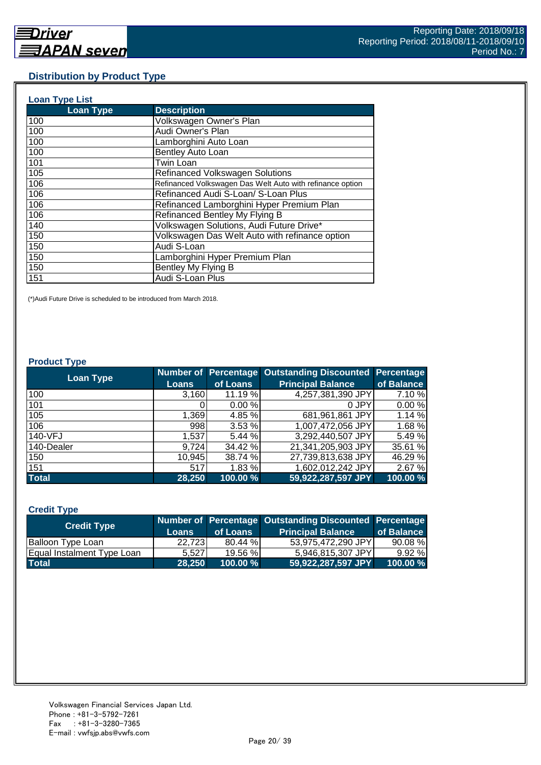## Distribution by Product Type

### Loan Type List

| Loan Type | Description |
|---|---|
| 100 | Volkswagen Owner's Plan |
| 100 | Audi Owner's Plan |
| 100 | Lamborghini Auto Loan |
| 100 | Bentley Auto Loan |
| 101 | Twin Loan |
| 105 | Refinanced Volkswagen Solutions |
| 106 | Refinanced Volkswagen Das Welt Auto with refinance option |
| 106 | Refinanced Audi S-Loan/ S-Loan Plus |
| 106 | Refinanced Lamborghini Hyper Premium Plan |
| 106 | Refinanced Bentley My Flying B |
| 140 | Volkswagen Solutions, Audi Future Drive* |
| 150 | Volkswagen Das Welt Auto with refinance option |
| 150 | Audi S-Loan |
| 150 | Lamborghini Hyper Premium Plan |
| 150 | Bentley My Flying B |
| 151 | Audi S-Loan Plus |

(*)Audi Future Drive is scheduled to be introduced from March 2018.

### Product Type

| Loan Type | Number of Loans | Percentage of Loans | Outstanding Discounted Principal Balance | Percentage of Balance |
|---|---|---|---|---|
| 100 | 3,160 | 11.19 % | 4,257,381,390 JPY | 7.10 % |
| 101 | 0 | 0.00 % | 0 JPY | 0.00 % |
| 105 | 1,369 | 4.85 % | 681,961,861 JPY | 1.14 % |
| 106 | 998 | 3.53 % | 1,007,472,056 JPY | 1.68 % |
| 140-VFJ | 1,537 | 5.44 % | 3,292,440,507 JPY | 5.49 % |
| 140-Dealer | 9,724 | 34.42 % | 21,341,205,903 JPY | 35.61 % |
| 150 | 10,945 | 38.74 % | 27,739,813,638 JPY | 46.29 % |
| 151 | 517 | 1.83 % | 1,602,012,242 JPY | 2.67 % |
| **Total** | **28,250** | **100.00 %** | **59,922,287,597 JPY** | **100.00 %** |

### Credit Type

| Credit Type | Number of Loans | Percentage of Loans | Outstanding Discounted Principal Balance | Percentage of Balance |
|---|---|---|---|---|
| Balloon Type Loan | 22,723 | 80.44 % | 53,975,472,290 JPY | 90.08 % |
| Equal Instalment Type Loan | 5,527 | 19.56 % | 5,946,815,307 JPY | 9.92 % |
| **Total** | **28,250** | **100.00 %** | **59,922,287,597 JPY** | **100.00 %** |

Volkswagen Financial Services Japan Ltd.
Phone : +81-3-5792-7261
Fax : +81-3-3280-7365
E-mail : vwfsjp.abs@vwfs.com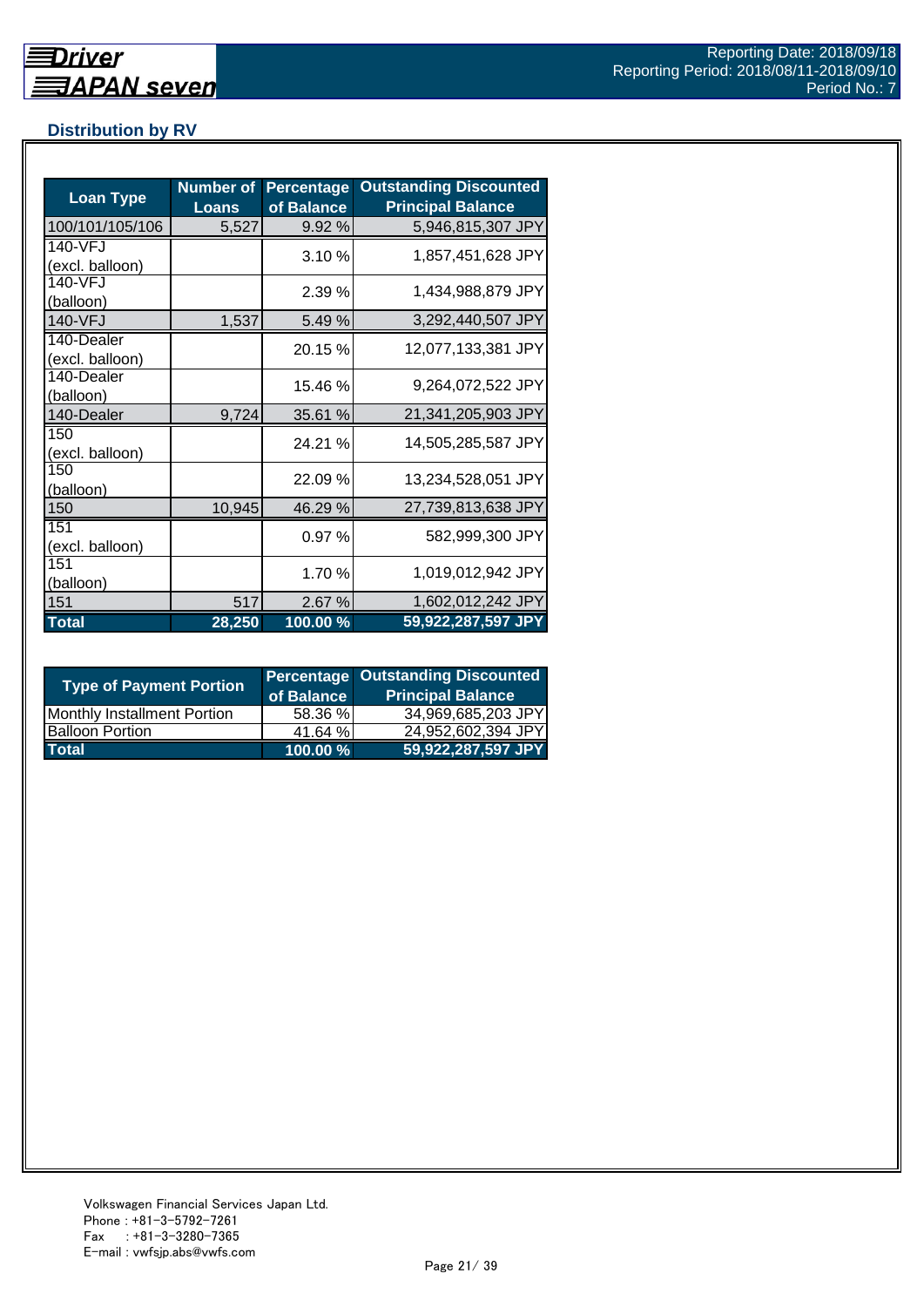## Distribution by RV

| Loan Type | Number of Loans | Percentage of Balance | Outstanding Discounted Principal Balance |
|---|---|---|---|
| 100/101/105/106 | 5,527 | 9.92 % | 5,946,815,307 JPY |
| 140-VFJ (excl. balloon) | | 3.10 % | 1,857,451,628 JPY |
| 140-VFJ (balloon) | | 2.39 % | 1,434,988,879 JPY |
| 140-VFJ | 1,537 | 5.49 % | 3,292,440,507 JPY |
| 140-Dealer (excl. balloon) | | 20.15 % | 12,077,133,381 JPY |
| 140-Dealer (balloon) | | 15.46 % | 9,264,072,522 JPY |
| 140-Dealer | 9,724 | 35.61 % | 21,341,205,903 JPY |
| 150 (excl. balloon) | | 24.21 % | 14,505,285,587 JPY |
| 150 (balloon) | | 22.09 % | 13,234,528,051 JPY |
| 150 | 10,945 | 46.29 % | 27,739,813,638 JPY |
| 151 (excl. balloon) | | 0.97 % | 582,999,300 JPY |
| 151 (balloon) | | 1.70 % | 1,019,012,942 JPY |
| 151 | 517 | 2.67 % | 1,602,012,242 JPY |
| **Total** | **28,250** | **100.00 %** | **59,922,287,597 JPY** |

| Type of Payment Portion | Percentage of Balance | Outstanding Discounted Principal Balance |
|---|---|---|
| Monthly Installment Portion | 58.36 % | 34,969,685,203 JPY |
| Balloon Portion | 41.64 % | 24,952,602,394 JPY |
| **Total** | **100.00 %** | **59,922,287,597 JPY** |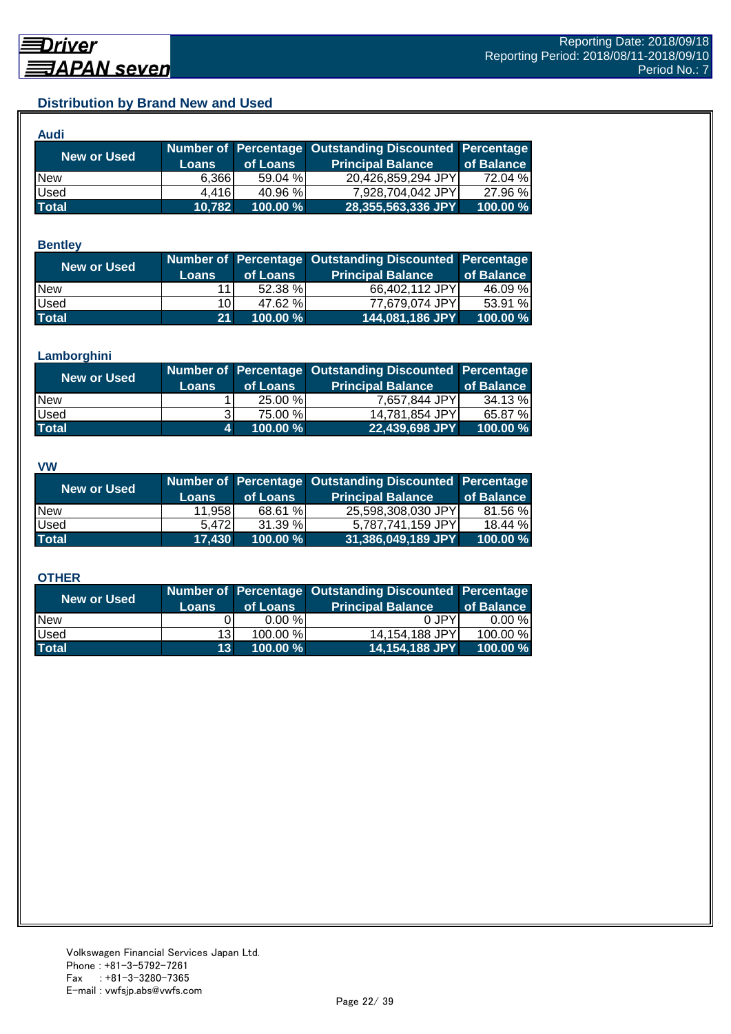## Distribution by Brand New and Used

### Audi

| New or Used | Number of Loans | Percentage of Loans | Outstanding Discounted Principal Balance | Percentage of Balance |
|---|---|---|---|---|
| New | 6,366 | 59.04 % | 20,426,859,294 JPY | 72.04 % |
| Used | 4,416 | 40.96 % | 7,928,704,042 JPY | 27.96 % |
| **Total** | **10,782** | **100.00 %** | **28,355,563,336 JPY** | **100.00 %** |

### Bentley

| New or Used | Number of Loans | Percentage of Loans | Outstanding Discounted Principal Balance | Percentage of Balance |
|---|---|---|---|---|
| New | 11 | 52.38 % | 66,402,112 JPY | 46.09 % |
| Used | 10 | 47.62 % | 77,679,074 JPY | 53.91 % |
| **Total** | **21** | **100.00 %** | **144,081,186 JPY** | **100.00 %** |

### Lamborghini

| New or Used | Number of Loans | Percentage of Loans | Outstanding Discounted Principal Balance | Percentage of Balance |
|---|---|---|---|---|
| New | 1 | 25.00 % | 7,657,844 JPY | 34.13 % |
| Used | 3 | 75.00 % | 14,781,854 JPY | 65.87 % |
| **Total** | **4** | **100.00 %** | **22,439,698 JPY** | **100.00 %** |

### VW

| New or Used | Number of Loans | Percentage of Loans | Outstanding Discounted Principal Balance | Percentage of Balance |
|---|---|---|---|---|
| New | 11,958 | 68.61 % | 25,598,308,030 JPY | 81.56 % |
| Used | 5,472 | 31.39 % | 5,787,741,159 JPY | 18.44 % |
| **Total** | **17,430** | **100.00 %** | **31,386,049,189 JPY** | **100.00 %** |

### OTHER

| New or Used | Number of Loans | Percentage of Loans | Outstanding Discounted Principal Balance | Percentage of Balance |
|---|---|---|---|---|
| New | 0 | 0.00 % | 0 JPY | 0.00 % |
| Used | 13 | 100.00 % | 14,154,188 JPY | 100.00 % |
| **Total** | **13** | **100.00 %** | **14,154,188 JPY** | **100.00 %** |

Volkswagen Financial Services Japan Ltd.
Phone : +81-3-5792-7261
Fax : +81-3-3280-7365
E-mail : vwfsjp.abs@vwfs.com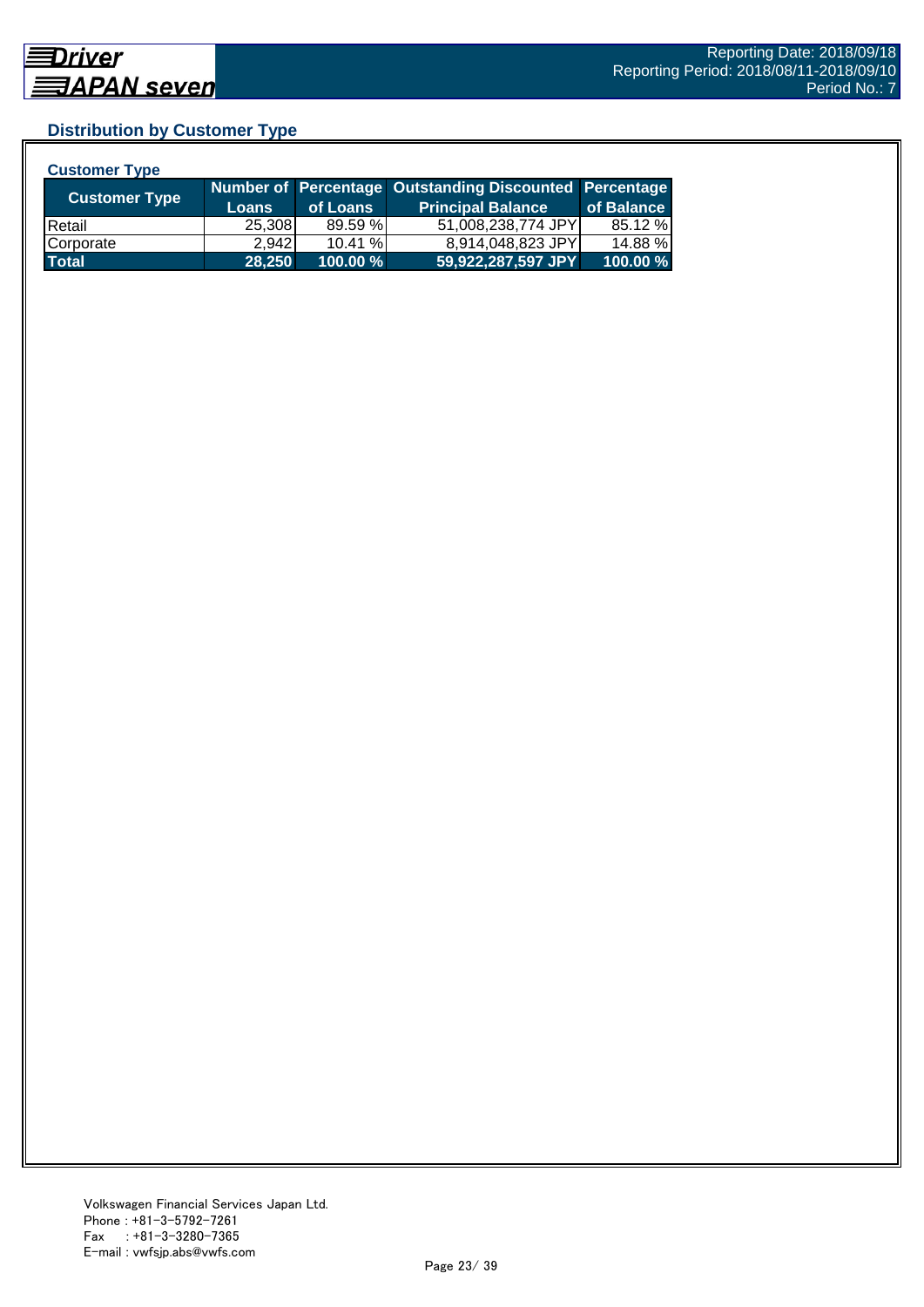## Distribution by Customer Type

### Customer Type

| Customer Type | Number of Loans | Percentage of Loans | Outstanding Discounted Principal Balance | Percentage of Balance |
|---|---|---|---|---|
| Retail | 25,308 | 89.59 % | 51,008,238,774 JPY | 85.12 % |
| Corporate | 2,942 | 10.41 % | 8,914,048,823 JPY | 14.88 % |
| **Total** | **28,250** | **100.00 %** | **59,922,287,597 JPY** | **100.00 %** |

Volkswagen Financial Services Japan Ltd.
Phone : +81-3-5792-7261
Fax : +81-3-3280-7365
E-mail : vwfsjp.abs@vwfs.com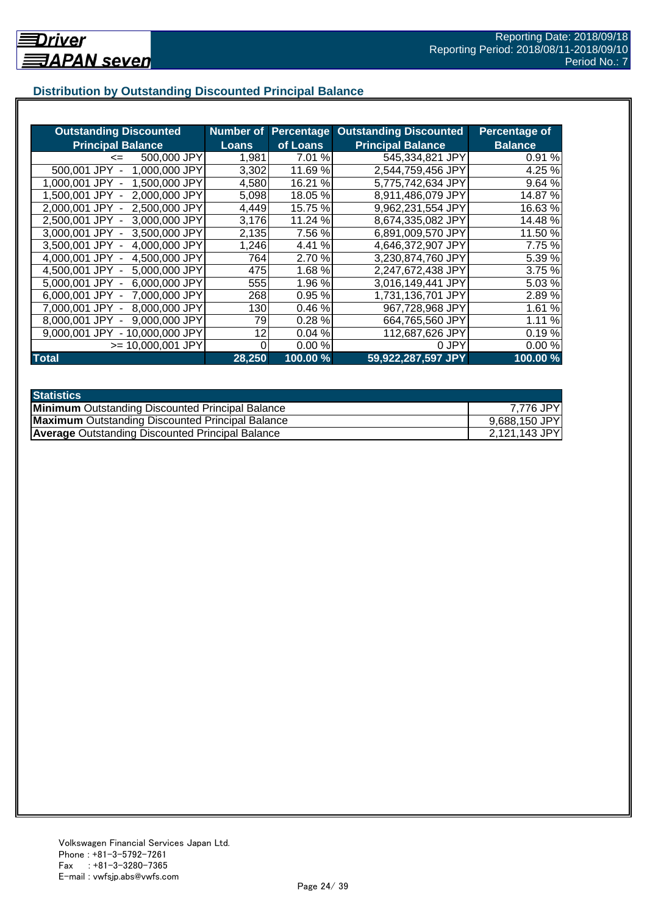## Distribution by Outstanding Discounted Principal Balance

| Outstanding Discounted Principal Balance | Number of Loans | Percentage of Loans | Outstanding Discounted Principal Balance | Percentage of Balance |
|---|---|---|---|---|
| <= 500,000 JPY | 1,981 | 7.01 % | 545,334,821 JPY | 0.91 % |
| 500,001 JPY - 1,000,000 JPY | 3,302 | 11.69 % | 2,544,759,456 JPY | 4.25 % |
| 1,000,001 JPY - 1,500,000 JPY | 4,580 | 16.21 % | 5,775,742,634 JPY | 9.64 % |
| 1,500,001 JPY - 2,000,000 JPY | 5,098 | 18.05 % | 8,911,486,079 JPY | 14.87 % |
| 2,000,001 JPY - 2,500,000 JPY | 4,449 | 15.75 % | 9,962,231,554 JPY | 16.63 % |
| 2,500,001 JPY - 3,000,000 JPY | 3,176 | 11.24 % | 8,674,335,082 JPY | 14.48 % |
| 3,000,001 JPY - 3,500,000 JPY | 2,135 | 7.56 % | 6,891,009,570 JPY | 11.50 % |
| 3,500,001 JPY - 4,000,000 JPY | 1,246 | 4.41 % | 4,646,372,907 JPY | 7.75 % |
| 4,000,001 JPY - 4,500,000 JPY | 764 | 2.70 % | 3,230,874,760 JPY | 5.39 % |
| 4,500,001 JPY - 5,000,000 JPY | 475 | 1.68 % | 2,247,672,438 JPY | 3.75 % |
| 5,000,001 JPY - 6,000,000 JPY | 555 | 1.96 % | 3,016,149,441 JPY | 5.03 % |
| 6,000,001 JPY - 7,000,000 JPY | 268 | 0.95 % | 1,731,136,701 JPY | 2.89 % |
| 7,000,001 JPY - 8,000,000 JPY | 130 | 0.46 % | 967,728,968 JPY | 1.61 % |
| 8,000,001 JPY - 9,000,000 JPY | 79 | 0.28 % | 664,765,560 JPY | 1.11 % |
| 9,000,001 JPY - 10,000,000 JPY | 12 | 0.04 % | 112,687,626 JPY | 0.19 % |
| >= 10,000,001 JPY | 0 | 0.00 % | 0 JPY | 0.00 % |
| **Total** | **28,250** | **100.00 %** | **59,922,287,597 JPY** | **100.00 %** |

| Statistics | |
|---|---|
| **Minimum** Outstanding Discounted Principal Balance | 7,776 JPY |
| **Maximum** Outstanding Discounted Principal Balance | 9,688,150 JPY |
| **Average** Outstanding Discounted Principal Balance | 2,121,143 JPY |

Volkswagen Financial Services Japan Ltd.
Phone : +81-3-5792-7261
Fax : +81-3-3280-7365
E-mail : vwfsjp.abs@vwfs.com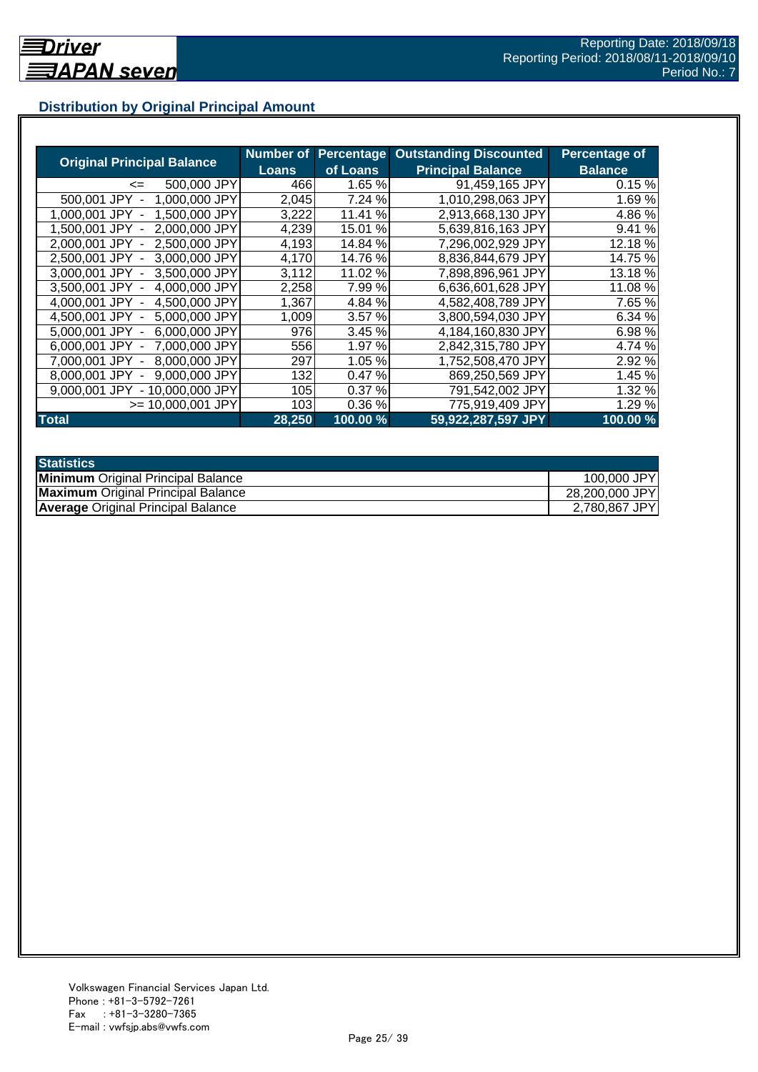## Distribution by Original Principal Amount

| Original Principal Balance | Number of Loans | Percentage of Loans | Outstanding Discounted Principal Balance | Percentage of Balance |
|---|---|---|---|---|
| <= 500,000 JPY | 466 | 1.65 % | 91,459,165 JPY | 0.15 % |
| 500,001 JPY - 1,000,000 JPY | 2,045 | 7.24 % | 1,010,298,063 JPY | 1.69 % |
| 1,000,001 JPY - 1,500,000 JPY | 3,222 | 11.41 % | 2,913,668,130 JPY | 4.86 % |
| 1,500,001 JPY - 2,000,000 JPY | 4,239 | 15.01 % | 5,639,816,163 JPY | 9.41 % |
| 2,000,001 JPY - 2,500,000 JPY | 4,193 | 14.84 % | 7,296,002,929 JPY | 12.18 % |
| 2,500,001 JPY - 3,000,000 JPY | 4,170 | 14.76 % | 8,836,844,679 JPY | 14.75 % |
| 3,000,001 JPY - 3,500,000 JPY | 3,112 | 11.02 % | 7,898,896,961 JPY | 13.18 % |
| 3,500,001 JPY - 4,000,000 JPY | 2,258 | 7.99 % | 6,636,601,628 JPY | 11.08 % |
| 4,000,001 JPY - 4,500,000 JPY | 1,367 | 4.84 % | 4,582,408,789 JPY | 7.65 % |
| 4,500,001 JPY - 5,000,000 JPY | 1,009 | 3.57 % | 3,800,594,030 JPY | 6.34 % |
| 5,000,001 JPY - 6,000,000 JPY | 976 | 3.45 % | 4,184,160,830 JPY | 6.98 % |
| 6,000,001 JPY - 7,000,000 JPY | 556 | 1.97 % | 2,842,315,780 JPY | 4.74 % |
| 7,000,001 JPY - 8,000,000 JPY | 297 | 1.05 % | 1,752,508,470 JPY | 2.92 % |
| 8,000,001 JPY - 9,000,000 JPY | 132 | 0.47 % | 869,250,569 JPY | 1.45 % |
| 9,000,001 JPY - 10,000,000 JPY | 105 | 0.37 % | 791,542,002 JPY | 1.32 % |
| >= 10,000,001 JPY | 103 | 0.36 % | 775,919,409 JPY | 1.29 % |
| **Total** | **28,250** | **100.00 %** | **59,922,287,597 JPY** | **100.00 %** |

| Statistics | |
|---|---|
| **Minimum** Original Principal Balance | 100,000 JPY |
| **Maximum** Original Principal Balance | 28,200,000 JPY |
| **Average** Original Principal Balance | 2,780,867 JPY |

Volkswagen Financial Services Japan Ltd.
Phone : +81-3-5792-7261
Fax : +81-3-3280-7365
E-mail : vwfsjp.abs@vwfs.com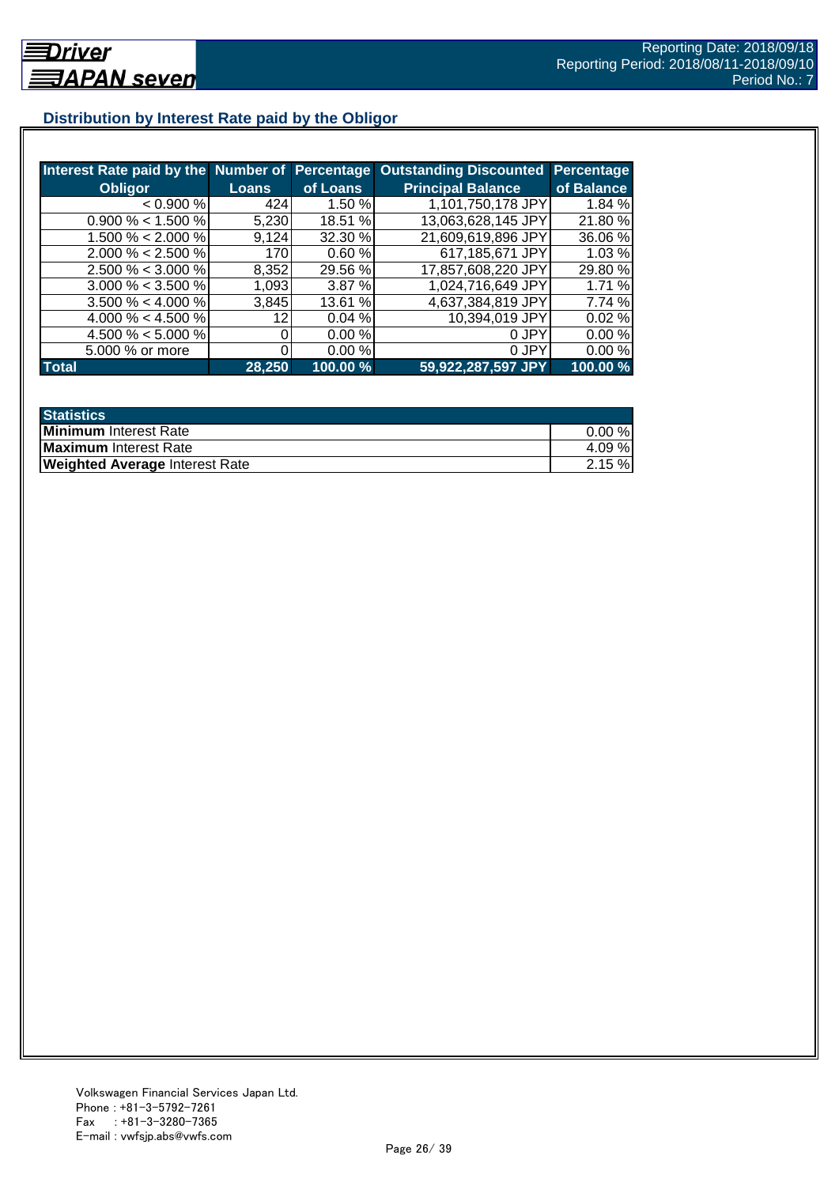## Distribution by Interest Rate paid by the Obligor

| Interest Rate paid by the Obligor | Number of Loans | Percentage of Loans | Outstanding Discounted Principal Balance | Percentage of Balance |
|---|---|---|---|---|
| < 0.900 % | 424 | 1.50 % | 1,101,750,178 JPY | 1.84 % |
| 0.900 % < 1.500 % | 5,230 | 18.51 % | 13,063,628,145 JPY | 21.80 % |
| 1.500 % < 2.000 % | 9,124 | 32.30 % | 21,609,619,896 JPY | 36.06 % |
| 2.000 % < 2.500 % | 170 | 0.60 % | 617,185,671 JPY | 1.03 % |
| 2.500 % < 3.000 % | 8,352 | 29.56 % | 17,857,608,220 JPY | 29.80 % |
| 3.000 % < 3.500 % | 1,093 | 3.87 % | 1,024,716,649 JPY | 1.71 % |
| 3.500 % < 4.000 % | 3,845 | 13.61 % | 4,637,384,819 JPY | 7.74 % |
| 4.000 % < 4.500 % | 12 | 0.04 % | 10,394,019 JPY | 0.02 % |
| 4.500 % < 5.000 % | 0 | 0.00 % | 0 JPY | 0.00 % |
| 5.000 % or more | 0 | 0.00 % | 0 JPY | 0.00 % |
| **Total** | **28,250** | **100.00 %** | **59,922,287,597 JPY** | **100.00 %** |

| Statistics | |
|---|---|
| **Minimum** Interest Rate | 0.00 % |
| **Maximum** Interest Rate | 4.09 % |
| **Weighted Average** Interest Rate | 2.15 % |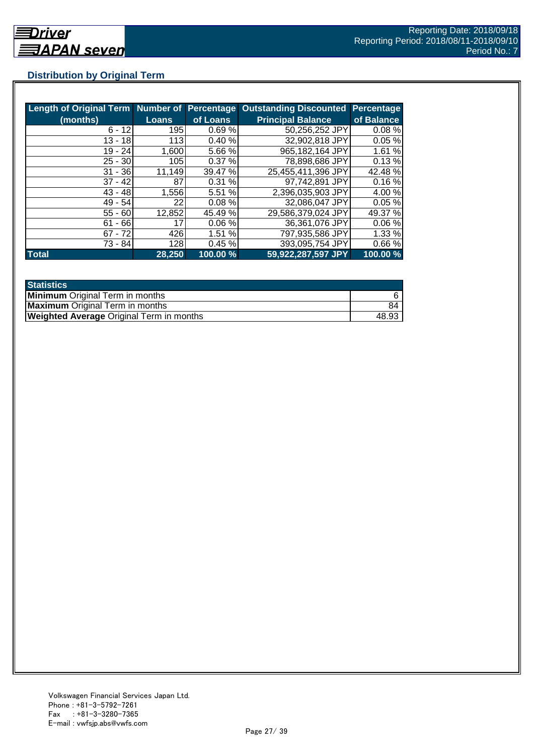## Distribution by Original Term

| Length of Original Term (months) | Number of Loans | Percentage of Loans | Outstanding Discounted Principal Balance | Percentage of Balance |
|---|---|---|---|---|
| 6 - 12 | 195 | 0.69 % | 50,256,252 JPY | 0.08 % |
| 13 - 18 | 113 | 0.40 % | 32,902,818 JPY | 0.05 % |
| 19 - 24 | 1,600 | 5.66 % | 965,182,164 JPY | 1.61 % |
| 25 - 30 | 105 | 0.37 % | 78,898,686 JPY | 0.13 % |
| 31 - 36 | 11,149 | 39.47 % | 25,455,411,396 JPY | 42.48 % |
| 37 - 42 | 87 | 0.31 % | 97,742,891 JPY | 0.16 % |
| 43 - 48 | 1,556 | 5.51 % | 2,396,035,903 JPY | 4.00 % |
| 49 - 54 | 22 | 0.08 % | 32,086,047 JPY | 0.05 % |
| 55 - 60 | 12,852 | 45.49 % | 29,586,379,024 JPY | 49.37 % |
| 61 - 66 | 17 | 0.06 % | 36,361,076 JPY | 0.06 % |
| 67 - 72 | 426 | 1.51 % | 797,935,586 JPY | 1.33 % |
| 73 - 84 | 128 | 0.45 % | 393,095,754 JPY | 0.66 % |
| **Total** | **28,250** | **100.00 %** | **59,922,287,597 JPY** | **100.00 %** |

| Statistics | |
|---|---|
| **Minimum** Original Term in months | 6 |
| **Maximum** Original Term in months | 84 |
| **Weighted Average** Original Term in months | 48.93 |

Volkswagen Financial Services Japan Ltd.
Phone : +81-3-5792-7261
Fax : +81-3-3280-7365
E-mail : vwfsjp.abs@vwfs.com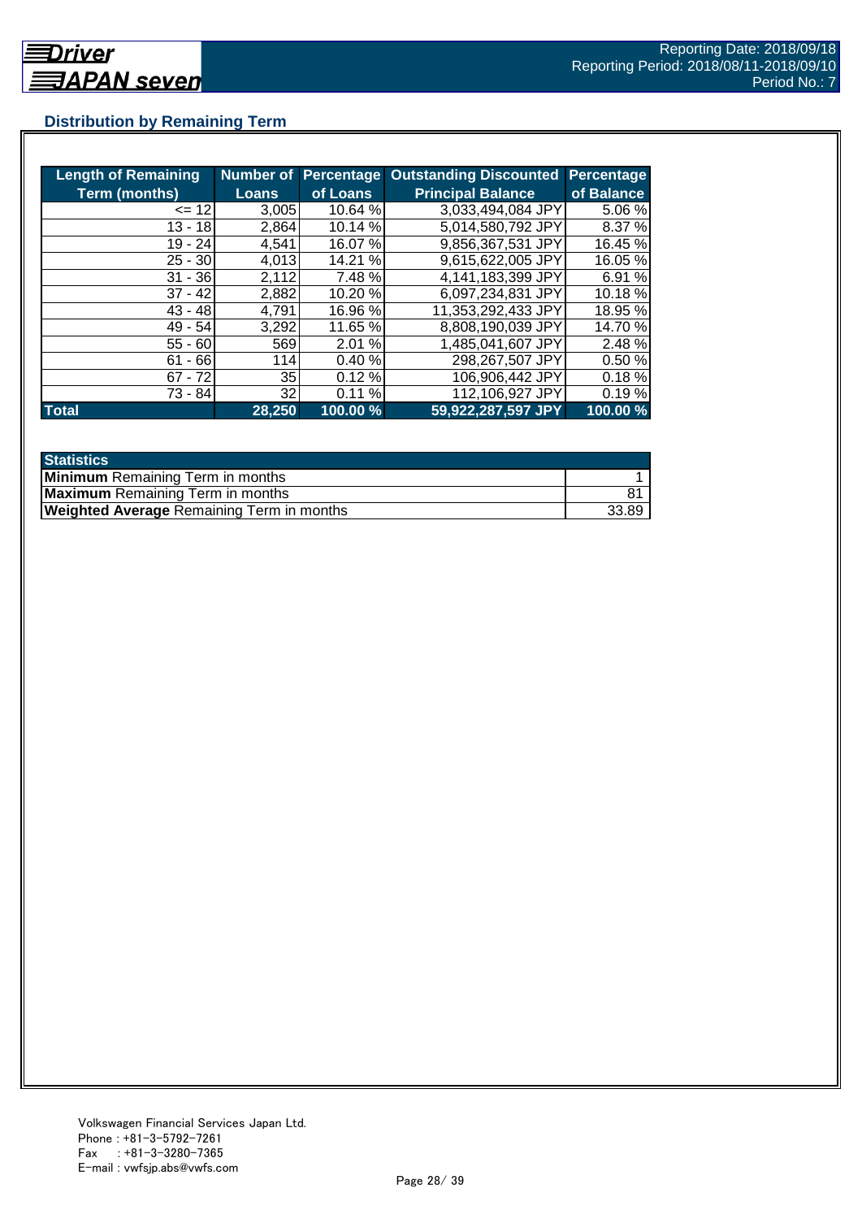## Distribution by Remaining Term

| Length of Remaining Term (months) | Number of Loans | Percentage of Loans | Outstanding Discounted Principal Balance | Percentage of Balance |
|---|---|---|---|---|
| <= 12 | 3,005 | 10.64 % | 3,033,494,084 JPY | 5.06 % |
| 13 - 18 | 2,864 | 10.14 % | 5,014,580,792 JPY | 8.37 % |
| 19 - 24 | 4,541 | 16.07 % | 9,856,367,531 JPY | 16.45 % |
| 25 - 30 | 4,013 | 14.21 % | 9,615,622,005 JPY | 16.05 % |
| 31 - 36 | 2,112 | 7.48 % | 4,141,183,399 JPY | 6.91 % |
| 37 - 42 | 2,882 | 10.20 % | 6,097,234,831 JPY | 10.18 % |
| 43 - 48 | 4,791 | 16.96 % | 11,353,292,433 JPY | 18.95 % |
| 49 - 54 | 3,292 | 11.65 % | 8,808,190,039 JPY | 14.70 % |
| 55 - 60 | 569 | 2.01 % | 1,485,041,607 JPY | 2.48 % |
| 61 - 66 | 114 | 0.40 % | 298,267,507 JPY | 0.50 % |
| 67 - 72 | 35 | 0.12 % | 106,906,442 JPY | 0.18 % |
| 73 - 84 | 32 | 0.11 % | 112,106,927 JPY | 0.19 % |
| **Total** | **28,250** | **100.00 %** | **59,922,287,597 JPY** | **100.00 %** |

| Statistics | |
|---|---|
| **Minimum** Remaining Term in months | 1 |
| **Maximum** Remaining Term in months | 81 |
| **Weighted Average** Remaining Term in months | 33.89 |

Volkswagen Financial Services Japan Ltd.
Phone : +81-3-5792-7261
Fax : +81-3-3280-7365
E-mail : vwfsjp.abs@vwfs.com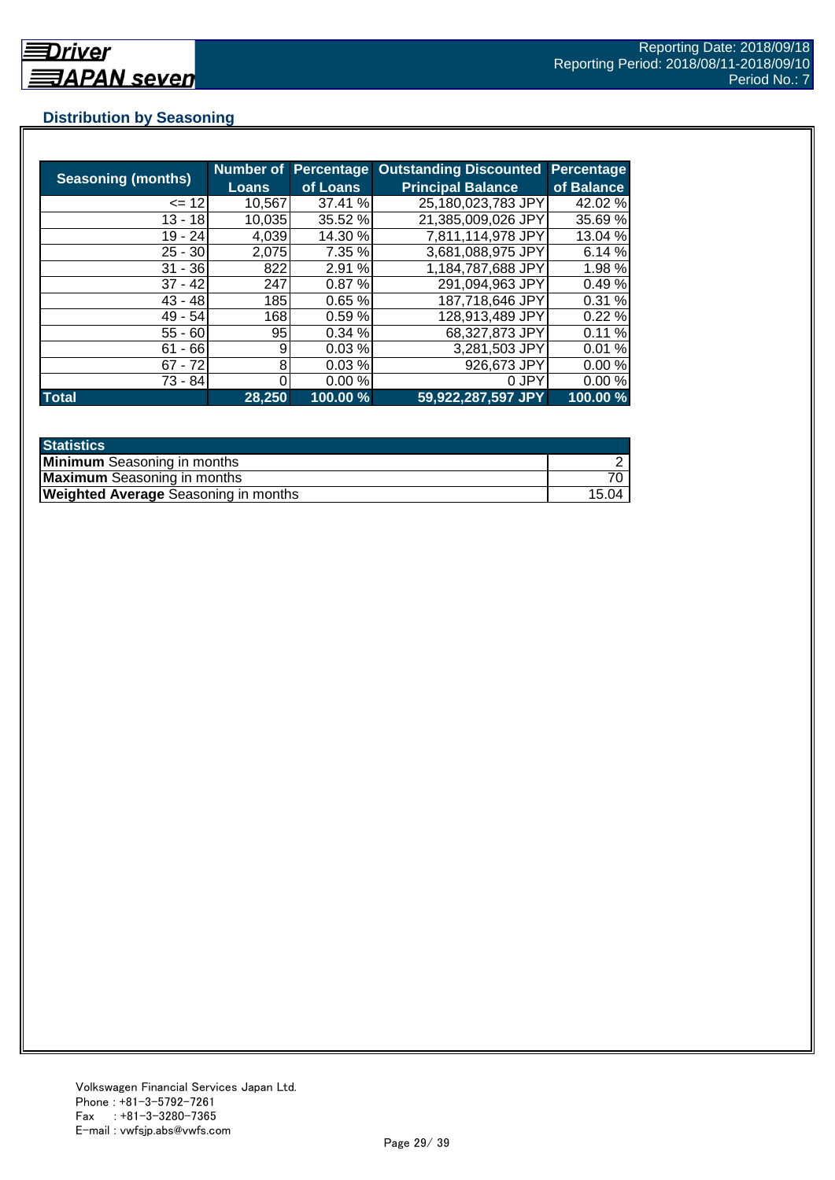## Distribution by Seasoning

| Seasoning (months) | Number of Loans | Percentage of Loans | Outstanding Discounted Principal Balance | Percentage of Balance |
|---|---|---|---|---|
| <= 12 | 10,567 | 37.41 % | 25,180,023,783 JPY | 42.02 % |
| 13 - 18 | 10,035 | 35.52 % | 21,385,009,026 JPY | 35.69 % |
| 19 - 24 | 4,039 | 14.30 % | 7,811,114,978 JPY | 13.04 % |
| 25 - 30 | 2,075 | 7.35 % | 3,681,088,975 JPY | 6.14 % |
| 31 - 36 | 822 | 2.91 % | 1,184,787,688 JPY | 1.98 % |
| 37 - 42 | 247 | 0.87 % | 291,094,963 JPY | 0.49 % |
| 43 - 48 | 185 | 0.65 % | 187,718,646 JPY | 0.31 % |
| 49 - 54 | 168 | 0.59 % | 128,913,489 JPY | 0.22 % |
| 55 - 60 | 95 | 0.34 % | 68,327,873 JPY | 0.11 % |
| 61 - 66 | 9 | 0.03 % | 3,281,503 JPY | 0.01 % |
| 67 - 72 | 8 | 0.03 % | 926,673 JPY | 0.00 % |
| 73 - 84 | 0 | 0.00 % | 0 JPY | 0.00 % |
| **Total** | **28,250** | **100.00 %** | **59,922,287,597 JPY** | **100.00 %** |

| Statistics | |
|---|---|
| **Minimum** Seasoning in months | 2 |
| **Maximum** Seasoning in months | 70 |
| **Weighted Average** Seasoning in months | 15.04 |

Volkswagen Financial Services Japan Ltd.
Phone : +81-3-5792-7261
Fax : +81-3-3280-7365
E-mail : vwfsjp.abs@vwfs.com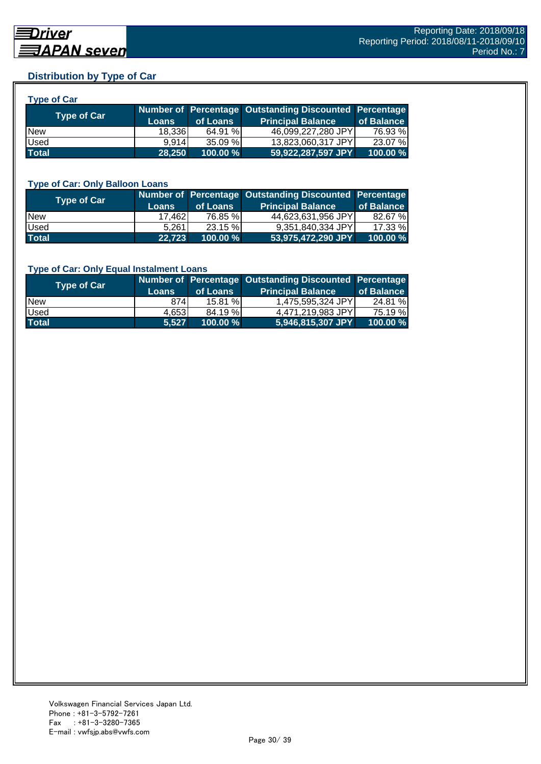## Distribution by Type of Car

### Type of Car

| Type of Car | Number of Loans | Percentage of Loans | Outstanding Discounted Principal Balance | Percentage of Balance |
|---|---|---|---|---|
| New | 18,336 | 64.91 % | 46,099,227,280 JPY | 76.93 % |
| Used | 9,914 | 35.09 % | 13,823,060,317 JPY | 23.07 % |
| **Total** | **28,250** | **100.00 %** | **59,922,287,597 JPY** | **100.00 %** |

### Type of Car: Only Balloon Loans

| Type of Car | Number of Loans | Percentage of Loans | Outstanding Discounted Principal Balance | Percentage of Balance |
|---|---|---|---|---|
| New | 17,462 | 76.85 % | 44,623,631,956 JPY | 82.67 % |
| Used | 5,261 | 23.15 % | 9,351,840,334 JPY | 17.33 % |
| **Total** | **22,723** | **100.00 %** | **53,975,472,290 JPY** | **100.00 %** |

### Type of Car: Only Equal Instalment Loans

| Type of Car | Number of Loans | Percentage of Loans | Outstanding Discounted Principal Balance | Percentage of Balance |
|---|---|---|---|---|
| New | 874 | 15.81 % | 1,475,595,324 JPY | 24.81 % |
| Used | 4,653 | 84.19 % | 4,471,219,983 JPY | 75.19 % |
| **Total** | **5,527** | **100.00 %** | **5,946,815,307 JPY** | **100.00 %** |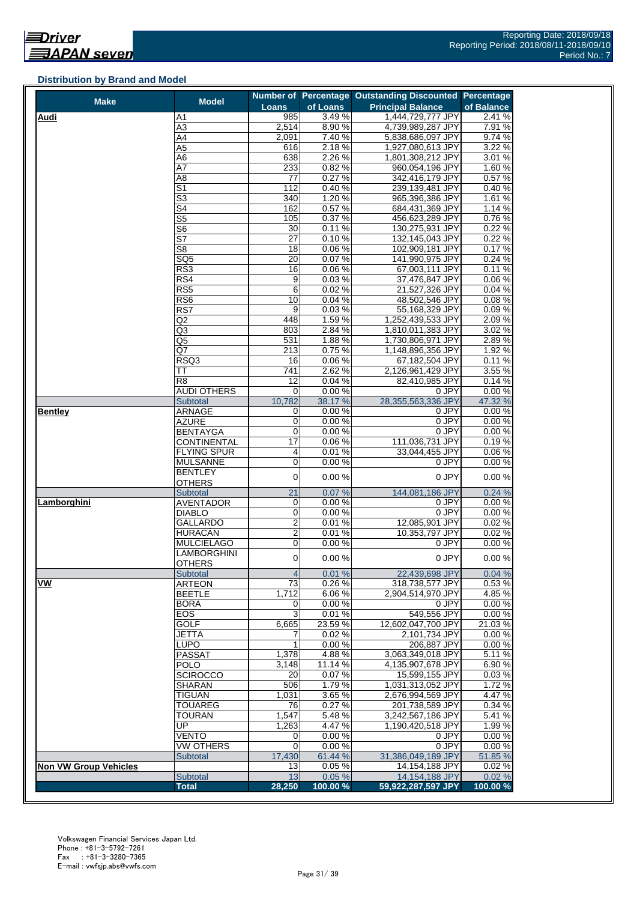Reporting Date: 2018/09/18
Reporting Period: 2018/08/11-2018/09/10
Period No.: 7

### Distribution by Brand and Model

| Make | Model | Number of Loans | Percentage of Loans | Outstanding Discounted Principal Balance | Percentage of Balance |
|---|---|---|---|---|---|
| **Audi** | A1 | 985 | 3.49 % | 1,444,729,777 JPY | 2.41 % |
| | A3 | 2,514 | 8.90 % | 4,739,989,287 JPY | 7.91 % |
| | A4 | 2,091 | 7.40 % | 5,838,686,097 JPY | 9.74 % |
| | A5 | 616 | 2.18 % | 1,927,080,613 JPY | 3.22 % |
| | A6 | 638 | 2.26 % | 1,801,308,212 JPY | 3.01 % |
| | A7 | 233 | 0.82 % | 960,054,196 JPY | 1.60 % |
| | A8 | 77 | 0.27 % | 342,416,179 JPY | 0.57 % |
| | S1 | 112 | 0.40 % | 239,139,481 JPY | 0.40 % |
| | S3 | 340 | 1.20 % | 965,396,386 JPY | 1.61 % |
| | S4 | 162 | 0.57 % | 684,431,369 JPY | 1.14 % |
| | S5 | 105 | 0.37 % | 456,623,289 JPY | 0.76 % |
| | S6 | 30 | 0.11 % | 130,275,931 JPY | 0.22 % |
| | S7 | 27 | 0.10 % | 132,145,043 JPY | 0.22 % |
| | S8 | 18 | 0.06 % | 102,909,181 JPY | 0.17 % |
| | SQ5 | 20 | 0.07 % | 141,990,975 JPY | 0.24 % |
| | RS3 | 16 | 0.06 % | 67,003,111 JPY | 0.11 % |
| | RS4 | 9 | 0.03 % | 37,476,847 JPY | 0.06 % |
| | RS5 | 6 | 0.02 % | 21,527,326 JPY | 0.04 % |
| | RS6 | 10 | 0.04 % | 48,502,546 JPY | 0.08 % |
| | RS7 | 9 | 0.03 % | 55,168,329 JPY | 0.09 % |
| | Q2 | 448 | 1.59 % | 1,252,439,533 JPY | 2.09 % |
| | Q3 | 803 | 2.84 % | 1,810,011,383 JPY | 3.02 % |
| | Q5 | 531 | 1.88 % | 1,730,806,971 JPY | 2.89 % |
| | Q7 | 213 | 0.75 % | 1,148,896,356 JPY | 1.92 % |
| | RSQ3 | 16 | 0.06 % | 67,182,504 JPY | 0.11 % |
| | TT | 741 | 2.62 % | 2,126,961,429 JPY | 3.55 % |
| | R8 | 12 | 0.04 % | 82,410,985 JPY | 0.14 % |
| | AUDI OTHERS | 0 | 0.00 % | 0 JPY | 0.00 % |
| | Subtotal | 10,782 | 38.17 % | 28,355,563,336 JPY | 47.32 % |
| **Bentley** | ARNAGE | 0 | 0.00 % | 0 JPY | 0.00 % |
| | AZURE | 0 | 0.00 % | 0 JPY | 0.00 % |
| | BENTAYGA | 0 | 0.00 % | 0 JPY | 0.00 % |
| | CONTINENTAL | 17 | 0.06 % | 111,036,731 JPY | 0.19 % |
| | FLYING SPUR | 4 | 0.01 % | 33,044,455 JPY | 0.06 % |
| | MULSANNE | 0 | 0.00 % | 0 JPY | 0.00 % |
| | BENTLEY OTHERS | 0 | 0.00 % | 0 JPY | 0.00 % |
| | Subtotal | 21 | 0.07 % | 144,081,186 JPY | 0.24 % |
| **Lamborghini** | AVENTADOR | 0 | 0.00 % | 0 JPY | 0.00 % |
| | DIABLO | 0 | 0.00 % | 0 JPY | 0.00 % |
| | GALLARDO | 2 | 0.01 % | 12,085,901 JPY | 0.02 % |
| | HURACAN | 2 | 0.01 % | 10,353,797 JPY | 0.02 % |
| | MULCIELAGO | 0 | 0.00 % | 0 JPY | 0.00 % |
| | LAMBORGHINI OTHERS | 0 | 0.00 % | 0 JPY | 0.00 % |
| | Subtotal | 4 | 0.01 % | 22,439,698 JPY | 0.04 % |
| **VW** | ARTEON | 73 | 0.26 % | 318,738,577 JPY | 0.53 % |
| | BEETLE | 1,712 | 6.06 % | 2,904,514,970 JPY | 4.85 % |
| | BORA | 0 | 0.00 % | 0 JPY | 0.00 % |
| | EOS | 3 | 0.01 % | 549,556 JPY | 0.00 % |
| | GOLF | 6,665 | 23.59 % | 12,602,047,700 JPY | 21.03 % |
| | JETTA | 7 | 0.02 % | 2,101,734 JPY | 0.00 % |
| | LUPO | 1 | 0.00 % | 206,887 JPY | 0.00 % |
| | PASSAT | 1,378 | 4.88 % | 3,063,349,018 JPY | 5.11 % |
| | POLO | 3,148 | 11.14 % | 4,135,907,678 JPY | 6.90 % |
| | SCIROCCO | 20 | 0.07 % | 15,599,155 JPY | 0.03 % |
| | SHARAN | 506 | 1.79 % | 1,031,313,052 JPY | 1.72 % |
| | TIGUAN | 1,031 | 3.65 % | 2,676,994,569 JPY | 4.47 % |
| | TOUAREG | 76 | 0.27 % | 201,738,589 JPY | 0.34 % |
| | TOURAN | 1,547 | 5.48 % | 3,242,567,186 JPY | 5.41 % |
| | UP | 1,263 | 4.47 % | 1,190,420,518 JPY | 1.99 % |
| | VENTO | 0 | 0.00 % | 0 JPY | 0.00 % |
| | VW OTHERS | 0 | 0.00 % | 0 JPY | 0.00 % |
| | Subtotal | 17,430 | 61.44 % | 31,386,049,189 JPY | 51.85 % |
| **Non VW Group Vehicles** | | 13 | 0.05 % | 14,154,188 JPY | 0.02 % |
| | Subtotal | 13 | 0.05 % | 14,154,188 JPY | 0.02 % |
| | **Total** | **28,250** | **100.00 %** | **59,922,287,597 JPY** | **100.00 %** |

Volkswagen Financial Services Japan Ltd.
Phone : +81-3-5792-7261
Fax : +81-3-3280-7365
E-mail : vwfsjp.abs@vwfs.com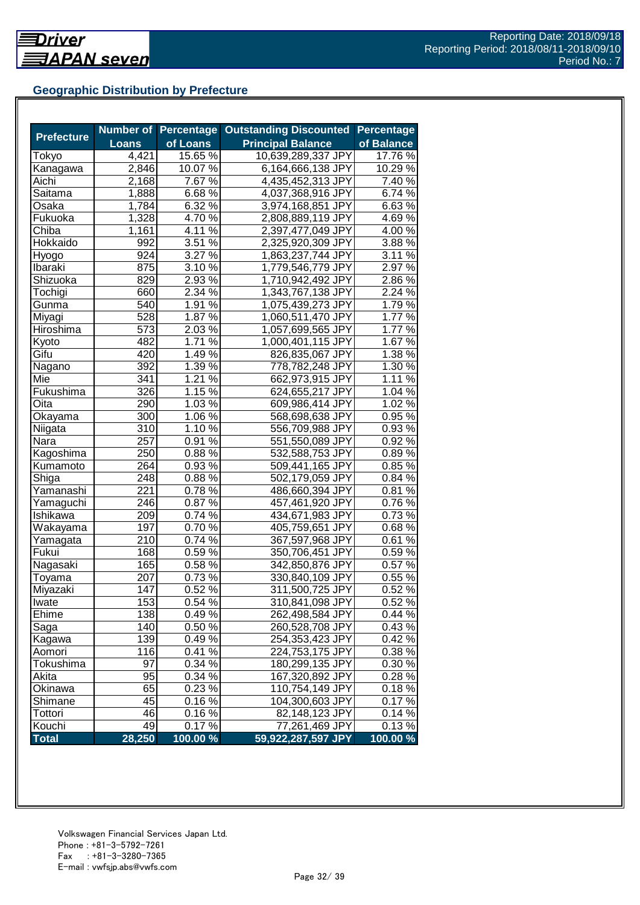**Driver JAPAN seven**

Reporting Date: 2018/09/18
Reporting Period: 2018/08/11-2018/09/10
Period No.: 7

## Geographic Distribution by Prefecture

| Prefecture | Number of Loans | Percentage of Loans | Outstanding Discounted Principal Balance | Percentage of Balance |
|---|---|---|---|---|
| Tokyo | 4,421 | 15.65 % | 10,639,289,337 JPY | 17.76 % |
| Kanagawa | 2,846 | 10.07 % | 6,164,666,138 JPY | 10.29 % |
| Aichi | 2,168 | 7.67 % | 4,435,452,313 JPY | 7.40 % |
| Saitama | 1,888 | 6.68 % | 4,037,368,916 JPY | 6.74 % |
| Osaka | 1,784 | 6.32 % | 3,974,168,851 JPY | 6.63 % |
| Fukuoka | 1,328 | 4.70 % | 2,808,889,119 JPY | 4.69 % |
| Chiba | 1,161 | 4.11 % | 2,397,477,049 JPY | 4.00 % |
| Hokkaido | 992 | 3.51 % | 2,325,920,309 JPY | 3.88 % |
| Hyogo | 924 | 3.27 % | 1,863,237,744 JPY | 3.11 % |
| Ibaraki | 875 | 3.10 % | 1,779,546,779 JPY | 2.97 % |
| Shizuoka | 829 | 2.93 % | 1,710,942,492 JPY | 2.86 % |
| Tochigi | 660 | 2.34 % | 1,343,767,138 JPY | 2.24 % |
| Gunma | 540 | 1.91 % | 1,075,439,273 JPY | 1.79 % |
| Miyagi | 528 | 1.87 % | 1,060,511,470 JPY | 1.77 % |
| Hiroshima | 573 | 2.03 % | 1,057,699,565 JPY | 1.77 % |
| Kyoto | 482 | 1.71 % | 1,000,401,115 JPY | 1.67 % |
| Gifu | 420 | 1.49 % | 826,835,067 JPY | 1.38 % |
| Nagano | 392 | 1.39 % | 778,782,248 JPY | 1.30 % |
| Mie | 341 | 1.21 % | 662,973,915 JPY | 1.11 % |
| Fukushima | 326 | 1.15 % | 624,655,217 JPY | 1.04 % |
| Oita | 290 | 1.03 % | 609,986,414 JPY | 1.02 % |
| Okayama | 300 | 1.06 % | 568,698,638 JPY | 0.95 % |
| Niigata | 310 | 1.10 % | 556,709,988 JPY | 0.93 % |
| Nara | 257 | 0.91 % | 551,550,089 JPY | 0.92 % |
| Kagoshima | 250 | 0.88 % | 532,588,753 JPY | 0.89 % |
| Kumamoto | 264 | 0.93 % | 509,441,165 JPY | 0.85 % |
| Shiga | 248 | 0.88 % | 502,179,059 JPY | 0.84 % |
| Yamanashi | 221 | 0.78 % | 486,660,394 JPY | 0.81 % |
| Yamaguchi | 246 | 0.87 % | 457,461,920 JPY | 0.76 % |
| Ishikawa | 209 | 0.74 % | 434,671,983 JPY | 0.73 % |
| Wakayama | 197 | 0.70 % | 405,759,651 JPY | 0.68 % |
| Yamagata | 210 | 0.74 % | 367,597,968 JPY | 0.61 % |
| Fukui | 168 | 0.59 % | 350,706,451 JPY | 0.59 % |
| Nagasaki | 165 | 0.58 % | 342,850,876 JPY | 0.57 % |
| Toyama | 207 | 0.73 % | 330,840,109 JPY | 0.55 % |
| Miyazaki | 147 | 0.52 % | 311,500,725 JPY | 0.52 % |
| Iwate | 153 | 0.54 % | 310,841,098 JPY | 0.52 % |
| Ehime | 138 | 0.49 % | 262,498,584 JPY | 0.44 % |
| Saga | 140 | 0.50 % | 260,528,708 JPY | 0.43 % |
| Kagawa | 139 | 0.49 % | 254,353,423 JPY | 0.42 % |
| Aomori | 116 | 0.41 % | 224,753,175 JPY | 0.38 % |
| Tokushima | 97 | 0.34 % | 180,299,135 JPY | 0.30 % |
| Akita | 95 | 0.34 % | 167,320,892 JPY | 0.28 % |
| Okinawa | 65 | 0.23 % | 110,754,149 JPY | 0.18 % |
| Shimane | 45 | 0.16 % | 104,300,603 JPY | 0.17 % |
| Tottori | 46 | 0.16 % | 82,148,123 JPY | 0.14 % |
| Kouchi | 49 | 0.17 % | 77,261,469 JPY | 0.13 % |
| **Total** | **28,250** | **100.00 %** | **59,922,287,597 JPY** | **100.00 %** |

Volkswagen Financial Services Japan Ltd.
Phone : +81-3-5792-7261
Fax : +81-3-3280-7365
E-mail : vwfsjp.abs@vwfs.com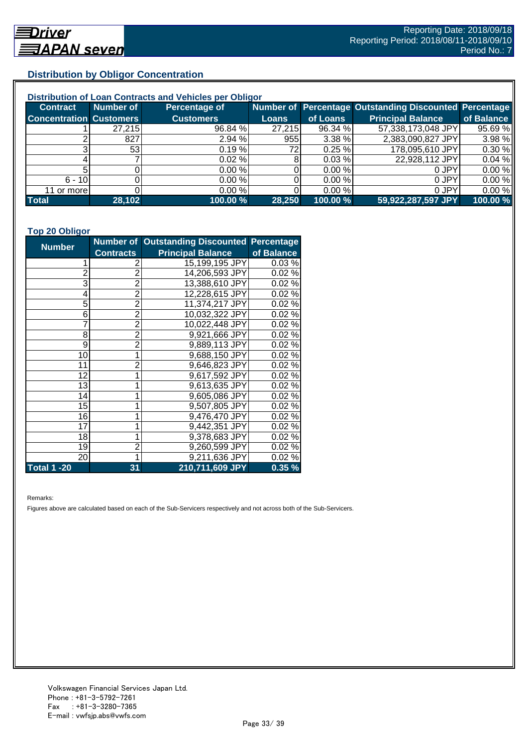## Distribution by Obligor Concentration

### Distribution of Loan Contracts and Vehicles per Obligor

| Contract Concentration | Number of Customers | Percentage of Customers | Number of Loans | Percentage of Loans | Outstanding Discounted Principal Balance | Percentage of Balance |
|---|---|---|---|---|---|---|
| 1 | 27,215 | 96.84 % | 27,215 | 96.34 % | 57,338,173,048 JPY | 95.69 % |
| 2 | 827 | 2.94 % | 955 | 3.38 % | 2,383,090,827 JPY | 3.98 % |
| 3 | 53 | 0.19 % | 72 | 0.25 % | 178,095,610 JPY | 0.30 % |
| 4 | 7 | 0.02 % | 8 | 0.03 % | 22,928,112 JPY | 0.04 % |
| 5 | 0 | 0.00 % | 0 | 0.00 % | 0 JPY | 0.00 % |
| 6 - 10 | 0 | 0.00 % | 0 | 0.00 % | 0 JPY | 0.00 % |
| 11 or more | 0 | 0.00 % | 0 | 0.00 % | 0 JPY | 0.00 % |
| **Total** | **28,102** | **100.00 %** | **28,250** | **100.00 %** | **59,922,287,597 JPY** | **100.00 %** |

### Top 20 Obligor

| Number | Number of Contracts | Outstanding Discounted Principal Balance | Percentage of Balance |
|---|---|---|---|
| 1 | 2 | 15,199,195 JPY | 0.03 % |
| 2 | 2 | 14,206,593 JPY | 0.02 % |
| 3 | 2 | 13,388,610 JPY | 0.02 % |
| 4 | 2 | 12,228,615 JPY | 0.02 % |
| 5 | 2 | 11,374,217 JPY | 0.02 % |
| 6 | 2 | 10,032,322 JPY | 0.02 % |
| 7 | 2 | 10,022,448 JPY | 0.02 % |
| 8 | 2 | 9,921,666 JPY | 0.02 % |
| 9 | 2 | 9,889,113 JPY | 0.02 % |
| 10 | 1 | 9,688,150 JPY | 0.02 % |
| 11 | 2 | 9,646,823 JPY | 0.02 % |
| 12 | 1 | 9,617,592 JPY | 0.02 % |
| 13 | 1 | 9,613,635 JPY | 0.02 % |
| 14 | 1 | 9,605,086 JPY | 0.02 % |
| 15 | 1 | 9,507,805 JPY | 0.02 % |
| 16 | 1 | 9,476,470 JPY | 0.02 % |
| 17 | 1 | 9,442,351 JPY | 0.02 % |
| 18 | 1 | 9,378,683 JPY | 0.02 % |
| 19 | 2 | 9,260,599 JPY | 0.02 % |
| 20 | 1 | 9,211,636 JPY | 0.02 % |
| **Total 1 -20** | **31** | **210,711,609 JPY** | **0.35 %** |

Remarks:

Figures above are calculated based on each of the Sub-Servicers respectively and not across both of the Sub-Servicers.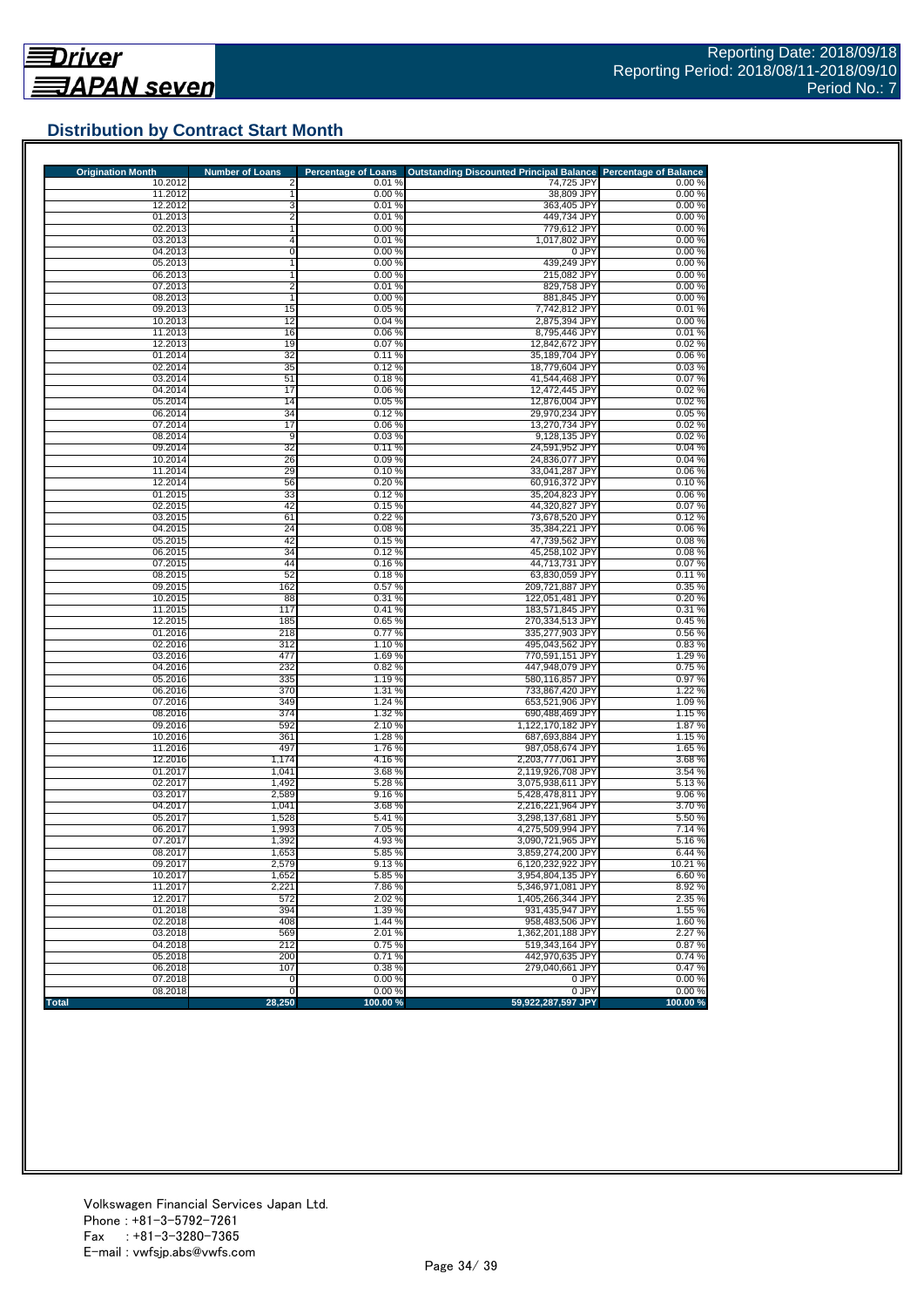## Distribution by Contract Start Month

| Origination Month | Number of Loans | Percentage of Loans | Outstanding Discounted Principal Balance | Percentage of Balance |
|---|---|---|---|---|
| 10.2012 | 2 | 0.01 % | 74,725 JPY | 0.00 % |
| 11.2012 | 1 | 0.00 % | 38,809 JPY | 0.00 % |
| 12.2012 | 3 | 0.01 % | 363,405 JPY | 0.00 % |
| 01.2013 | 2 | 0.01 % | 449,734 JPY | 0.00 % |
| 02.2013 | 1 | 0.00 % | 779,612 JPY | 0.00 % |
| 03.2013 | 4 | 0.01 % | 1,017,802 JPY | 0.00 % |
| 04.2013 | 0 | 0.00 % | 0 JPY | 0.00 % |
| 05.2013 | 1 | 0.00 % | 439,249 JPY | 0.00 % |
| 06.2013 | 1 | 0.00 % | 215,082 JPY | 0.00 % |
| 07.2013 | 2 | 0.01 % | 829,758 JPY | 0.00 % |
| 08.2013 | 1 | 0.00 % | 881,845 JPY | 0.00 % |
| 09.2013 | 15 | 0.05 % | 7,742,812 JPY | 0.01 % |
| 10.2013 | 12 | 0.04 % | 2,875,394 JPY | 0.00 % |
| 11.2013 | 16 | 0.06 % | 8,795,446 JPY | 0.01 % |
| 12.2013 | 19 | 0.07 % | 12,842,672 JPY | 0.02 % |
| 01.2014 | 32 | 0.11 % | 35,189,704 JPY | 0.06 % |
| 02.2014 | 35 | 0.12 % | 18,779,604 JPY | 0.03 % |
| 03.2014 | 51 | 0.18 % | 41,544,468 JPY | 0.07 % |
| 04.2014 | 17 | 0.06 % | 12,472,445 JPY | 0.02 % |
| 05.2014 | 14 | 0.05 % | 12,876,004 JPY | 0.02 % |
| 06.2014 | 34 | 0.12 % | 29,970,234 JPY | 0.05 % |
| 07.2014 | 17 | 0.06 % | 13,270,734 JPY | 0.02 % |
| 08.2014 | 9 | 0.03 % | 9,128,135 JPY | 0.02 % |
| 09.2014 | 32 | 0.11 % | 24,591,952 JPY | 0.04 % |
| 10.2014 | 26 | 0.09 % | 24,836,077 JPY | 0.04 % |
| 11.2014 | 29 | 0.10 % | 33,041,287 JPY | 0.06 % |
| 12.2014 | 56 | 0.20 % | 60,916,372 JPY | 0.10 % |
| 01.2015 | 33 | 0.12 % | 35,204,823 JPY | 0.06 % |
| 02.2015 | 42 | 0.15 % | 44,320,827 JPY | 0.07 % |
| 03.2015 | 61 | 0.22 % | 73,678,520 JPY | 0.12 % |
| 04.2015 | 24 | 0.08 % | 35,384,221 JPY | 0.06 % |
| 05.2015 | 42 | 0.15 % | 47,739,562 JPY | 0.08 % |
| 06.2015 | 34 | 0.12 % | 45,258,102 JPY | 0.08 % |
| 07.2015 | 44 | 0.16 % | 44,713,731 JPY | 0.07 % |
| 08.2015 | 52 | 0.18 % | 63,830,059 JPY | 0.11 % |
| 09.2015 | 162 | 0.57 % | 209,721,887 JPY | 0.35 % |
| 10.2015 | 88 | 0.31 % | 122,051,481 JPY | 0.20 % |
| 11.2015 | 117 | 0.41 % | 183,571,845 JPY | 0.31 % |
| 12.2015 | 185 | 0.65 % | 270,334,513 JPY | 0.45 % |
| 01.2016 | 218 | 0.77 % | 335,277,903 JPY | 0.56 % |
| 02.2016 | 312 | 1.10 % | 495,043,562 JPY | 0.83 % |
| 03.2016 | 477 | 1.69 % | 770,591,151 JPY | 1.29 % |
| 04.2016 | 232 | 0.82 % | 447,948,079 JPY | 0.75 % |
| 05.2016 | 335 | 1.19 % | 580,116,857 JPY | 0.97 % |
| 06.2016 | 370 | 1.31 % | 733,867,420 JPY | 1.22 % |
| 07.2016 | 349 | 1.24 % | 653,521,906 JPY | 1.09 % |
| 08.2016 | 374 | 1.32 % | 690,488,469 JPY | 1.15 % |
| 09.2016 | 592 | 2.10 % | 1,122,170,182 JPY | 1.87 % |
| 10.2016 | 361 | 1.28 % | 687,693,884 JPY | 1.15 % |
| 11.2016 | 497 | 1.76 % | 987,058,674 JPY | 1.65 % |
| 12.2016 | 1,174 | 4.16 % | 2,203,777,061 JPY | 3.68 % |
| 01.2017 | 1,041 | 3.68 % | 2,119,926,708 JPY | 3.54 % |
| 02.2017 | 1,492 | 5.28 % | 3,075,938,611 JPY | 5.13 % |
| 03.2017 | 2,589 | 9.16 % | 5,428,478,811 JPY | 9.06 % |
| 04.2017 | 1,041 | 3.68 % | 2,216,221,964 JPY | 3.70 % |
| 05.2017 | 1,528 | 5.41 % | 3,298,137,681 JPY | 5.50 % |
| 06.2017 | 1,993 | 7.05 % | 4,275,509,994 JPY | 7.14 % |
| 07.2017 | 1,392 | 4.93 % | 3,090,721,965 JPY | 5.16 % |
| 08.2017 | 1,653 | 5.85 % | 3,859,274,200 JPY | 6.44 % |
| 09.2017 | 2,579 | 9.13 % | 6,120,232,922 JPY | 10.21 % |
| 10.2017 | 1,652 | 5.85 % | 3,954,804,135 JPY | 6.60 % |
| 11.2017 | 2,221 | 7.86 % | 5,346,971,081 JPY | 8.92 % |
| 12.2017 | 572 | 2.02 % | 1,405,266,344 JPY | 2.35 % |
| 01.2018 | 394 | 1.39 % | 931,435,947 JPY | 1.55 % |
| 02.2018 | 408 | 1.44 % | 958,483,506 JPY | 1.60 % |
| 03.2018 | 569 | 2.01 % | 1,362,201,188 JPY | 2.27 % |
| 04.2018 | 212 | 0.75 % | 519,343,164 JPY | 0.87 % |
| 05.2018 | 200 | 0.71 % | 442,970,635 JPY | 0.74 % |
| 06.2018 | 107 | 0.38 % | 279,040,661 JPY | 0.47 % |
| 07.2018 | 0 | 0.00 % | 0 JPY | 0.00 % |
| 08.2018 | 0 | 0.00 % | 0 JPY | 0.00 % |
| **Total** | **28,250** | **100.00 %** | **59,922,287,597 JPY** | **100.00 %** |

Volkswagen Financial Services Japan Ltd.
Phone : +81-3-5792-7261
Fax : +81-3-3280-7365
E-mail : vwfsjp.abs@vwfs.com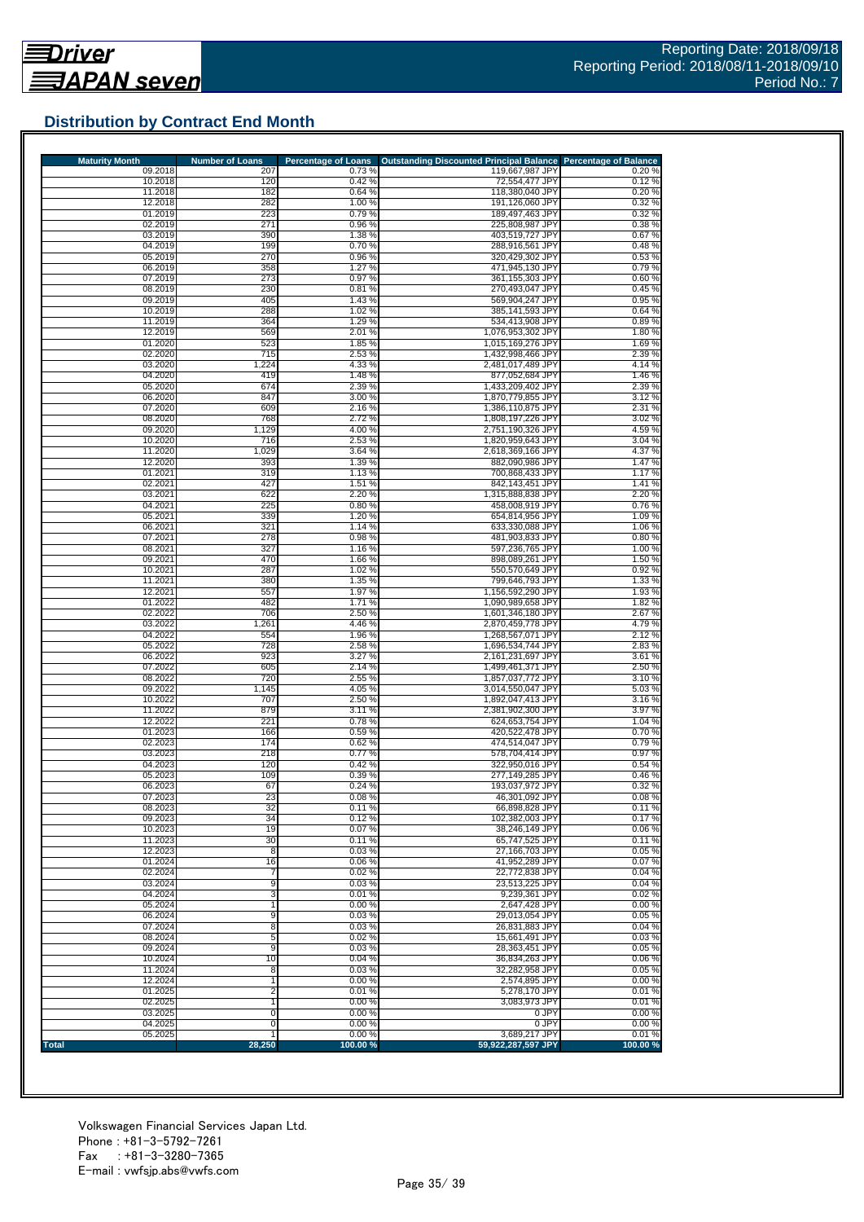Driver JAPAN seven

Reporting Date: 2018/09/18
Reporting Period: 2018/08/11-2018/09/10
Period No.: 7

## Distribution by Contract End Month

| Maturity Month | Number of Loans | Percentage of Loans | Outstanding Discounted Principal Balance | Percentage of Balance |
|---|---|---|---|---|
| 09.2018 | 207 | 0.73 % | 119,667,987 JPY | 0.20 % |
| 10.2018 | 120 | 0.42 % | 72,554,477 JPY | 0.12 % |
| 11.2018 | 182 | 0.64 % | 118,380,040 JPY | 0.20 % |
| 12.2018 | 282 | 1.00 % | 191,126,060 JPY | 0.32 % |
| 01.2019 | 223 | 0.79 % | 189,497,463 JPY | 0.32 % |
| 02.2019 | 271 | 0.96 % | 225,808,987 JPY | 0.38 % |
| 03.2019 | 390 | 1.38 % | 403,519,727 JPY | 0.67 % |
| 04.2019 | 199 | 0.70 % | 288,916,561 JPY | 0.48 % |
| 05.2019 | 270 | 0.96 % | 320,429,302 JPY | 0.53 % |
| 06.2019 | 358 | 1.27 % | 471,945,130 JPY | 0.79 % |
| 07.2019 | 273 | 0.97 % | 361,155,303 JPY | 0.60 % |
| 08.2019 | 230 | 0.81 % | 270,493,047 JPY | 0.45 % |
| 09.2019 | 405 | 1.43 % | 569,904,247 JPY | 0.95 % |
| 10.2019 | 288 | 1.02 % | 385,141,593 JPY | 0.64 % |
| 11.2019 | 364 | 1.29 % | 534,413,908 JPY | 0.89 % |
| 12.2019 | 569 | 2.01 % | 1,076,953,302 JPY | 1.80 % |
| 01.2020 | 523 | 1.85 % | 1,015,169,276 JPY | 1.69 % |
| 02.2020 | 715 | 2.53 % | 1,432,998,466 JPY | 2.39 % |
| 03.2020 | 1,224 | 4.33 % | 2,481,017,489 JPY | 4.14 % |
| 04.2020 | 419 | 1.48 % | 877,052,684 JPY | 1.46 % |
| 05.2020 | 674 | 2.39 % | 1,433,209,402 JPY | 2.39 % |
| 06.2020 | 847 | 3.00 % | 1,870,779,855 JPY | 3.12 % |
| 07.2020 | 609 | 2.16 % | 1,386,110,875 JPY | 2.31 % |
| 08.2020 | 768 | 2.72 % | 1,808,197,226 JPY | 3.02 % |
| 09.2020 | 1,129 | 4.00 % | 2,751,190,326 JPY | 4.59 % |
| 10.2020 | 716 | 2.53 % | 1,820,959,643 JPY | 3.04 % |
| 11.2020 | 1,029 | 3.64 % | 2,618,369,166 JPY | 4.37 % |
| 12.2020 | 393 | 1.39 % | 882,090,986 JPY | 1.47 % |
| 01.2021 | 319 | 1.13 % | 700,868,433 JPY | 1.17 % |
| 02.2021 | 427 | 1.51 % | 842,143,451 JPY | 1.41 % |
| 03.2021 | 622 | 2.20 % | 1,315,888,838 JPY | 2.20 % |
| 04.2021 | 225 | 0.80 % | 458,008,919 JPY | 0.76 % |
| 05.2021 | 339 | 1.20 % | 654,814,956 JPY | 1.09 % |
| 06.2021 | 321 | 1.14 % | 633,330,088 JPY | 1.06 % |
| 07.2021 | 278 | 0.98 % | 481,903,833 JPY | 0.80 % |
| 08.2021 | 327 | 1.16 % | 597,236,765 JPY | 1.00 % |
| 09.2021 | 470 | 1.66 % | 898,089,261 JPY | 1.50 % |
| 10.2021 | 287 | 1.02 % | 550,570,649 JPY | 0.92 % |
| 11.2021 | 380 | 1.35 % | 799,646,793 JPY | 1.33 % |
| 12.2021 | 557 | 1.97 % | 1,156,592,290 JPY | 1.93 % |
| 01.2022 | 482 | 1.71 % | 1,090,989,658 JPY | 1.82 % |
| 02.2022 | 706 | 2.50 % | 1,601,346,180 JPY | 2.67 % |
| 03.2022 | 1,261 | 4.46 % | 2,870,459,778 JPY | 4.79 % |
| 04.2022 | 554 | 1.96 % | 1,268,567,071 JPY | 2.12 % |
| 05.2022 | 728 | 2.58 % | 1,696,534,744 JPY | 2.83 % |
| 06.2022 | 923 | 3.27 % | 2,161,231,697 JPY | 3.61 % |
| 07.2022 | 605 | 2.14 % | 1,499,461,371 JPY | 2.50 % |
| 08.2022 | 720 | 2.55 % | 1,857,037,772 JPY | 3.10 % |
| 09.2022 | 1,145 | 4.05 % | 3,014,550,047 JPY | 5.03 % |
| 10.2022 | 707 | 2.50 % | 1,892,047,413 JPY | 3.16 % |
| 11.2022 | 879 | 3.11 % | 2,381,902,300 JPY | 3.97 % |
| 12.2022 | 221 | 0.78 % | 624,653,754 JPY | 1.04 % |
| 01.2023 | 166 | 0.59 % | 420,522,478 JPY | 0.70 % |
| 02.2023 | 174 | 0.62 % | 474,514,047 JPY | 0.79 % |
| 03.2023 | 218 | 0.77 % | 578,704,414 JPY | 0.97 % |
| 04.2023 | 120 | 0.42 % | 322,950,016 JPY | 0.54 % |
| 05.2023 | 109 | 0.39 % | 277,149,285 JPY | 0.46 % |
| 06.2023 | 67 | 0.24 % | 193,037,972 JPY | 0.32 % |
| 07.2023 | 23 | 0.08 % | 46,301,092 JPY | 0.08 % |
| 08.2023 | 32 | 0.11 % | 66,898,828 JPY | 0.11 % |
| 09.2023 | 34 | 0.12 % | 102,382,003 JPY | 0.17 % |
| 10.2023 | 19 | 0.07 % | 38,246,149 JPY | 0.06 % |
| 11.2023 | 30 | 0.11 % | 65,747,525 JPY | 0.11 % |
| 12.2023 | 8 | 0.03 % | 27,166,703 JPY | 0.05 % |
| 01.2024 | 16 | 0.06 % | 41,952,289 JPY | 0.07 % |
| 02.2024 | 7 | 0.02 % | 22,772,838 JPY | 0.04 % |
| 03.2024 | 9 | 0.03 % | 23,513,225 JPY | 0.04 % |
| 04.2024 | 3 | 0.01 % | 9,239,361 JPY | 0.02 % |
| 05.2024 | 1 | 0.00 % | 2,647,428 JPY | 0.00 % |
| 06.2024 | 9 | 0.03 % | 29,013,054 JPY | 0.05 % |
| 07.2024 | 8 | 0.03 % | 26,831,883 JPY | 0.04 % |
| 08.2024 | 5 | 0.02 % | 15,661,491 JPY | 0.03 % |
| 09.2024 | 9 | 0.03 % | 28,363,451 JPY | 0.05 % |
| 10.2024 | 10 | 0.04 % | 36,834,263 JPY | 0.06 % |
| 11.2024 | 8 | 0.03 % | 32,282,958 JPY | 0.05 % |
| 12.2024 | 1 | 0.00 % | 2,574,895 JPY | 0.00 % |
| 01.2025 | 2 | 0.01 % | 5,278,170 JPY | 0.01 % |
| 02.2025 | 1 | 0.00 % | 3,083,973 JPY | 0.01 % |
| 03.2025 | 0 | 0.00 % | 0 JPY | 0.00 % |
| 04.2025 | 0 | 0.00 % | 0 JPY | 0.00 % |
| 05.2025 | 1 | 0.00 % | 3,689,217 JPY | 0.01 % |
| **Total** | **28,250** | **100.00 %** | **59,922,287,597 JPY** | **100.00 %** |

Volkswagen Financial Services Japan Ltd.
Phone : +81-3-5792-7261
Fax : +81-3-3280-7365
E-mail : vwfsjp.abs@vwfs.com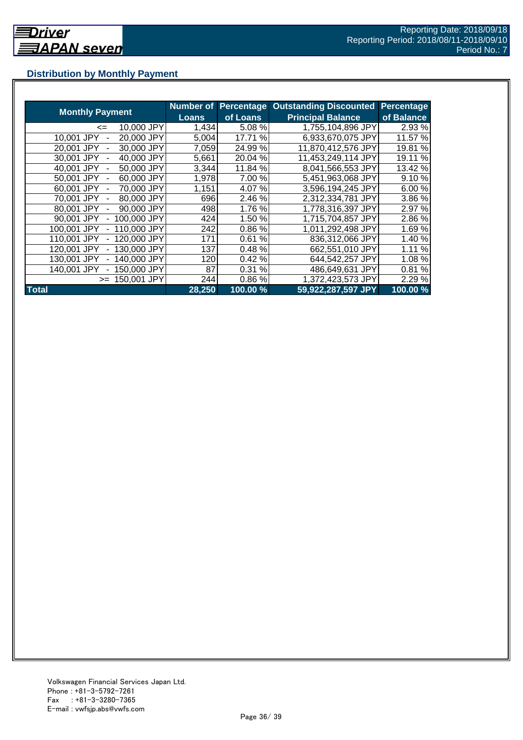## Distribution by Monthly Payment

| Monthly Payment | Number of Loans | Percentage of Loans | Outstanding Discounted Principal Balance | Percentage of Balance |
|---|---|---|---|---|
| <= 10,000 JPY | 1,434 | 5.08 % | 1,755,104,896 JPY | 2.93 % |
| 10,001 JPY - 20,000 JPY | 5,004 | 17.71 % | 6,933,670,075 JPY | 11.57 % |
| 20,001 JPY - 30,000 JPY | 7,059 | 24.99 % | 11,870,412,576 JPY | 19.81 % |
| 30,001 JPY - 40,000 JPY | 5,661 | 20.04 % | 11,453,249,114 JPY | 19.11 % |
| 40,001 JPY - 50,000 JPY | 3,344 | 11.84 % | 8,041,566,553 JPY | 13.42 % |
| 50,001 JPY - 60,000 JPY | 1,978 | 7.00 % | 5,451,963,068 JPY | 9.10 % |
| 60,001 JPY - 70,000 JPY | 1,151 | 4.07 % | 3,596,194,245 JPY | 6.00 % |
| 70,001 JPY - 80,000 JPY | 696 | 2.46 % | 2,312,334,781 JPY | 3.86 % |
| 80,001 JPY - 90,000 JPY | 498 | 1.76 % | 1,778,316,397 JPY | 2.97 % |
| 90,001 JPY - 100,000 JPY | 424 | 1.50 % | 1,715,704,857 JPY | 2.86 % |
| 100,001 JPY - 110,000 JPY | 242 | 0.86 % | 1,011,292,498 JPY | 1.69 % |
| 110,001 JPY - 120,000 JPY | 171 | 0.61 % | 836,312,066 JPY | 1.40 % |
| 120,001 JPY - 130,000 JPY | 137 | 0.48 % | 662,551,010 JPY | 1.11 % |
| 130,001 JPY - 140,000 JPY | 120 | 0.42 % | 644,542,257 JPY | 1.08 % |
| 140,001 JPY - 150,000 JPY | 87 | 0.31 % | 486,649,631 JPY | 0.81 % |
| >= 150,001 JPY | 244 | 0.86 % | 1,372,423,573 JPY | 2.29 % |
| **Total** | **28,250** | **100.00 %** | **59,922,287,597 JPY** | **100.00 %** |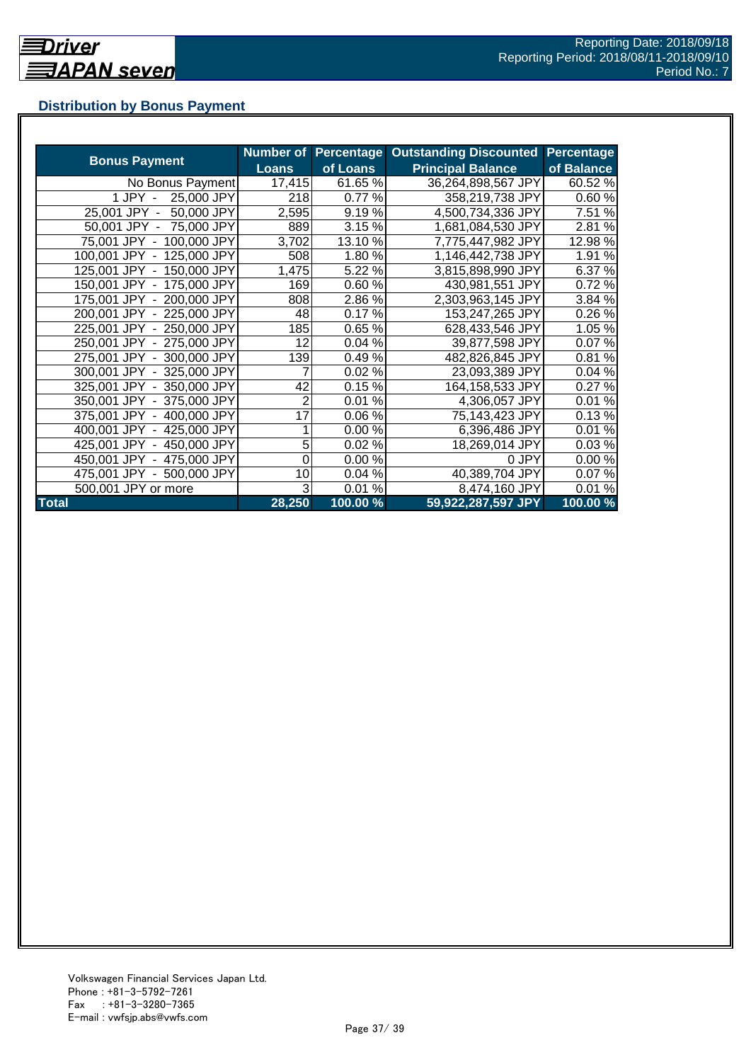## Distribution by Bonus Payment

| Bonus Payment | Number of Loans | Percentage of Loans | Outstanding Discounted Principal Balance | Percentage of Balance |
|---|---|---|---|---|
| No Bonus Payment | 17,415 | 61.65 % | 36,264,898,567 JPY | 60.52 % |
| 1 JPY - 25,000 JPY | 218 | 0.77 % | 358,219,738 JPY | 0.60 % |
| 25,001 JPY - 50,000 JPY | 2,595 | 9.19 % | 4,500,734,336 JPY | 7.51 % |
| 50,001 JPY - 75,000 JPY | 889 | 3.15 % | 1,681,084,530 JPY | 2.81 % |
| 75,001 JPY - 100,000 JPY | 3,702 | 13.10 % | 7,775,447,982 JPY | 12.98 % |
| 100,001 JPY - 125,000 JPY | 508 | 1.80 % | 1,146,442,738 JPY | 1.91 % |
| 125,001 JPY - 150,000 JPY | 1,475 | 5.22 % | 3,815,898,990 JPY | 6.37 % |
| 150,001 JPY - 175,000 JPY | 169 | 0.60 % | 430,981,551 JPY | 0.72 % |
| 175,001 JPY - 200,000 JPY | 808 | 2.86 % | 2,303,963,145 JPY | 3.84 % |
| 200,001 JPY - 225,000 JPY | 48 | 0.17 % | 153,247,265 JPY | 0.26 % |
| 225,001 JPY - 250,000 JPY | 185 | 0.65 % | 628,433,546 JPY | 1.05 % |
| 250,001 JPY - 275,000 JPY | 12 | 0.04 % | 39,877,598 JPY | 0.07 % |
| 275,001 JPY - 300,000 JPY | 139 | 0.49 % | 482,826,845 JPY | 0.81 % |
| 300,001 JPY - 325,000 JPY | 7 | 0.02 % | 23,093,389 JPY | 0.04 % |
| 325,001 JPY - 350,000 JPY | 42 | 0.15 % | 164,158,533 JPY | 0.27 % |
| 350,001 JPY - 375,000 JPY | 2 | 0.01 % | 4,306,057 JPY | 0.01 % |
| 375,001 JPY - 400,000 JPY | 17 | 0.06 % | 75,143,423 JPY | 0.13 % |
| 400,001 JPY - 425,000 JPY | 1 | 0.00 % | 6,396,486 JPY | 0.01 % |
| 425,001 JPY - 450,000 JPY | 5 | 0.02 % | 18,269,014 JPY | 0.03 % |
| 450,001 JPY - 475,000 JPY | 0 | 0.00 % | 0 JPY | 0.00 % |
| 475,001 JPY - 500,000 JPY | 10 | 0.04 % | 40,389,704 JPY | 0.07 % |
| 500,001 JPY or more | 3 | 0.01 % | 8,474,160 JPY | 0.01 % |
| **Total** | **28,250** | **100.00 %** | **59,922,287,597 JPY** | **100.00 %** |

Volkswagen Financial Services Japan Ltd.
Phone : +81-3-5792-7261
Fax : +81-3-3280-7365
E-mail : vwfsjp.abs@vwfs.com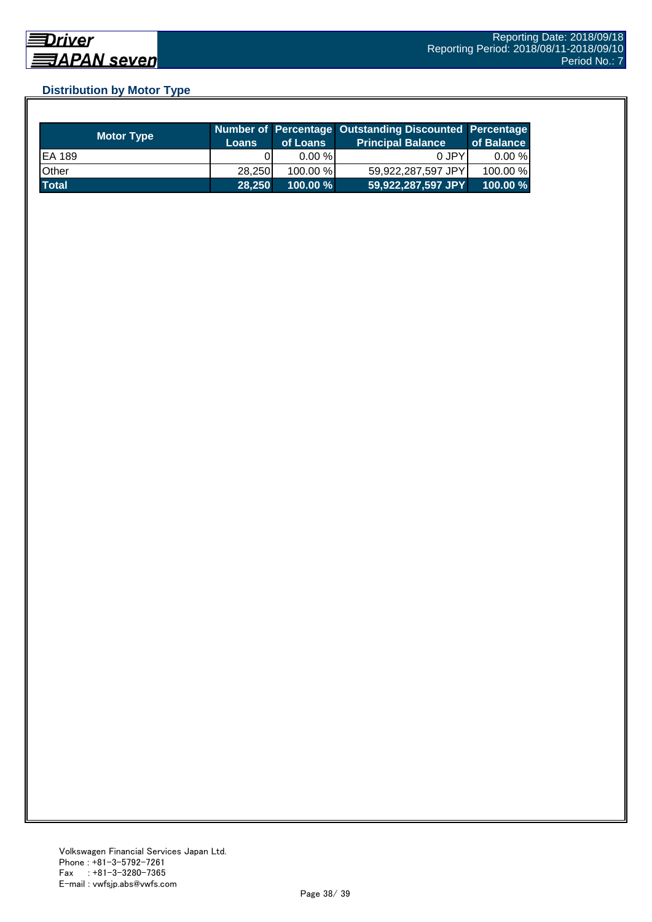## Distribution by Motor Type

| Motor Type | Number of Loans | Percentage of Loans | Outstanding Discounted Principal Balance | Percentage of Balance |
|---|---|---|---|---|
| EA 189 | 0 | 0.00 % | 0 JPY | 0.00 % |
| Other | 28,250 | 100.00 % | 59,922,287,597 JPY | 100.00 % |
| **Total** | **28,250** | **100.00 %** | **59,922,287,597 JPY** | **100.00 %** |

Volkswagen Financial Services Japan Ltd.
Phone : +81-3-5792-7261
Fax : +81-3-3280-7365
E-mail : vwfsjp.abs@vwfs.com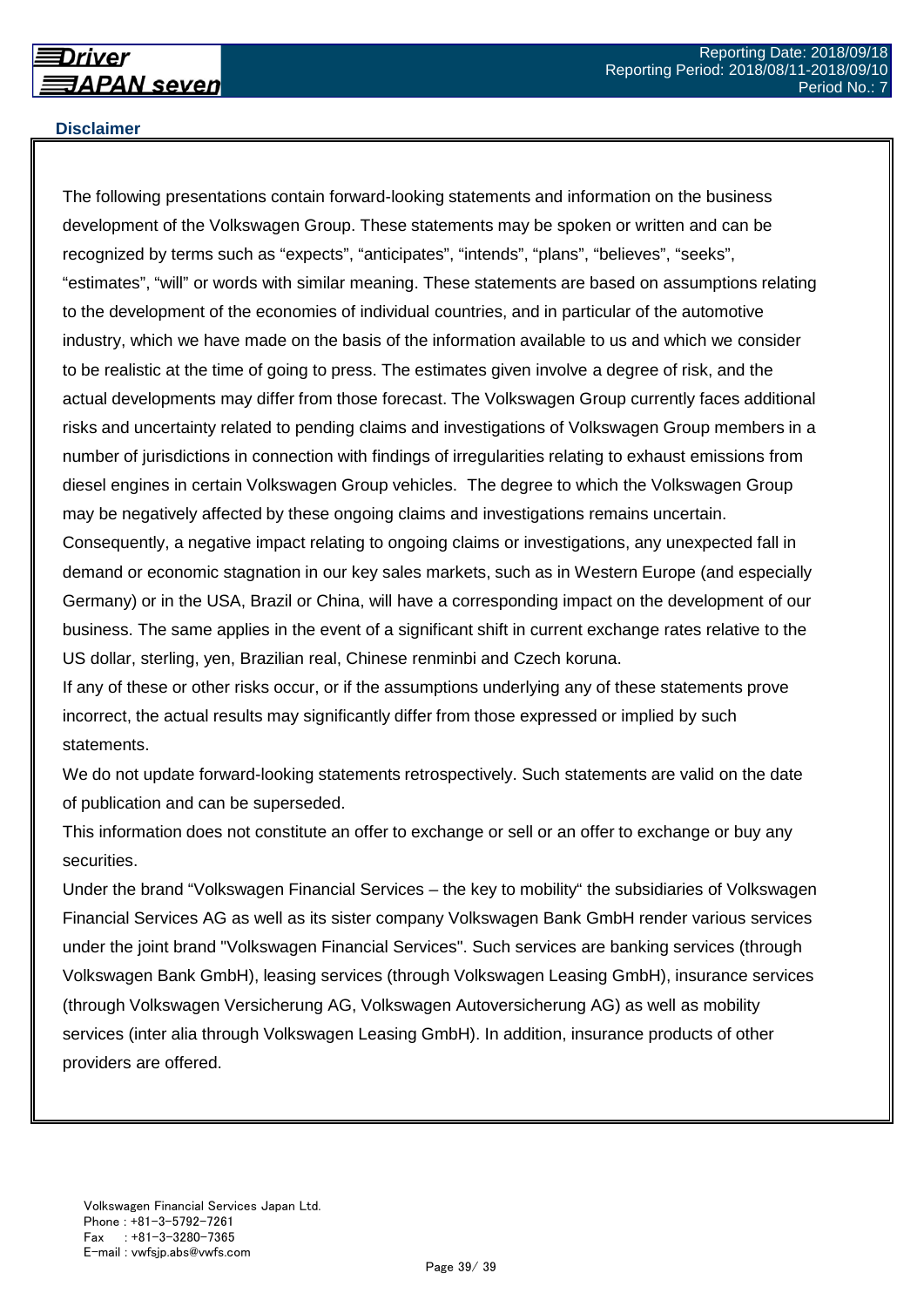## Disclaimer

The following presentations contain forward-looking statements and information on the business development of the Volkswagen Group. These statements may be spoken or written and can be recognized by terms such as “expects”, “anticipates”, “intends”, “plans”, “believes”, “seeks”, “estimates”, “will” or words with similar meaning. These statements are based on assumptions relating to the development of the economies of individual countries, and in particular of the automotive industry, which we have made on the basis of the information available to us and which we consider to be realistic at the time of going to press. The estimates given involve a degree of risk, and the actual developments may differ from those forecast. The Volkswagen Group currently faces additional risks and uncertainty related to pending claims and investigations of Volkswagen Group members in a number of jurisdictions in connection with findings of irregularities relating to exhaust emissions from diesel engines in certain Volkswagen Group vehicles. The degree to which the Volkswagen Group may be negatively affected by these ongoing claims and investigations remains uncertain.

Consequently, a negative impact relating to ongoing claims or investigations, any unexpected fall in demand or economic stagnation in our key sales markets, such as in Western Europe (and especially Germany) or in the USA, Brazil or China, will have a corresponding impact on the development of our business. The same applies in the event of a significant shift in current exchange rates relative to the US dollar, sterling, yen, Brazilian real, Chinese renminbi and Czech koruna.

If any of these or other risks occur, or if the assumptions underlying any of these statements prove incorrect, the actual results may significantly differ from those expressed or implied by such statements.

We do not update forward-looking statements retrospectively. Such statements are valid on the date of publication and can be superseded.

This information does not constitute an offer to exchange or sell or an offer to exchange or buy any securities.

Under the brand “Volkswagen Financial Services – the key to mobility“ the subsidiaries of Volkswagen Financial Services AG as well as its sister company Volkswagen Bank GmbH render various services under the joint brand "Volkswagen Financial Services". Such services are banking services (through Volkswagen Bank GmbH), leasing services (through Volkswagen Leasing GmbH), insurance services (through Volkswagen Versicherung AG, Volkswagen Autoversicherung AG) as well as mobility services (inter alia through Volkswagen Leasing GmbH). In addition, insurance products of other providers are offered.

Volkswagen Financial Services Japan Ltd.
Phone : +81-3-5792-7261
Fax : +81-3-3280-7365
E-mail : vwfsjp.abs@vwfs.com